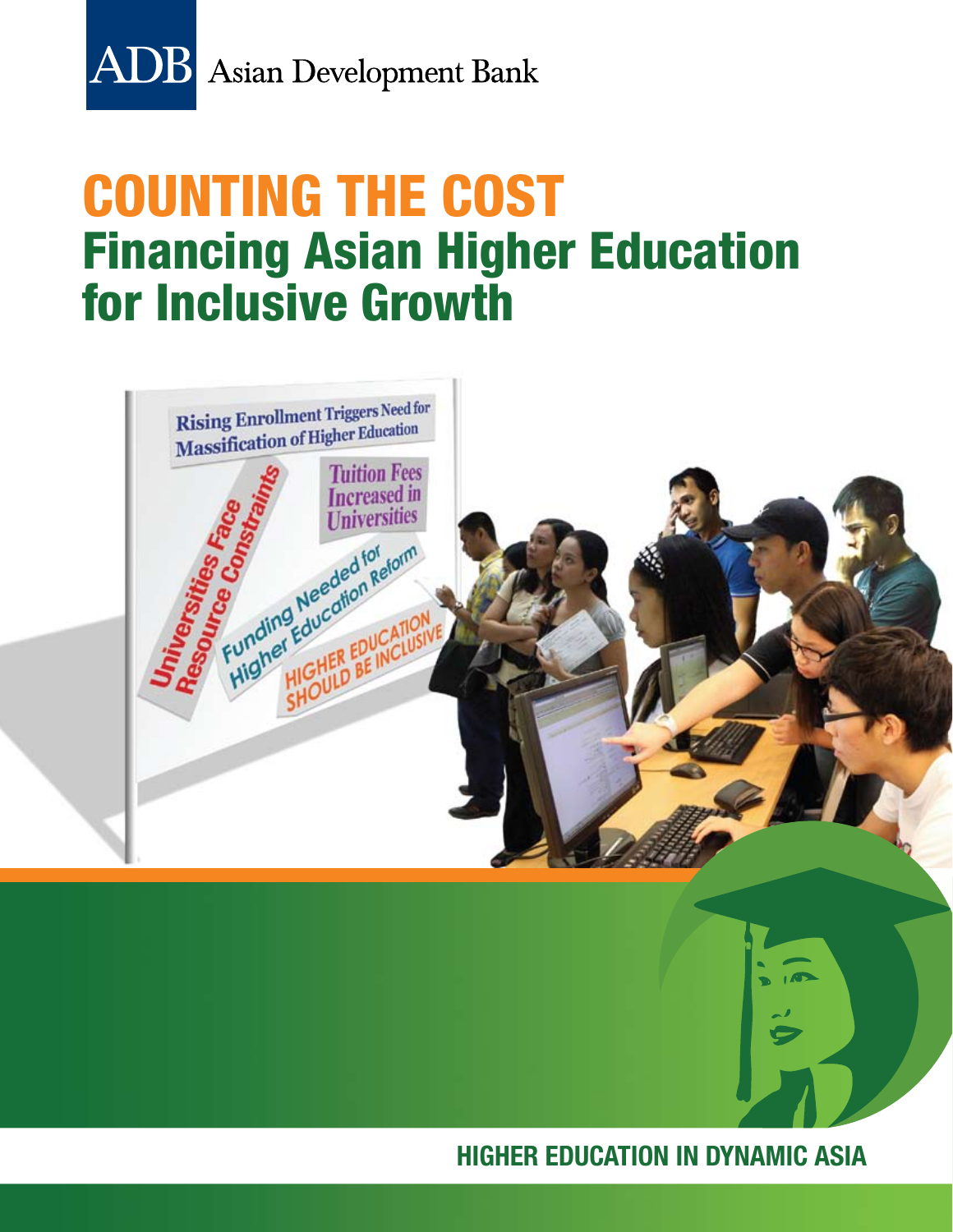ADB Asian Development Bank

# COUNTING THE COST
## Financing Asian Higher Education for Inclusive Growth

HIGHER EDUCATION IN DYNAMIC ASIA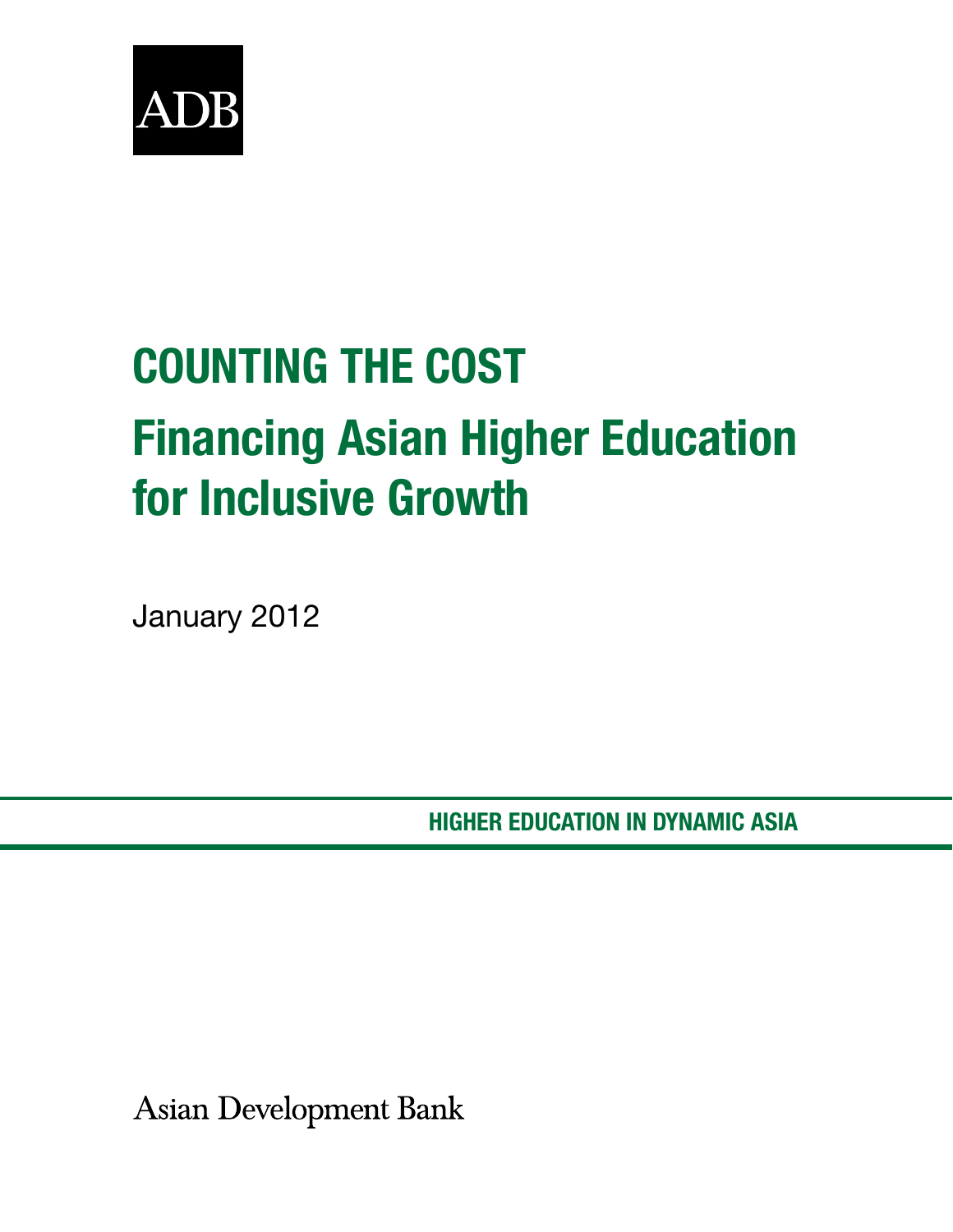ADB

# COUNTING THE COST

## Financing Asian Higher Education for Inclusive Growth

January 2012

**HIGHER EDUCATION IN DYNAMIC ASIA**

Asian Development Bank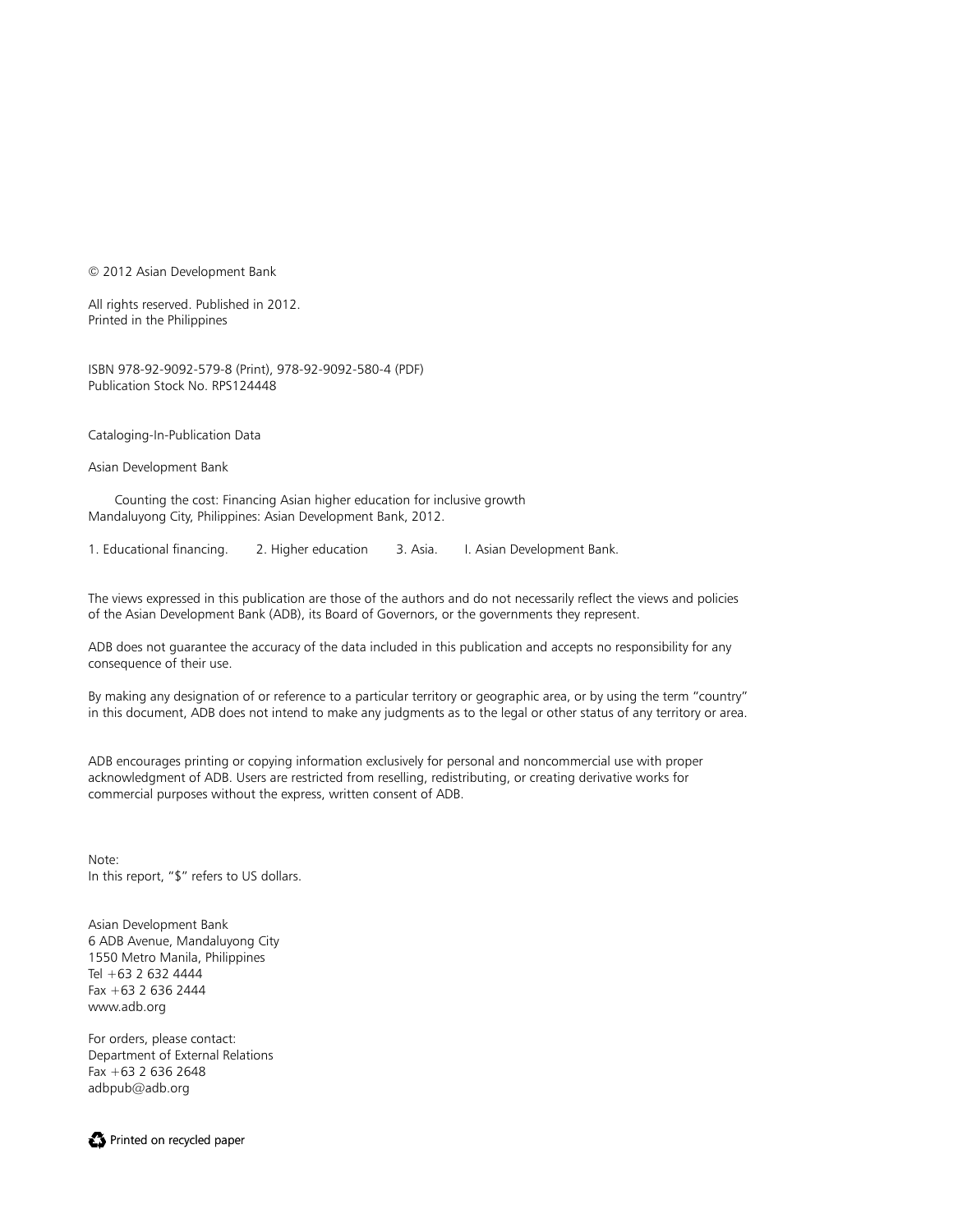© 2012 Asian Development Bank

All rights reserved. Published in 2012.
Printed in the Philippines

ISBN 978-92-9092-579-8 (Print), 978-92-9092-580-4 (PDF)
Publication Stock No. RPS124448

Cataloging-In-Publication Data

Asian Development Bank

Counting the cost: Financing Asian higher education for inclusive growth
Mandaluyong City, Philippines: Asian Development Bank, 2012.

1. Educational financing. 2. Higher education 3. Asia. I. Asian Development Bank.

The views expressed in this publication are those of the authors and do not necessarily reflect the views and policies of the Asian Development Bank (ADB), its Board of Governors, or the governments they represent.

ADB does not guarantee the accuracy of the data included in this publication and accepts no responsibility for any consequence of their use.

By making any designation of or reference to a particular territory or geographic area, or by using the term "country" in this document, ADB does not intend to make any judgments as to the legal or other status of any territory or area.

ADB encourages printing or copying information exclusively for personal and noncommercial use with proper acknowledgment of ADB. Users are restricted from reselling, redistributing, or creating derivative works for commercial purposes without the express, written consent of ADB.

Note:
In this report, "$" refers to US dollars.

Asian Development Bank
6 ADB Avenue, Mandaluyong City
1550 Metro Manila, Philippines
Tel +63 2 632 4444
Fax +63 2 636 2444
www.adb.org

For orders, please contact:
Department of External Relations
Fax +63 2 636 2648
adbpub@adb.org

Printed on recycled paper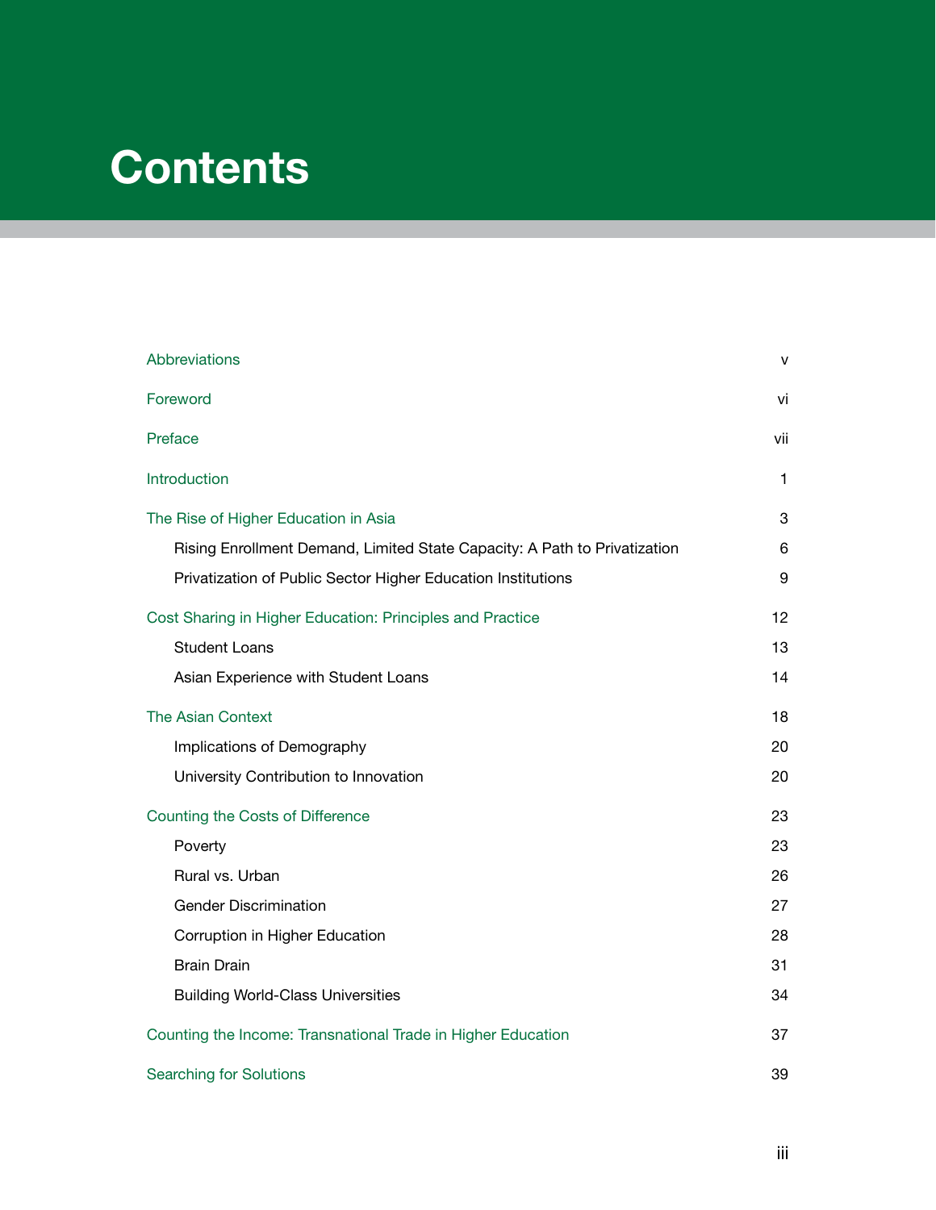# Contents

| | |
|---|---|
| Abbreviations | v |
| Foreword | vi |
| Preface | vii |
| Introduction | 1 |
| The Rise of Higher Education in Asia | 3 |
| Rising Enrollment Demand, Limited State Capacity: A Path to Privatization | 6 |
| Privatization of Public Sector Higher Education Institutions | 9 |
| Cost Sharing in Higher Education: Principles and Practice | 12 |
| Student Loans | 13 |
| Asian Experience with Student Loans | 14 |
| The Asian Context | 18 |
| Implications of Demography | 20 |
| University Contribution to Innovation | 20 |
| Counting the Costs of Difference | 23 |
| Poverty | 23 |
| Rural vs. Urban | 26 |
| Gender Discrimination | 27 |
| Corruption in Higher Education | 28 |
| Brain Drain | 31 |
| Building World-Class Universities | 34 |
| Counting the Income: Transnational Trade in Higher Education | 37 |
| Searching for Solutions | 39 |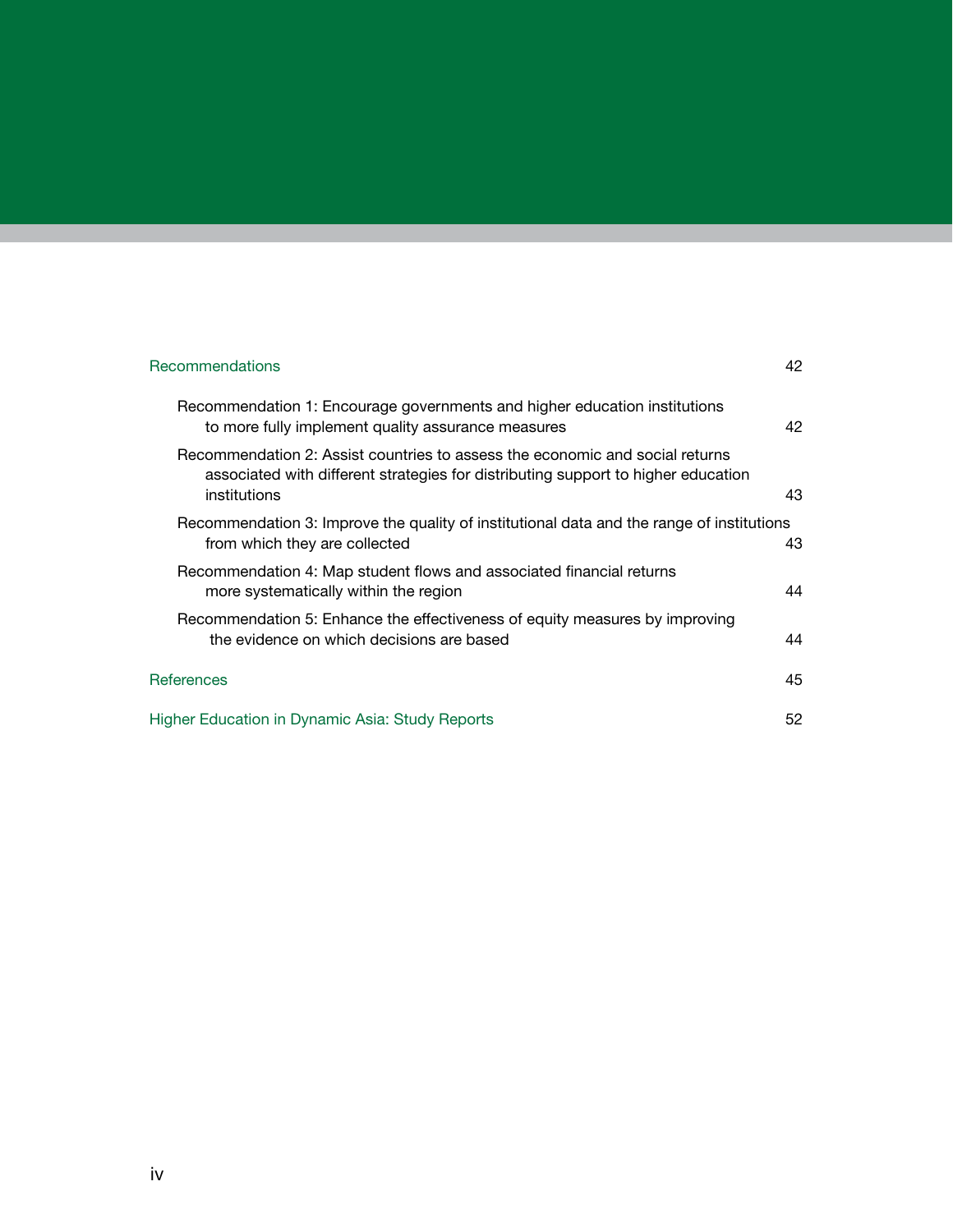Recommendations 42

- Recommendation 1: Encourage governments and higher education institutions to more fully implement quality assurance measures 42
- Recommendation 2: Assist countries to assess the economic and social returns associated with different strategies for distributing support to higher education institutions 43
- Recommendation 3: Improve the quality of institutional data and the range of institutions from which they are collected 43
- Recommendation 4: Map student flows and associated financial returns more systematically within the region 44
- Recommendation 5: Enhance the effectiveness of equity measures by improving the evidence on which decisions are based 44

References 45

Higher Education in Dynamic Asia: Study Reports 52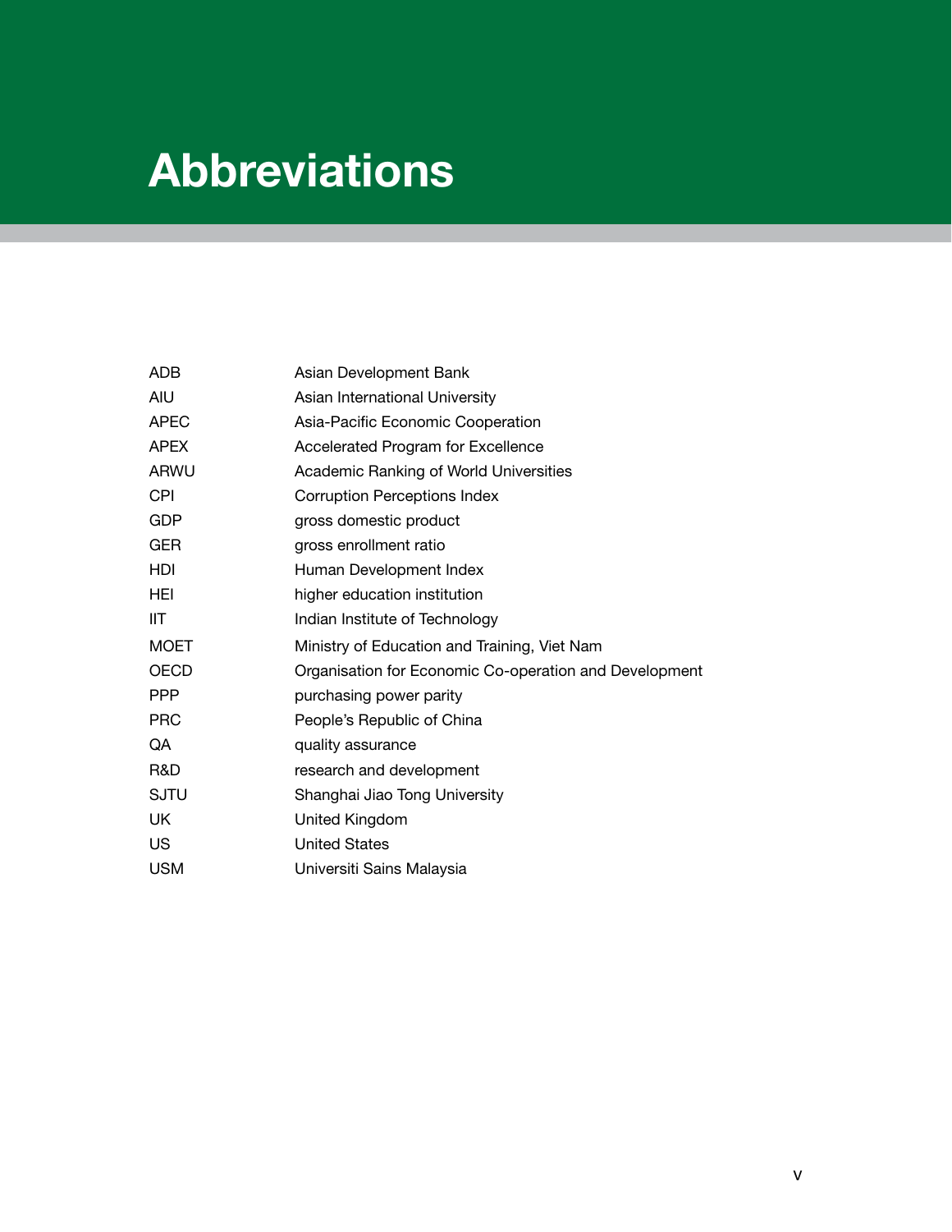# Abbreviations

| | |
|---|---|
| ADB | Asian Development Bank |
| AIU | Asian International University |
| APEC | Asia-Pacific Economic Cooperation |
| APEX | Accelerated Program for Excellence |
| ARWU | Academic Ranking of World Universities |
| CPI | Corruption Perceptions Index |
| GDP | gross domestic product |
| GER | gross enrollment ratio |
| HDI | Human Development Index |
| HEI | higher education institution |
| IIT | Indian Institute of Technology |
| MOET | Ministry of Education and Training, Viet Nam |
| OECD | Organisation for Economic Co-operation and Development |
| PPP | purchasing power parity |
| PRC | People's Republic of China |
| QA | quality assurance |
| R&D | research and development |
| SJTU | Shanghai Jiao Tong University |
| UK | United Kingdom |
| US | United States |
| USM | Universiti Sains Malaysia |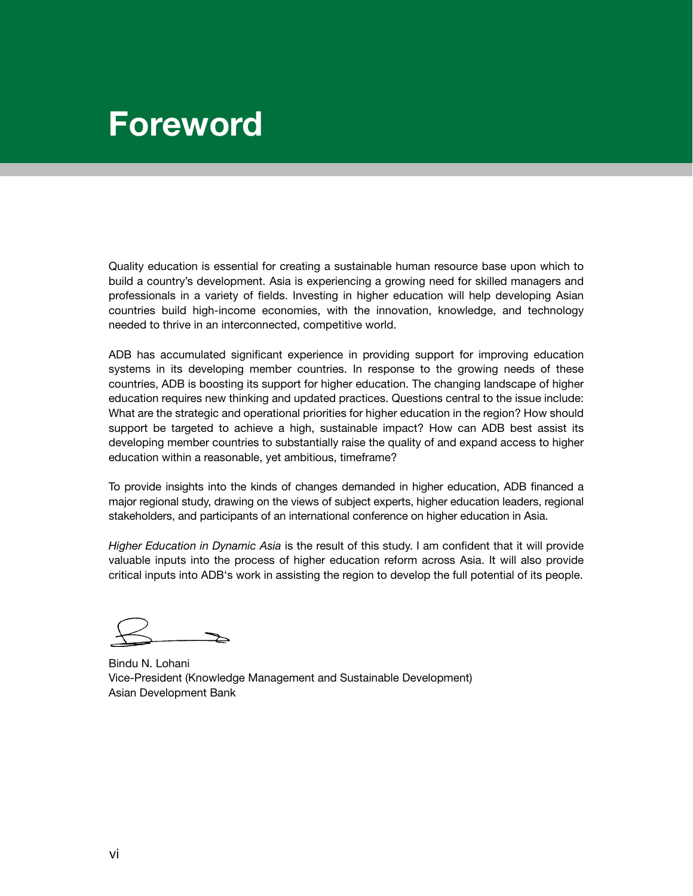# Foreword

Quality education is essential for creating a sustainable human resource base upon which to build a country's development. Asia is experiencing a growing need for skilled managers and professionals in a variety of fields. Investing in higher education will help developing Asian countries build high-income economies, with the innovation, knowledge, and technology needed to thrive in an interconnected, competitive world.

ADB has accumulated significant experience in providing support for improving education systems in its developing member countries. In response to the growing needs of these countries, ADB is boosting its support for higher education. The changing landscape of higher education requires new thinking and updated practices. Questions central to the issue include: What are the strategic and operational priorities for higher education in the region? How should support be targeted to achieve a high, sustainable impact? How can ADB best assist its developing member countries to substantially raise the quality of and expand access to higher education within a reasonable, yet ambitious, timeframe?

To provide insights into the kinds of changes demanded in higher education, ADB financed a major regional study, drawing on the views of subject experts, higher education leaders, regional stakeholders, and participants of an international conference on higher education in Asia.

*Higher Education in Dynamic Asia* is the result of this study. I am confident that it will provide valuable inputs into the process of higher education reform across Asia. It will also provide critical inputs into ADB's work in assisting the region to develop the full potential of its people.

Bindu N. Lohani
Vice-President (Knowledge Management and Sustainable Development)
Asian Development Bank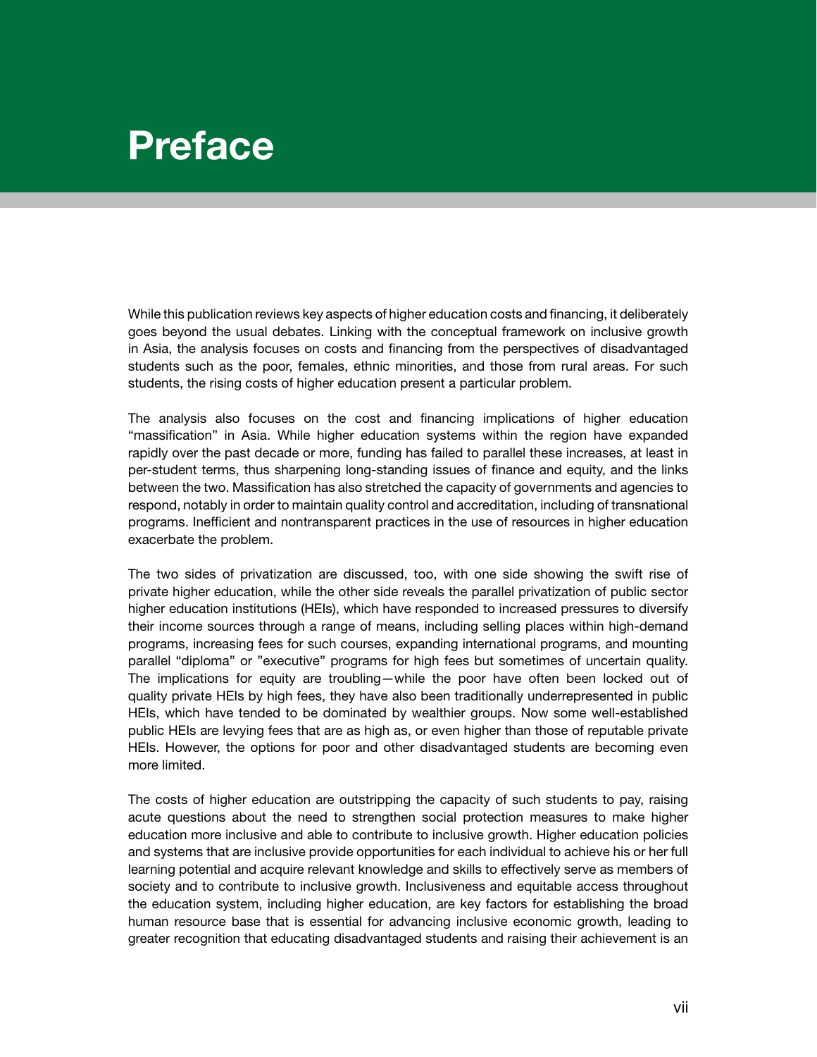# Preface

While this publication reviews key aspects of higher education costs and financing, it deliberately goes beyond the usual debates. Linking with the conceptual framework on inclusive growth in Asia, the analysis focuses on costs and financing from the perspectives of disadvantaged students such as the poor, females, ethnic minorities, and those from rural areas. For such students, the rising costs of higher education present a particular problem.

The analysis also focuses on the cost and financing implications of higher education "massification" in Asia. While higher education systems within the region have expanded rapidly over the past decade or more, funding has failed to parallel these increases, at least in per-student terms, thus sharpening long-standing issues of finance and equity, and the links between the two. Massification has also stretched the capacity of governments and agencies to respond, notably in order to maintain quality control and accreditation, including of transnational programs. Inefficient and nontransparent practices in the use of resources in higher education exacerbate the problem.

The two sides of privatization are discussed, too, with one side showing the swift rise of private higher education, while the other side reveals the parallel privatization of public sector higher education institutions (HEIs), which have responded to increased pressures to diversify their income sources through a range of means, including selling places within high-demand programs, increasing fees for such courses, expanding international programs, and mounting parallel "diploma" or "executive" programs for high fees but sometimes of uncertain quality. The implications for equity are troubling—while the poor have often been locked out of quality private HEIs by high fees, they have also been traditionally underrepresented in public HEIs, which have tended to be dominated by wealthier groups. Now some well-established public HEIs are levying fees that are as high as, or even higher than those of reputable private HEIs. However, the options for poor and other disadvantaged students are becoming even more limited.

The costs of higher education are outstripping the capacity of such students to pay, raising acute questions about the need to strengthen social protection measures to make higher education more inclusive and able to contribute to inclusive growth. Higher education policies and systems that are inclusive provide opportunities for each individual to achieve his or her full learning potential and acquire relevant knowledge and skills to effectively serve as members of society and to contribute to inclusive growth. Inclusiveness and equitable access throughout the education system, including higher education, are key factors for establishing the broad human resource base that is essential for advancing inclusive economic growth, leading to greater recognition that educating disadvantaged students and raising their achievement is an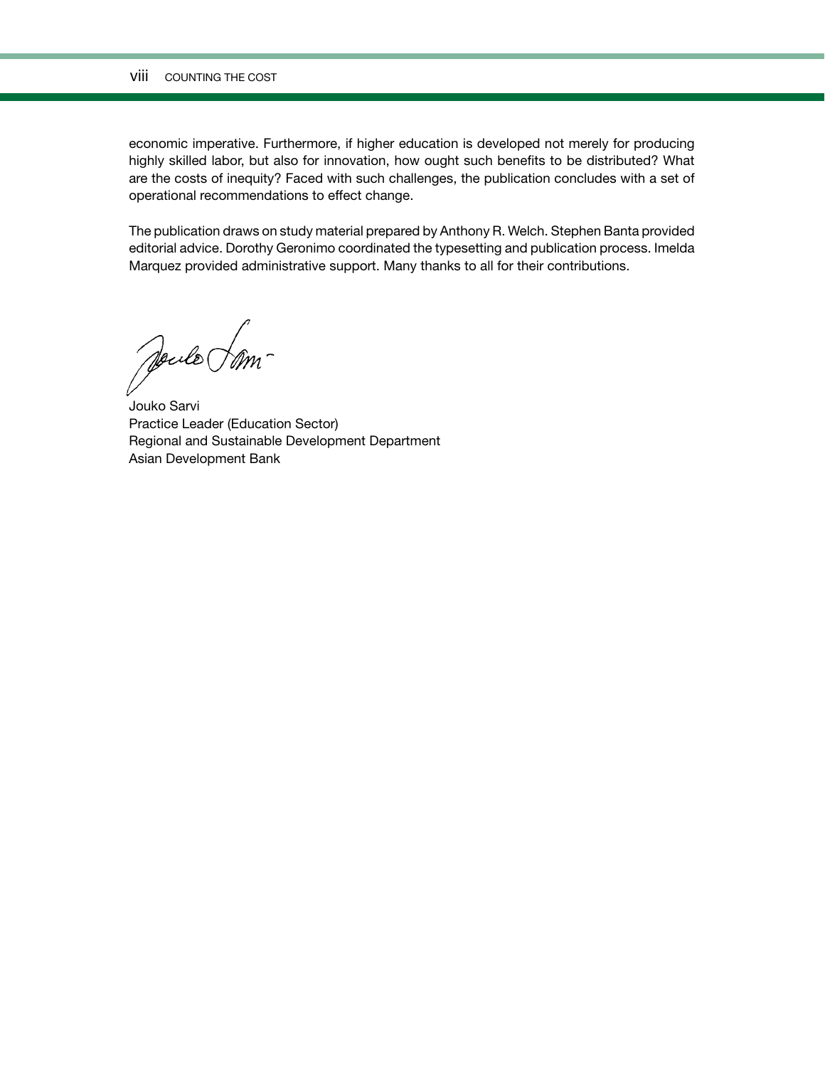economic imperative. Furthermore, if higher education is developed not merely for producing highly skilled labor, but also for innovation, how ought such benefits to be distributed? What are the costs of inequity? Faced with such challenges, the publication concludes with a set of operational recommendations to effect change.

The publication draws on study material prepared by Anthony R. Welch. Stephen Banta provided editorial advice. Dorothy Geronimo coordinated the typesetting and publication process. Imelda Marquez provided administrative support. Many thanks to all for their contributions.

Jouko Sarvi
Practice Leader (Education Sector)
Regional and Sustainable Development Department
Asian Development Bank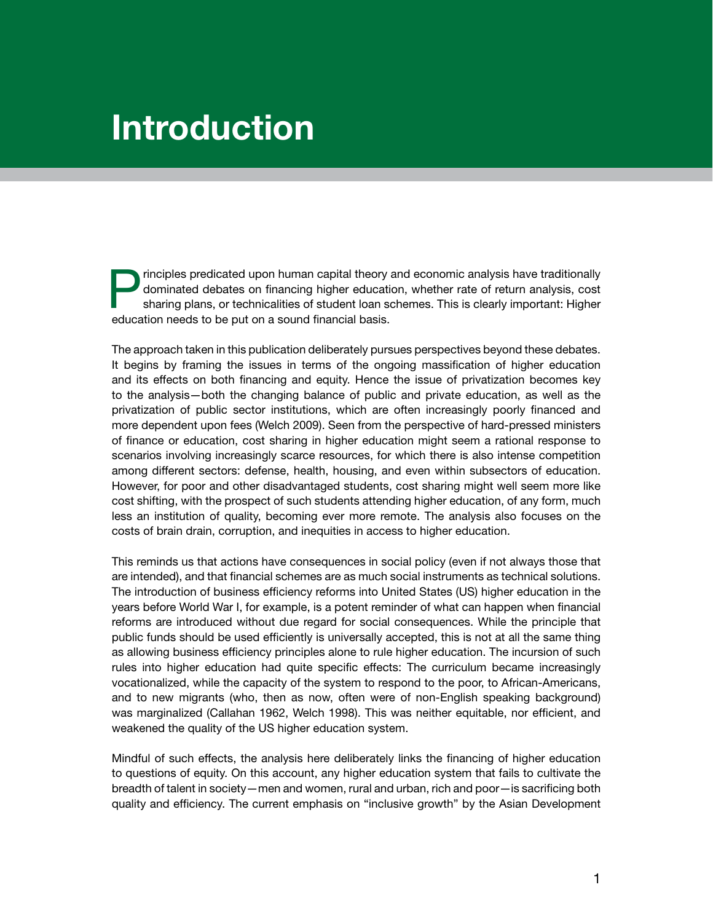# Introduction

Principles predicated upon human capital theory and economic analysis have traditionally dominated debates on financing higher education, whether rate of return analysis, cost sharing plans, or technicalities of student loan schemes. This is clearly important: Higher education needs to be put on a sound financial basis.

The approach taken in this publication deliberately pursues perspectives beyond these debates. It begins by framing the issues in terms of the ongoing massification of higher education and its effects on both financing and equity. Hence the issue of privatization becomes key to the analysis—both the changing balance of public and private education, as well as the privatization of public sector institutions, which are often increasingly poorly financed and more dependent upon fees (Welch 2009). Seen from the perspective of hard-pressed ministers of finance or education, cost sharing in higher education might seem a rational response to scenarios involving increasingly scarce resources, for which there is also intense competition among different sectors: defense, health, housing, and even within subsectors of education. However, for poor and other disadvantaged students, cost sharing might well seem more like cost shifting, with the prospect of such students attending higher education, of any form, much less an institution of quality, becoming ever more remote. The analysis also focuses on the costs of brain drain, corruption, and inequities in access to higher education.

This reminds us that actions have consequences in social policy (even if not always those that are intended), and that financial schemes are as much social instruments as technical solutions. The introduction of business efficiency reforms into United States (US) higher education in the years before World War I, for example, is a potent reminder of what can happen when financial reforms are introduced without due regard for social consequences. While the principle that public funds should be used efficiently is universally accepted, this is not at all the same thing as allowing business efficiency principles alone to rule higher education. The incursion of such rules into higher education had quite specific effects: The curriculum became increasingly vocationalized, while the capacity of the system to respond to the poor, to African-Americans, and to new migrants (who, then as now, often were of non-English speaking background) was marginalized (Callahan 1962, Welch 1998). This was neither equitable, nor efficient, and weakened the quality of the US higher education system.

Mindful of such effects, the analysis here deliberately links the financing of higher education to questions of equity. On this account, any higher education system that fails to cultivate the breadth of talent in society—men and women, rural and urban, rich and poor—is sacrificing both quality and efficiency. The current emphasis on "inclusive growth" by the Asian Development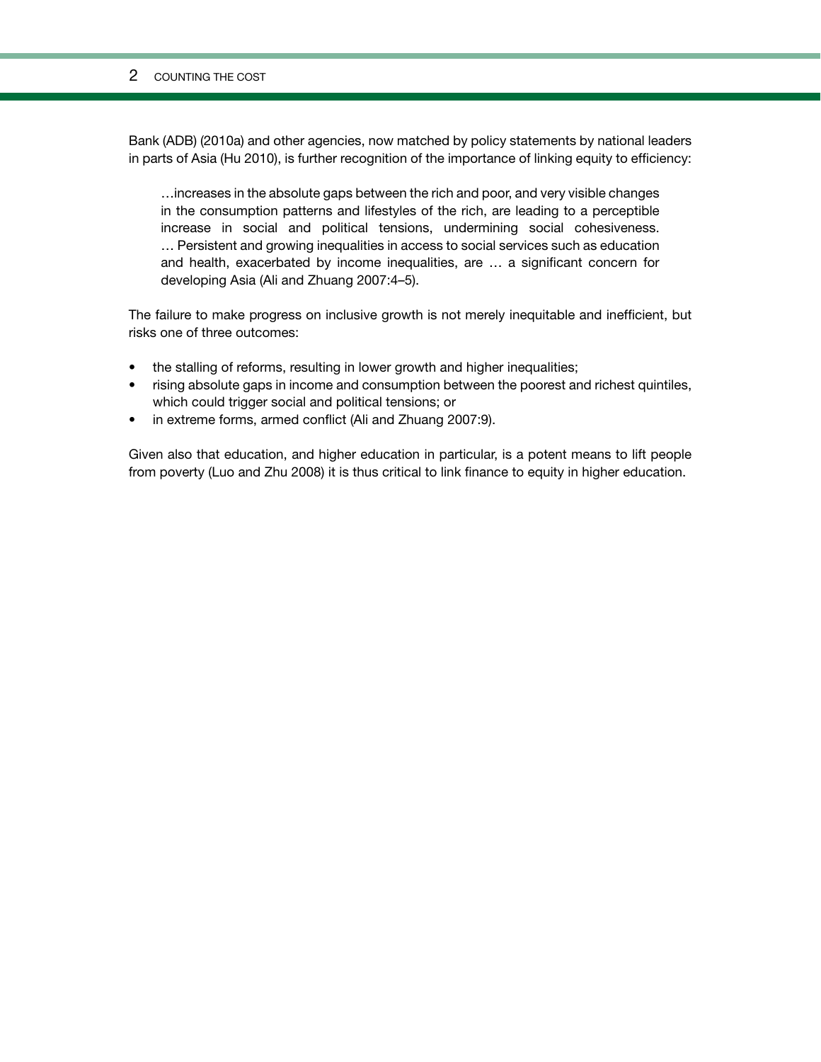Bank (ADB) (2010a) and other agencies, now matched by policy statements by national leaders in parts of Asia (Hu 2010), is further recognition of the importance of linking equity to efficiency:

> …increases in the absolute gaps between the rich and poor, and very visible changes in the consumption patterns and lifestyles of the rich, are leading to a perceptible increase in social and political tensions, undermining social cohesiveness. … Persistent and growing inequalities in access to social services such as education and health, exacerbated by income inequalities, are … a significant concern for developing Asia (Ali and Zhuang 2007:4–5).

The failure to make progress on inclusive growth is not merely inequitable and inefficient, but risks one of three outcomes:

- the stalling of reforms, resulting in lower growth and higher inequalities;
- rising absolute gaps in income and consumption between the poorest and richest quintiles, which could trigger social and political tensions; or
- in extreme forms, armed conflict (Ali and Zhuang 2007:9).

Given also that education, and higher education in particular, is a potent means to lift people from poverty (Luo and Zhu 2008) it is thus critical to link finance to equity in higher education.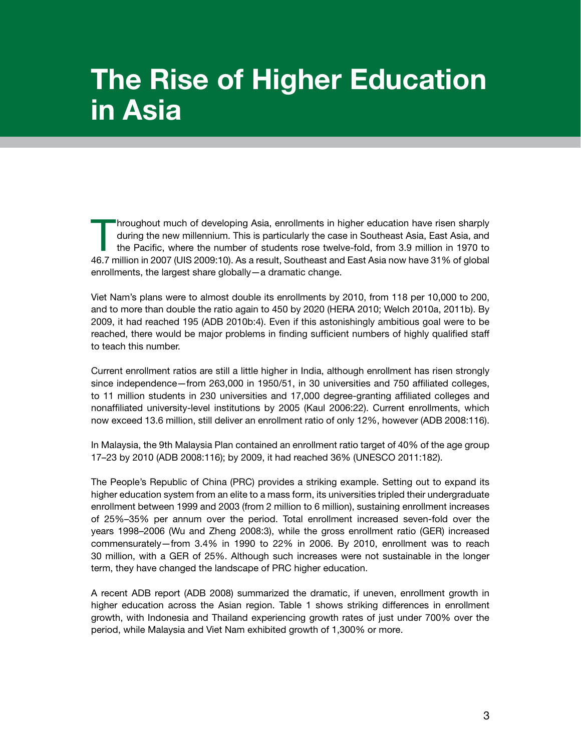# The Rise of Higher Education in Asia

Throughout much of developing Asia, enrollments in higher education have risen sharply during the new millennium. This is particularly the case in Southeast Asia, East Asia, and the Pacific, where the number of students rose twelve-fold, from 3.9 million in 1970 to 46.7 million in 2007 (UIS 2009:10). As a result, Southeast and East Asia now have 31% of global enrollments, the largest share globally—a dramatic change.

Viet Nam's plans were to almost double its enrollments by 2010, from 118 per 10,000 to 200, and to more than double the ratio again to 450 by 2020 (HERA 2010; Welch 2010a, 2011b). By 2009, it had reached 195 (ADB 2010b:4). Even if this astonishingly ambitious goal were to be reached, there would be major problems in finding sufficient numbers of highly qualified staff to teach this number.

Current enrollment ratios are still a little higher in India, although enrollment has risen strongly since independence—from 263,000 in 1950/51, in 30 universities and 750 affiliated colleges, to 11 million students in 230 universities and 17,000 degree-granting affiliated colleges and nonaffiliated university-level institutions by 2005 (Kaul 2006:22). Current enrollments, which now exceed 13.6 million, still deliver an enrollment ratio of only 12%, however (ADB 2008:116).

In Malaysia, the 9th Malaysia Plan contained an enrollment ratio target of 40% of the age group 17–23 by 2010 (ADB 2008:116); by 2009, it had reached 36% (UNESCO 2011:182).

The People's Republic of China (PRC) provides a striking example. Setting out to expand its higher education system from an elite to a mass form, its universities tripled their undergraduate enrollment between 1999 and 2003 (from 2 million to 6 million), sustaining enrollment increases of 25%–35% per annum over the period. Total enrollment increased seven-fold over the years 1998–2006 (Wu and Zheng 2008:3), while the gross enrollment ratio (GER) increased commensurately—from 3.4% in 1990 to 22% in 2006. By 2010, enrollment was to reach 30 million, with a GER of 25%. Although such increases were not sustainable in the longer term, they have changed the landscape of PRC higher education.

A recent ADB report (ADB 2008) summarized the dramatic, if uneven, enrollment growth in higher education across the Asian region. Table 1 shows striking differences in enrollment growth, with Indonesia and Thailand experiencing growth rates of just under 700% over the period, while Malaysia and Viet Nam exhibited growth of 1,300% or more.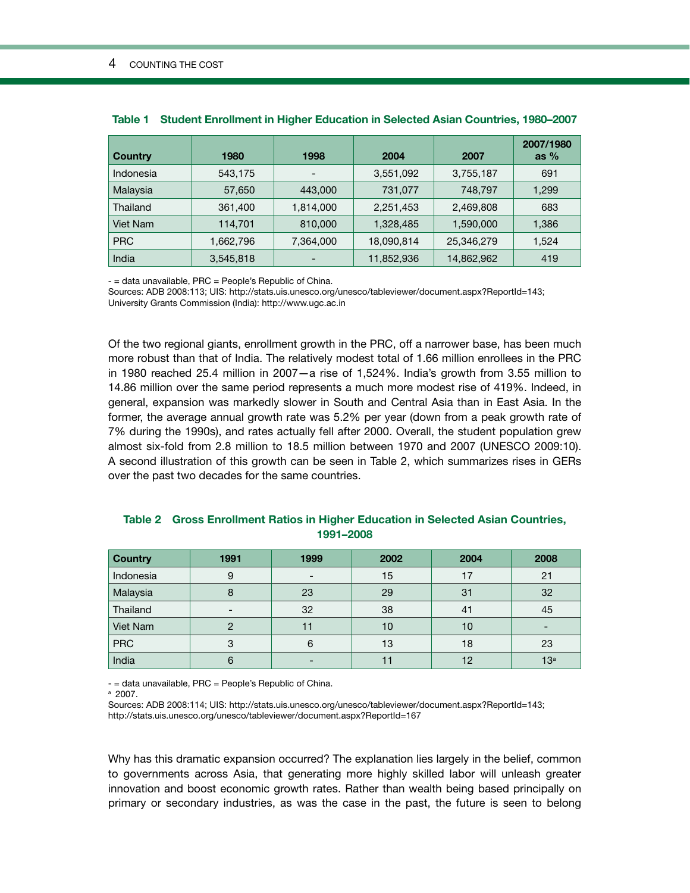**Table 1 Student Enrollment in Higher Education in Selected Asian Countries, 1980–2007**

| Country | 1980 | 1998 | 2004 | 2007 | 2007/1980 as % |
|---|---|---|---|---|---|
| Indonesia | 543,175 | - | 3,551,092 | 3,755,187 | 691 |
| Malaysia | 57,650 | 443,000 | 731,077 | 748,797 | 1,299 |
| Thailand | 361,400 | 1,814,000 | 2,251,453 | 2,469,808 | 683 |
| Viet Nam | 114,701 | 810,000 | 1,328,485 | 1,590,000 | 1,386 |
| PRC | 1,662,796 | 7,364,000 | 18,090,814 | 25,346,279 | 1,524 |
| India | 3,545,818 | - | 11,852,936 | 14,862,962 | 419 |

- = data unavailable, PRC = People's Republic of China.
Sources: ADB 2008:113; UIS: http://stats.uis.unesco.org/unesco/tableviewer/document.aspx?ReportId=143; University Grants Commission (India): http://www.ugc.ac.in

Of the two regional giants, enrollment growth in the PRC, off a narrower base, has been much more robust than that of India. The relatively modest total of 1.66 million enrollees in the PRC in 1980 reached 25.4 million in 2007—a rise of 1,524%. India's growth from 3.55 million to 14.86 million over the same period represents a much more modest rise of 419%. Indeed, in general, expansion was markedly slower in South and Central Asia than in East Asia. In the former, the average annual growth rate was 5.2% per year (down from a peak growth rate of 7% during the 1990s), and rates actually fell after 2000. Overall, the student population grew almost six-fold from 2.8 million to 18.5 million between 1970 and 2007 (UNESCO 2009:10). A second illustration of this growth can be seen in Table 2, which summarizes rises in GERs over the past two decades for the same countries.

**Table 2 Gross Enrollment Ratios in Higher Education in Selected Asian Countries, 1991–2008**

| Country | 1991 | 1999 | 2002 | 2004 | 2008 |
|---|---|---|---|---|---|
| Indonesia | 9 | - | 15 | 17 | 21 |
| Malaysia | 8 | 23 | 29 | 31 | 32 |
| Thailand | - | 32 | 38 | 41 | 45 |
| Viet Nam | 2 | 11 | 10 | 10 | - |
| PRC | 3 | 6 | 13 | 18 | 23 |
| India | 6 | - | 11 | 12 | 13[a] |

- = data unavailable, PRC = People's Republic of China.
[a] 2007.
Sources: ADB 2008:114; UIS: http://stats.uis.unesco.org/unesco/tableviewer/document.aspx?ReportId=143; http://stats.uis.unesco.org/unesco/tableviewer/document.aspx?ReportId=167

Why has this dramatic expansion occurred? The explanation lies largely in the belief, common to governments across Asia, that generating more highly skilled labor will unleash greater innovation and boost economic growth rates. Rather than wealth being based principally on primary or secondary industries, as was the case in the past, the future is seen to belong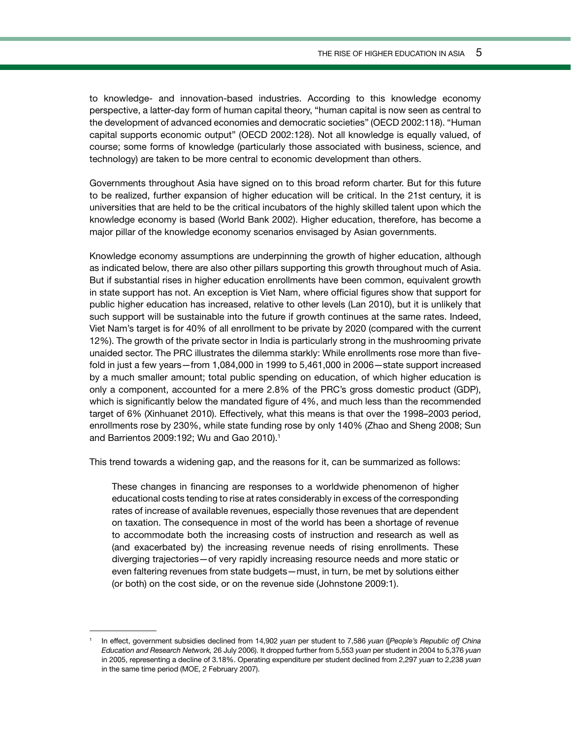to knowledge- and innovation-based industries. According to this knowledge economy perspective, a latter-day form of human capital theory, "human capital is now seen as central to the development of advanced economies and democratic societies" (OECD 2002:118). "Human capital supports economic output" (OECD 2002:128). Not all knowledge is equally valued, of course; some forms of knowledge (particularly those associated with business, science, and technology) are taken to be more central to economic development than others.

Governments throughout Asia have signed on to this broad reform charter. But for this future to be realized, further expansion of higher education will be critical. In the 21st century, it is universities that are held to be the critical incubators of the highly skilled talent upon which the knowledge economy is based (World Bank 2002). Higher education, therefore, has become a major pillar of the knowledge economy scenarios envisaged by Asian governments.

Knowledge economy assumptions are underpinning the growth of higher education, although as indicated below, there are also other pillars supporting this growth throughout much of Asia. But if substantial rises in higher education enrollments have been common, equivalent growth in state support has not. An exception is Viet Nam, where official figures show that support for public higher education has increased, relative to other levels (Lan 2010), but it is unlikely that such support will be sustainable into the future if growth continues at the same rates. Indeed, Viet Nam's target is for 40% of all enrollment to be private by 2020 (compared with the current 12%). The growth of the private sector in India is particularly strong in the mushrooming private unaided sector. The PRC illustrates the dilemma starkly: While enrollments rose more than five-fold in just a few years—from 1,084,000 in 1999 to 5,461,000 in 2006—state support increased by a much smaller amount; total public spending on education, of which higher education is only a component, accounted for a mere 2.8% of the PRC's gross domestic product (GDP), which is significantly below the mandated figure of 4%, and much less than the recommended target of 6% (Xinhuanet 2010). Effectively, what this means is that over the 1998–2003 period, enrollments rose by 230%, while state funding rose by only 140% (Zhao and Sheng 2008; Sun and Barrientos 2009:192; Wu and Gao 2010).[1]

This trend towards a widening gap, and the reasons for it, can be summarized as follows:

> These changes in financing are responses to a worldwide phenomenon of higher educational costs tending to rise at rates considerably in excess of the corresponding rates of increase of available revenues, especially those revenues that are dependent on taxation. The consequence in most of the world has been a shortage of revenue to accommodate both the increasing costs of instruction and research as well as (and exacerbated by) the increasing revenue needs of rising enrollments. These diverging trajectories—of very rapidly increasing resource needs and more static or even faltering revenues from state budgets—must, in turn, be met by solutions either (or both) on the cost side, or on the revenue side (Johnstone 2009:1).

---

[1] In effect, government subsidies declined from 14,902 *yuan* per student to 7,586 *yuan* ([*People's Republic of] China Education and Research Network,* 26 July 2006). It dropped further from 5,553 *yuan* per student in 2004 to 5,376 *yuan* in 2005, representing a decline of 3.18%. Operating expenditure per student declined from 2,297 *yuan* to 2,238 *yuan* in the same time period (MOE, 2 February 2007).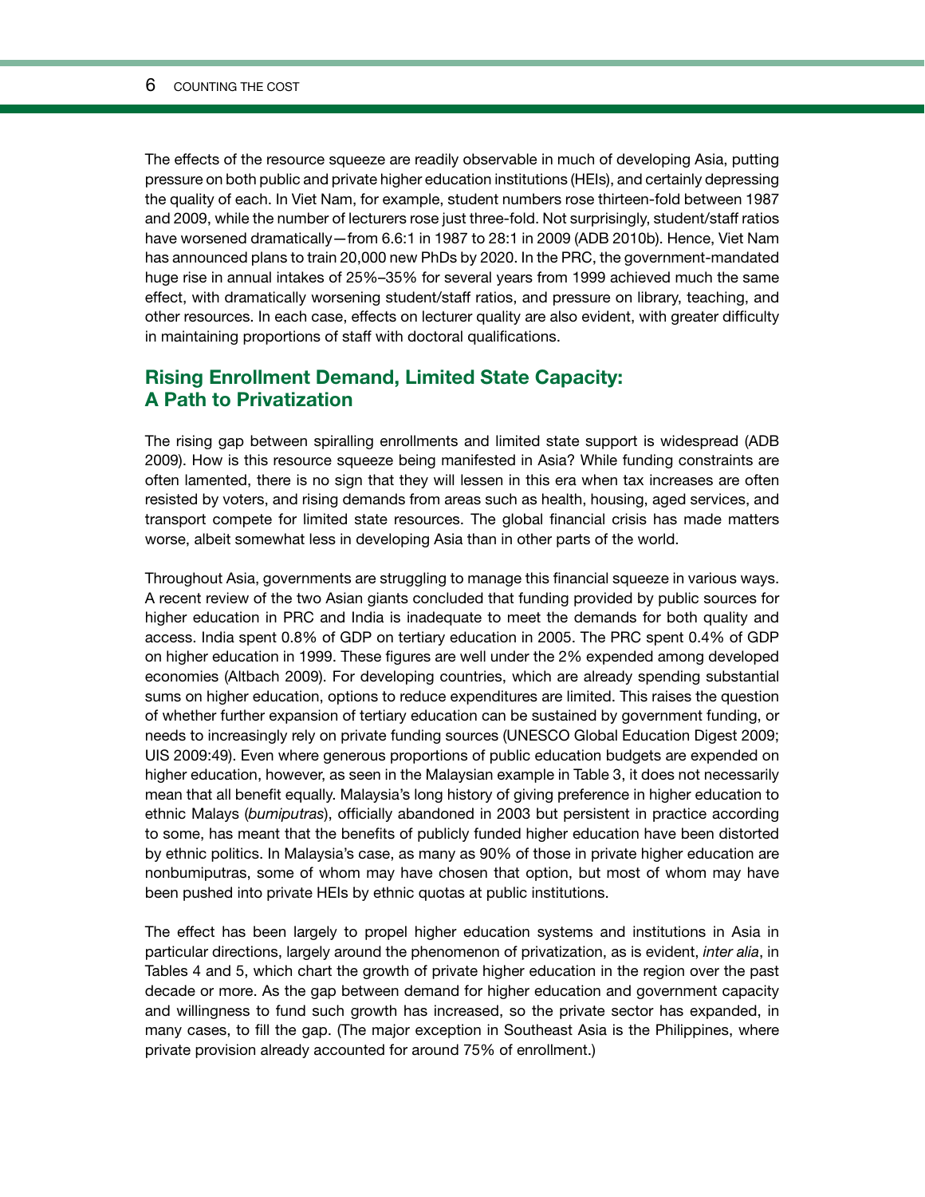The effects of the resource squeeze are readily observable in much of developing Asia, putting pressure on both public and private higher education institutions (HEIs), and certainly depressing the quality of each. In Viet Nam, for example, student numbers rose thirteen-fold between 1987 and 2009, while the number of lecturers rose just three-fold. Not surprisingly, student/staff ratios have worsened dramatically—from 6.6:1 in 1987 to 28:1 in 2009 (ADB 2010b). Hence, Viet Nam has announced plans to train 20,000 new PhDs by 2020. In the PRC, the government-mandated huge rise in annual intakes of 25%–35% for several years from 1999 achieved much the same effect, with dramatically worsening student/staff ratios, and pressure on library, teaching, and other resources. In each case, effects on lecturer quality are also evident, with greater difficulty in maintaining proportions of staff with doctoral qualifications.

## Rising Enrollment Demand, Limited State Capacity: A Path to Privatization

The rising gap between spiralling enrollments and limited state support is widespread (ADB 2009). How is this resource squeeze being manifested in Asia? While funding constraints are often lamented, there is no sign that they will lessen in this era when tax increases are often resisted by voters, and rising demands from areas such as health, housing, aged services, and transport compete for limited state resources. The global financial crisis has made matters worse, albeit somewhat less in developing Asia than in other parts of the world.

Throughout Asia, governments are struggling to manage this financial squeeze in various ways. A recent review of the two Asian giants concluded that funding provided by public sources for higher education in PRC and India is inadequate to meet the demands for both quality and access. India spent 0.8% of GDP on tertiary education in 2005. The PRC spent 0.4% of GDP on higher education in 1999. These figures are well under the 2% expended among developed economies (Altbach 2009). For developing countries, which are already spending substantial sums on higher education, options to reduce expenditures are limited. This raises the question of whether further expansion of tertiary education can be sustained by government funding, or needs to increasingly rely on private funding sources (UNESCO Global Education Digest 2009; UIS 2009:49). Even where generous proportions of public education budgets are expended on higher education, however, as seen in the Malaysian example in Table 3, it does not necessarily mean that all benefit equally. Malaysia's long history of giving preference in higher education to ethnic Malays (*bumiputras*), officially abandoned in 2003 but persistent in practice according to some, has meant that the benefits of publicly funded higher education have been distorted by ethnic politics. In Malaysia's case, as many as 90% of those in private higher education are nonbumiputras, some of whom may have chosen that option, but most of whom may have been pushed into private HEIs by ethnic quotas at public institutions.

The effect has been largely to propel higher education systems and institutions in Asia in particular directions, largely around the phenomenon of privatization, as is evident, *inter alia*, in Tables 4 and 5, which chart the growth of private higher education in the region over the past decade or more. As the gap between demand for higher education and government capacity and willingness to fund such growth has increased, so the private sector has expanded, in many cases, to fill the gap. (The major exception in Southeast Asia is the Philippines, where private provision already accounted for around 75% of enrollment.)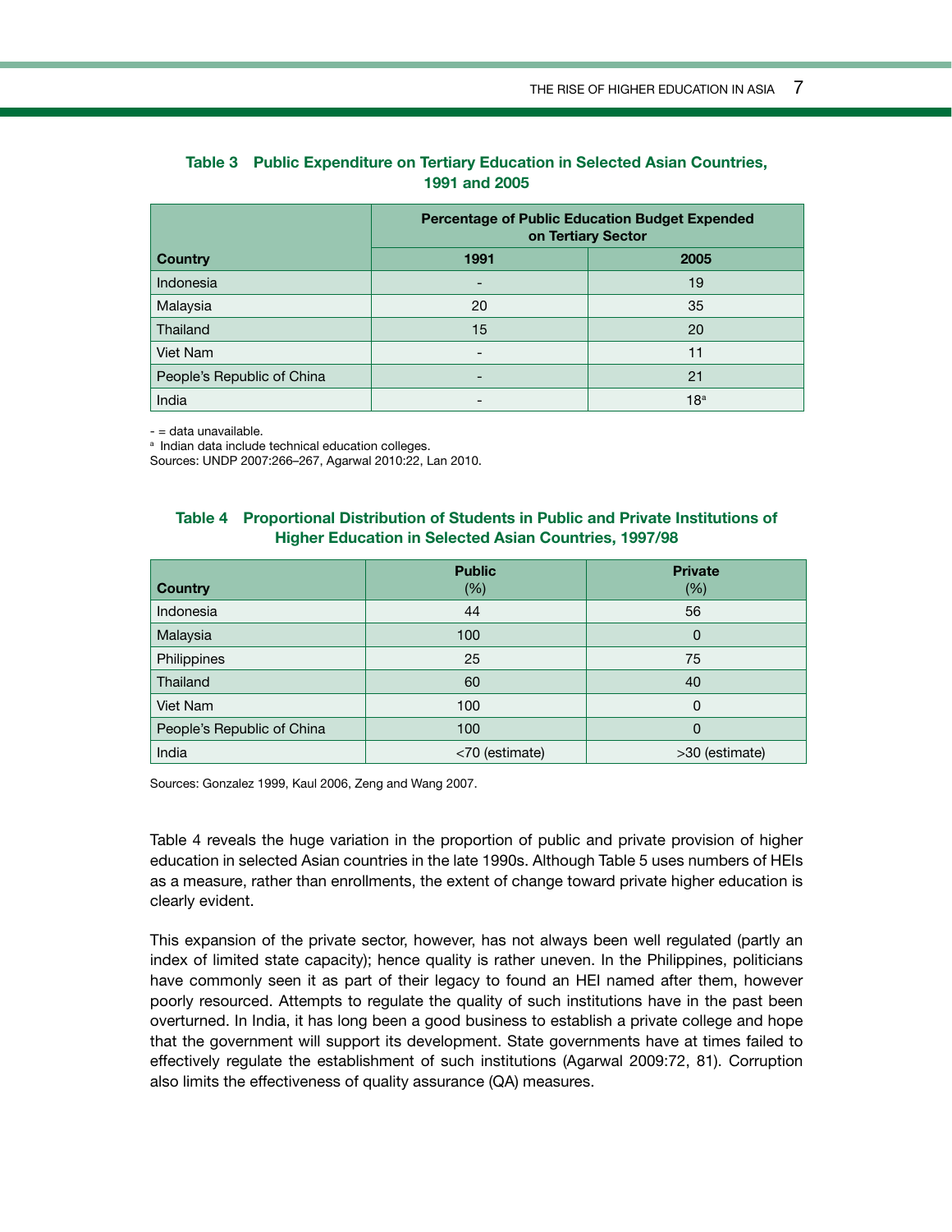**Table 3 Public Expenditure on Tertiary Education in Selected Asian Countries, 1991 and 2005**

| Country | Percentage of Public Education Budget Expended on Tertiary Sector | |
|---|---|---|
| | 1991 | 2005 |
| Indonesia | - | 19 |
| Malaysia | 20 | 35 |
| Thailand | 15 | 20 |
| Viet Nam | - | 11 |
| People's Republic of China | - | 21 |
| India | - | 18[a] |

- = data unavailable.
[a] Indian data include technical education colleges.
Sources: UNDP 2007:266–267, Agarwal 2010:22, Lan 2010.

**Table 4 Proportional Distribution of Students in Public and Private Institutions of Higher Education in Selected Asian Countries, 1997/98**

| Country | Public (%) | Private (%) |
|---|---|---|
| Indonesia | 44 | 56 |
| Malaysia | 100 | 0 |
| Philippines | 25 | 75 |
| Thailand | 60 | 40 |
| Viet Nam | 100 | 0 |
| People's Republic of China | 100 | 0 |
| India | <70 (estimate) | >30 (estimate) |

Sources: Gonzalez 1999, Kaul 2006, Zeng and Wang 2007.

Table 4 reveals the huge variation in the proportion of public and private provision of higher education in selected Asian countries in the late 1990s. Although Table 5 uses numbers of HEIs as a measure, rather than enrollments, the extent of change toward private higher education is clearly evident.

This expansion of the private sector, however, has not always been well regulated (partly an index of limited state capacity); hence quality is rather uneven. In the Philippines, politicians have commonly seen it as part of their legacy to found an HEI named after them, however poorly resourced. Attempts to regulate the quality of such institutions have in the past been overturned. In India, it has long been a good business to establish a private college and hope that the government will support its development. State governments have at times failed to effectively regulate the establishment of such institutions (Agarwal 2009:72, 81). Corruption also limits the effectiveness of quality assurance (QA) measures.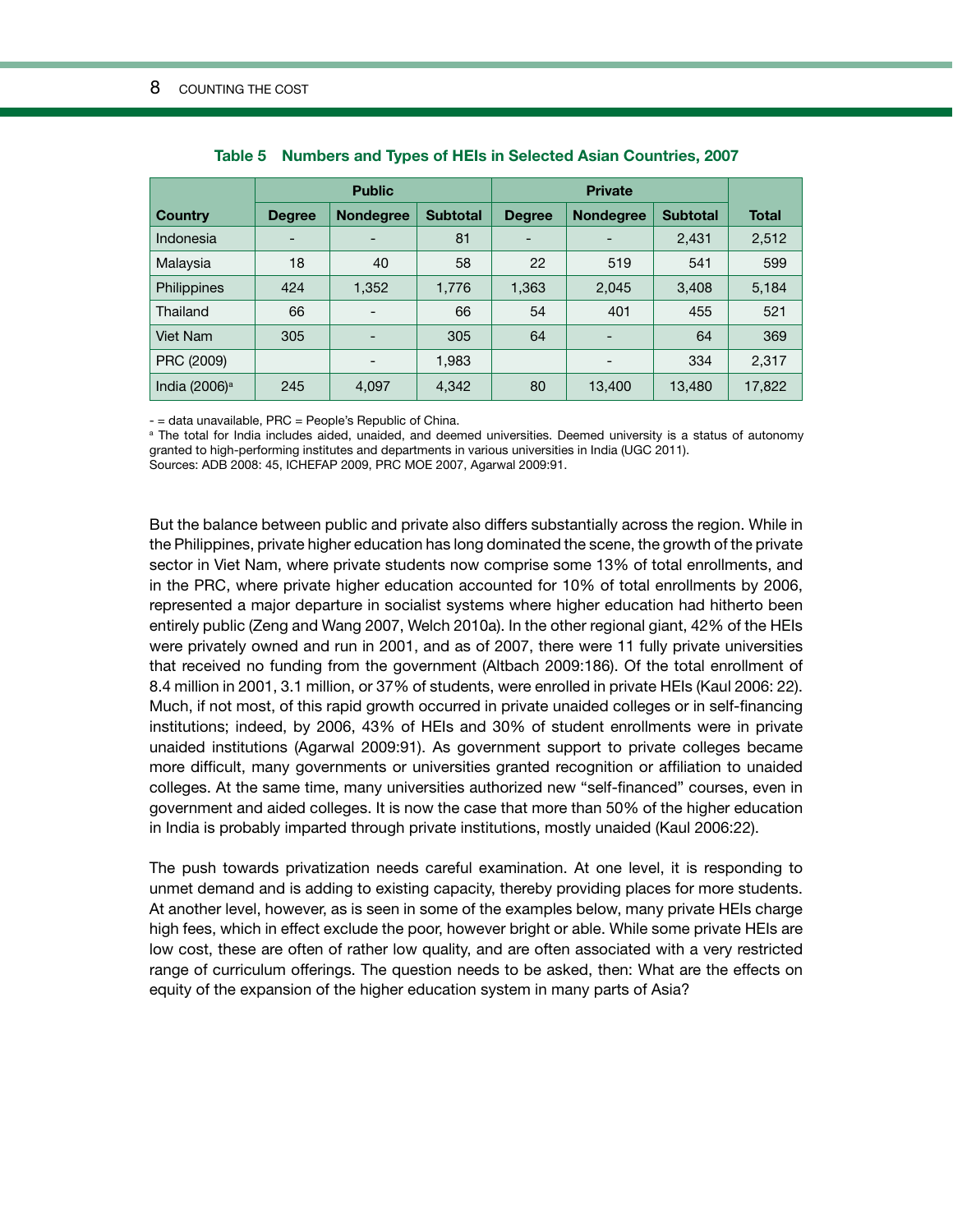**Table 5 Numbers and Types of HEIs in Selected Asian Countries, 2007**

| Country | Public | | | Private | | | Total |
|---|---|---|---|---|---|---|---|
| | Degree | Nondegree | Subtotal | Degree | Nondegree | Subtotal | |
| Indonesia | - | - | 81 | - | - | 2,431 | 2,512 |
| Malaysia | 18 | 40 | 58 | 22 | 519 | 541 | 599 |
| Philippines | 424 | 1,352 | 1,776 | 1,363 | 2,045 | 3,408 | 5,184 |
| Thailand | 66 | - | 66 | 54 | 401 | 455 | 521 |
| Viet Nam | 305 | - | 305 | 64 | - | 64 | 369 |
| PRC (2009) | | - | 1,983 | | - | 334 | 2,317 |
| India (2006)[a] | 245 | 4,097 | 4,342 | 80 | 13,400 | 13,480 | 17,822 |

- = data unavailable, PRC = People's Republic of China.

[a] The total for India includes aided, unaided, and deemed universities. Deemed university is a status of autonomy granted to high-performing institutes and departments in various universities in India (UGC 2011).

Sources: ADB 2008: 45, ICHEFAP 2009, PRC MOE 2007, Agarwal 2009:91.

But the balance between public and private also differs substantially across the region. While in the Philippines, private higher education has long dominated the scene, the growth of the private sector in Viet Nam, where private students now comprise some 13% of total enrollments, and in the PRC, where private higher education accounted for 10% of total enrollments by 2006, represented a major departure in socialist systems where higher education had hitherto been entirely public (Zeng and Wang 2007, Welch 2010a). In the other regional giant, 42% of the HEIs were privately owned and run in 2001, and as of 2007, there were 11 fully private universities that received no funding from the government (Altbach 2009:186). Of the total enrollment of 8.4 million in 2001, 3.1 million, or 37% of students, were enrolled in private HEIs (Kaul 2006: 22). Much, if not most, of this rapid growth occurred in private unaided colleges or in self-financing institutions; indeed, by 2006, 43% of HEIs and 30% of student enrollments were in private unaided institutions (Agarwal 2009:91). As government support to private colleges became more difficult, many governments or universities granted recognition or affiliation to unaided colleges. At the same time, many universities authorized new "self-financed" courses, even in government and aided colleges. It is now the case that more than 50% of the higher education in India is probably imparted through private institutions, mostly unaided (Kaul 2006:22).

The push towards privatization needs careful examination. At one level, it is responding to unmet demand and is adding to existing capacity, thereby providing places for more students. At another level, however, as is seen in some of the examples below, many private HEIs charge high fees, which in effect exclude the poor, however bright or able. While some private HEIs are low cost, these are often of rather low quality, and are often associated with a very restricted range of curriculum offerings. The question needs to be asked, then: What are the effects on equity of the expansion of the higher education system in many parts of Asia?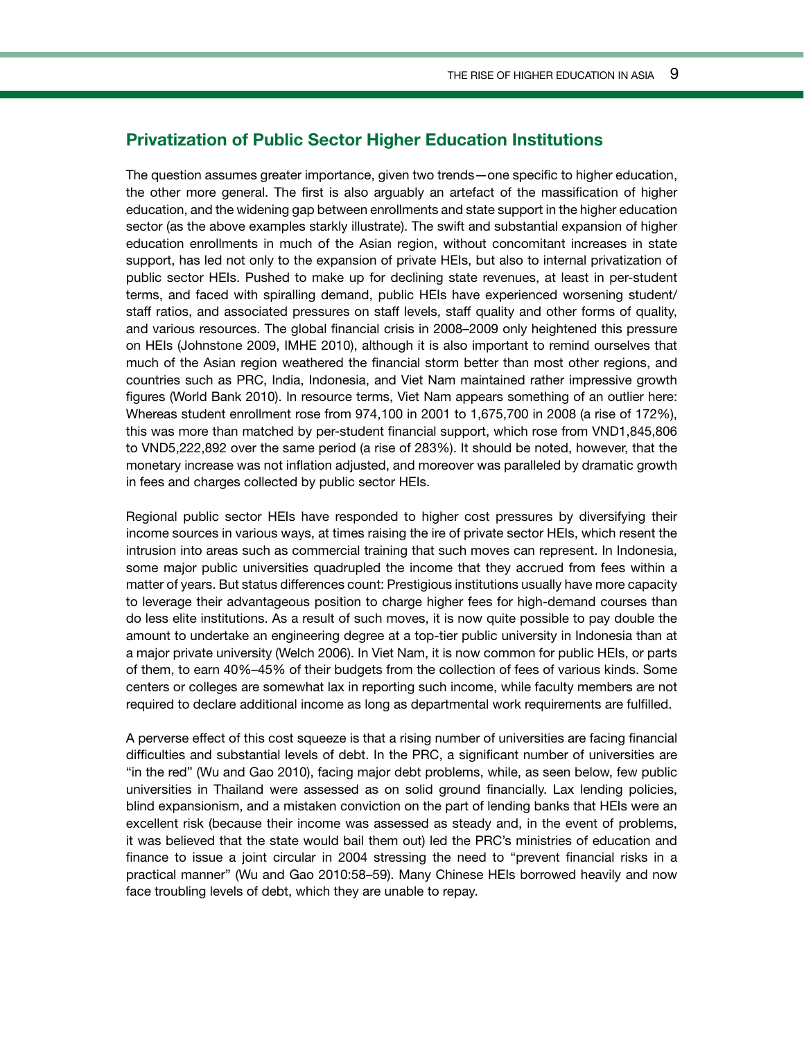## Privatization of Public Sector Higher Education Institutions

The question assumes greater importance, given two trends—one specific to higher education, the other more general. The first is also arguably an artefact of the massification of higher education, and the widening gap between enrollments and state support in the higher education sector (as the above examples starkly illustrate). The swift and substantial expansion of higher education enrollments in much of the Asian region, without concomitant increases in state support, has led not only to the expansion of private HEIs, but also to internal privatization of public sector HEIs. Pushed to make up for declining state revenues, at least in per-student terms, and faced with spiralling demand, public HEIs have experienced worsening student/staff ratios, and associated pressures on staff levels, staff quality and other forms of quality, and various resources. The global financial crisis in 2008–2009 only heightened this pressure on HEIs (Johnstone 2009, IMHE 2010), although it is also important to remind ourselves that much of the Asian region weathered the financial storm better than most other regions, and countries such as PRC, India, Indonesia, and Viet Nam maintained rather impressive growth figures (World Bank 2010). In resource terms, Viet Nam appears something of an outlier here: Whereas student enrollment rose from 974,100 in 2001 to 1,675,700 in 2008 (a rise of 172%), this was more than matched by per-student financial support, which rose from VND1,845,806 to VND5,222,892 over the same period (a rise of 283%). It should be noted, however, that the monetary increase was not inflation adjusted, and moreover was paralleled by dramatic growth in fees and charges collected by public sector HEIs.

Regional public sector HEIs have responded to higher cost pressures by diversifying their income sources in various ways, at times raising the ire of private sector HEIs, which resent the intrusion into areas such as commercial training that such moves can represent. In Indonesia, some major public universities quadrupled the income that they accrued from fees within a matter of years. But status differences count: Prestigious institutions usually have more capacity to leverage their advantageous position to charge higher fees for high-demand courses than do less elite institutions. As a result of such moves, it is now quite possible to pay double the amount to undertake an engineering degree at a top-tier public university in Indonesia than at a major private university (Welch 2006). In Viet Nam, it is now common for public HEIs, or parts of them, to earn 40%–45% of their budgets from the collection of fees of various kinds. Some centers or colleges are somewhat lax in reporting such income, while faculty members are not required to declare additional income as long as departmental work requirements are fulfilled.

A perverse effect of this cost squeeze is that a rising number of universities are facing financial difficulties and substantial levels of debt. In the PRC, a significant number of universities are "in the red" (Wu and Gao 2010), facing major debt problems, while, as seen below, few public universities in Thailand were assessed as on solid ground financially. Lax lending policies, blind expansionism, and a mistaken conviction on the part of lending banks that HEIs were an excellent risk (because their income was assessed as steady and, in the event of problems, it was believed that the state would bail them out) led the PRC's ministries of education and finance to issue a joint circular in 2004 stressing the need to "prevent financial risks in a practical manner" (Wu and Gao 2010:58–59). Many Chinese HEIs borrowed heavily and now face troubling levels of debt, which they are unable to repay.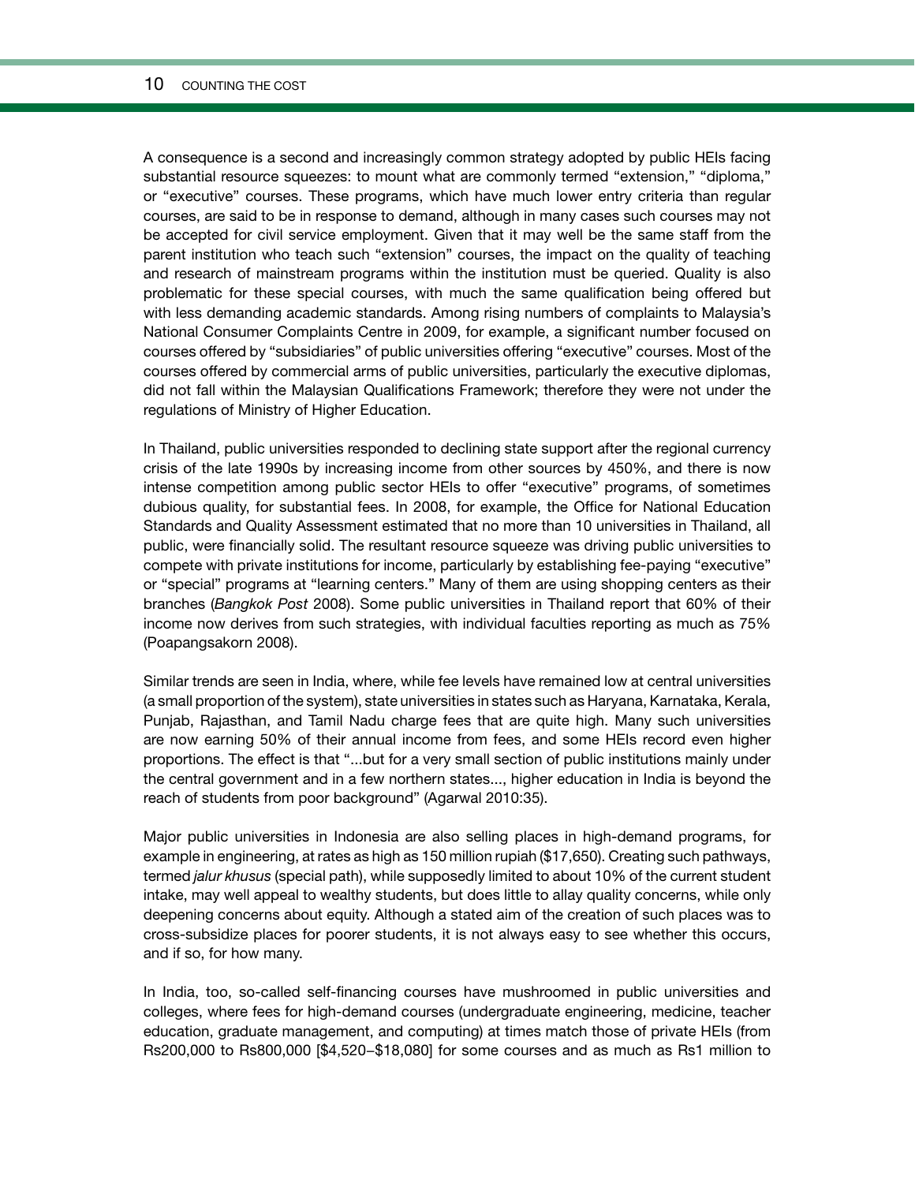A consequence is a second and increasingly common strategy adopted by public HEIs facing substantial resource squeezes: to mount what are commonly termed "extension," "diploma," or "executive" courses. These programs, which have much lower entry criteria than regular courses, are said to be in response to demand, although in many cases such courses may not be accepted for civil service employment. Given that it may well be the same staff from the parent institution who teach such "extension" courses, the impact on the quality of teaching and research of mainstream programs within the institution must be queried. Quality is also problematic for these special courses, with much the same qualification being offered but with less demanding academic standards. Among rising numbers of complaints to Malaysia's National Consumer Complaints Centre in 2009, for example, a significant number focused on courses offered by "subsidiaries" of public universities offering "executive" courses. Most of the courses offered by commercial arms of public universities, particularly the executive diplomas, did not fall within the Malaysian Qualifications Framework; therefore they were not under the regulations of Ministry of Higher Education.

In Thailand, public universities responded to declining state support after the regional currency crisis of the late 1990s by increasing income from other sources by 450%, and there is now intense competition among public sector HEIs to offer "executive" programs, of sometimes dubious quality, for substantial fees. In 2008, for example, the Office for National Education Standards and Quality Assessment estimated that no more than 10 universities in Thailand, all public, were financially solid. The resultant resource squeeze was driving public universities to compete with private institutions for income, particularly by establishing fee-paying "executive" or "special" programs at "learning centers." Many of them are using shopping centers as their branches (*Bangkok Post* 2008). Some public universities in Thailand report that 60% of their income now derives from such strategies, with individual faculties reporting as much as 75% (Poapangsakorn 2008).

Similar trends are seen in India, where, while fee levels have remained low at central universities (a small proportion of the system), state universities in states such as Haryana, Karnataka, Kerala, Punjab, Rajasthan, and Tamil Nadu charge fees that are quite high. Many such universities are now earning 50% of their annual income from fees, and some HEIs record even higher proportions. The effect is that "...but for a very small section of public institutions mainly under the central government and in a few northern states..., higher education in India is beyond the reach of students from poor background" (Agarwal 2010:35).

Major public universities in Indonesia are also selling places in high-demand programs, for example in engineering, at rates as high as 150 million rupiah ($17,650). Creating such pathways, termed *jalur khusus* (special path), while supposedly limited to about 10% of the current student intake, may well appeal to wealthy students, but does little to allay quality concerns, while only deepening concerns about equity. Although a stated aim of the creation of such places was to cross-subsidize places for poorer students, it is not always easy to see whether this occurs, and if so, for how many.

In India, too, so-called self-financing courses have mushroomed in public universities and colleges, where fees for high-demand courses (undergraduate engineering, medicine, teacher education, graduate management, and computing) at times match those of private HEIs (from Rs200,000 to Rs800,000 [$4,520–$18,080] for some courses and as much as Rs1 million to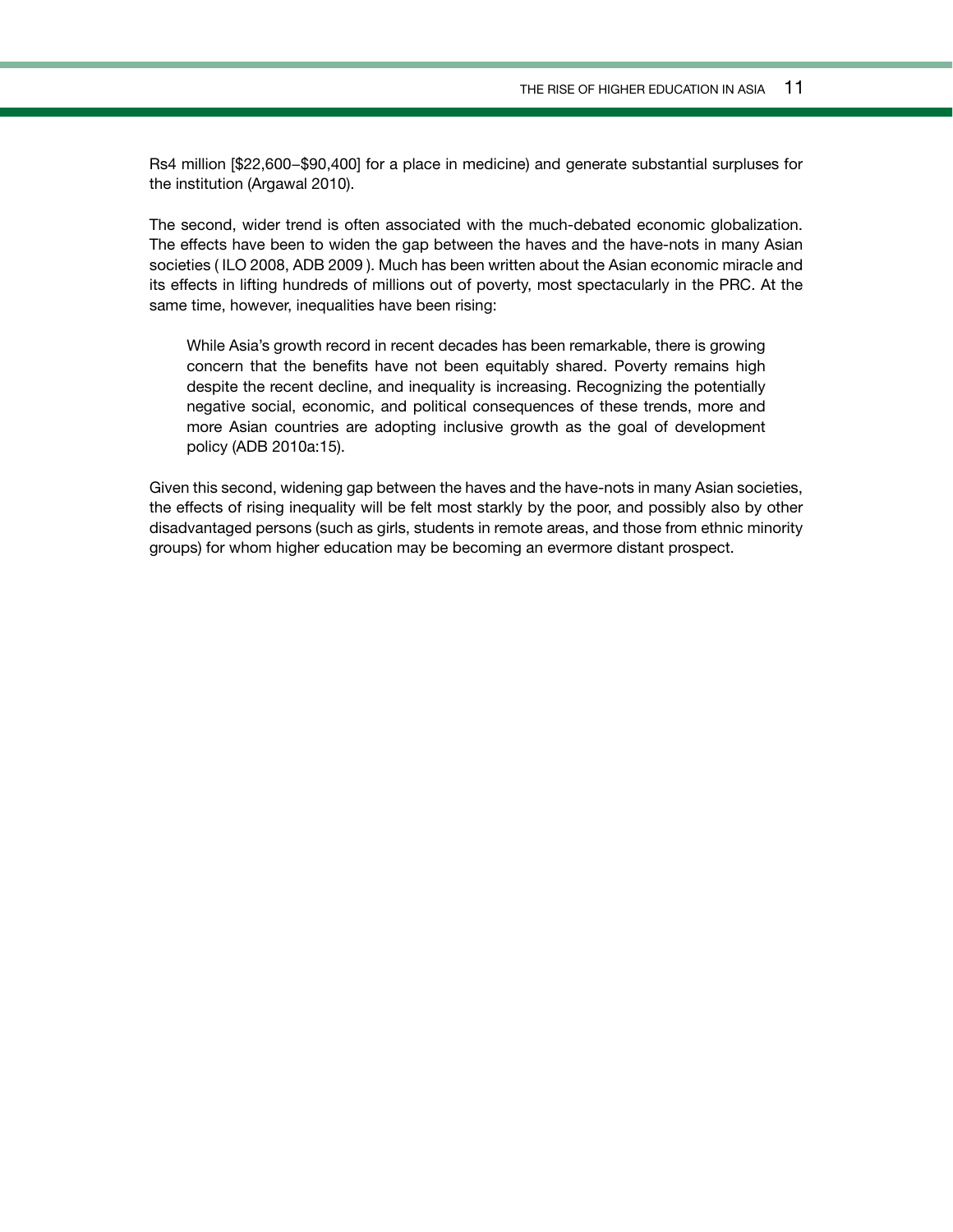Rs4 million [$22,600–$90,400] for a place in medicine) and generate substantial surpluses for the institution (Argawal 2010).

The second, wider trend is often associated with the much-debated economic globalization. The effects have been to widen the gap between the haves and the have-nots in many Asian societies ( ILO 2008, ADB 2009 ). Much has been written about the Asian economic miracle and its effects in lifting hundreds of millions out of poverty, most spectacularly in the PRC. At the same time, however, inequalities have been rising:

> While Asia's growth record in recent decades has been remarkable, there is growing concern that the benefits have not been equitably shared. Poverty remains high despite the recent decline, and inequality is increasing. Recognizing the potentially negative social, economic, and political consequences of these trends, more and more Asian countries are adopting inclusive growth as the goal of development policy (ADB 2010a:15).

Given this second, widening gap between the haves and the have-nots in many Asian societies, the effects of rising inequality will be felt most starkly by the poor, and possibly also by other disadvantaged persons (such as girls, students in remote areas, and those from ethnic minority groups) for whom higher education may be becoming an evermore distant prospect.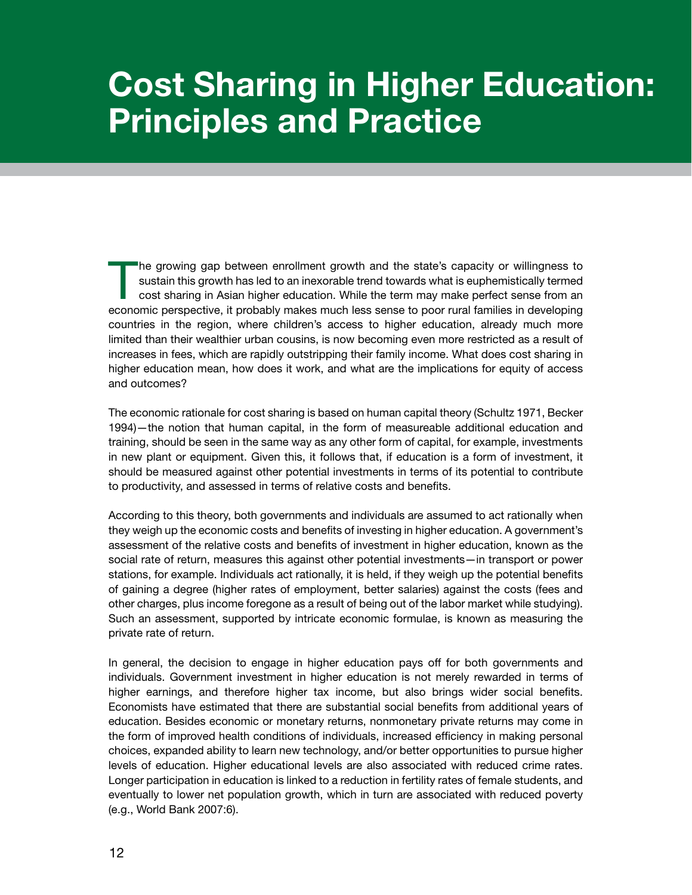# Cost Sharing in Higher Education: Principles and Practice

The growing gap between enrollment growth and the state's capacity or willingness to sustain this growth has led to an inexorable trend towards what is euphemistically termed cost sharing in Asian higher education. While the term may make perfect sense from an economic perspective, it probably makes much less sense to poor rural families in developing countries in the region, where children's access to higher education, already much more limited than their wealthier urban cousins, is now becoming even more restricted as a result of increases in fees, which are rapidly outstripping their family income. What does cost sharing in higher education mean, how does it work, and what are the implications for equity of access and outcomes?

The economic rationale for cost sharing is based on human capital theory (Schultz 1971, Becker 1994)—the notion that human capital, in the form of measureable additional education and training, should be seen in the same way as any other form of capital, for example, investments in new plant or equipment. Given this, it follows that, if education is a form of investment, it should be measured against other potential investments in terms of its potential to contribute to productivity, and assessed in terms of relative costs and benefits.

According to this theory, both governments and individuals are assumed to act rationally when they weigh up the economic costs and benefits of investing in higher education. A government's assessment of the relative costs and benefits of investment in higher education, known as the social rate of return, measures this against other potential investments—in transport or power stations, for example. Individuals act rationally, it is held, if they weigh up the potential benefits of gaining a degree (higher rates of employment, better salaries) against the costs (fees and other charges, plus income foregone as a result of being out of the labor market while studying). Such an assessment, supported by intricate economic formulae, is known as measuring the private rate of return.

In general, the decision to engage in higher education pays off for both governments and individuals. Government investment in higher education is not merely rewarded in terms of higher earnings, and therefore higher tax income, but also brings wider social benefits. Economists have estimated that there are substantial social benefits from additional years of education. Besides economic or monetary returns, nonmonetary private returns may come in the form of improved health conditions of individuals, increased efficiency in making personal choices, expanded ability to learn new technology, and/or better opportunities to pursue higher levels of education. Higher educational levels are also associated with reduced crime rates. Longer participation in education is linked to a reduction in fertility rates of female students, and eventually to lower net population growth, which in turn are associated with reduced poverty (e.g., World Bank 2007:6).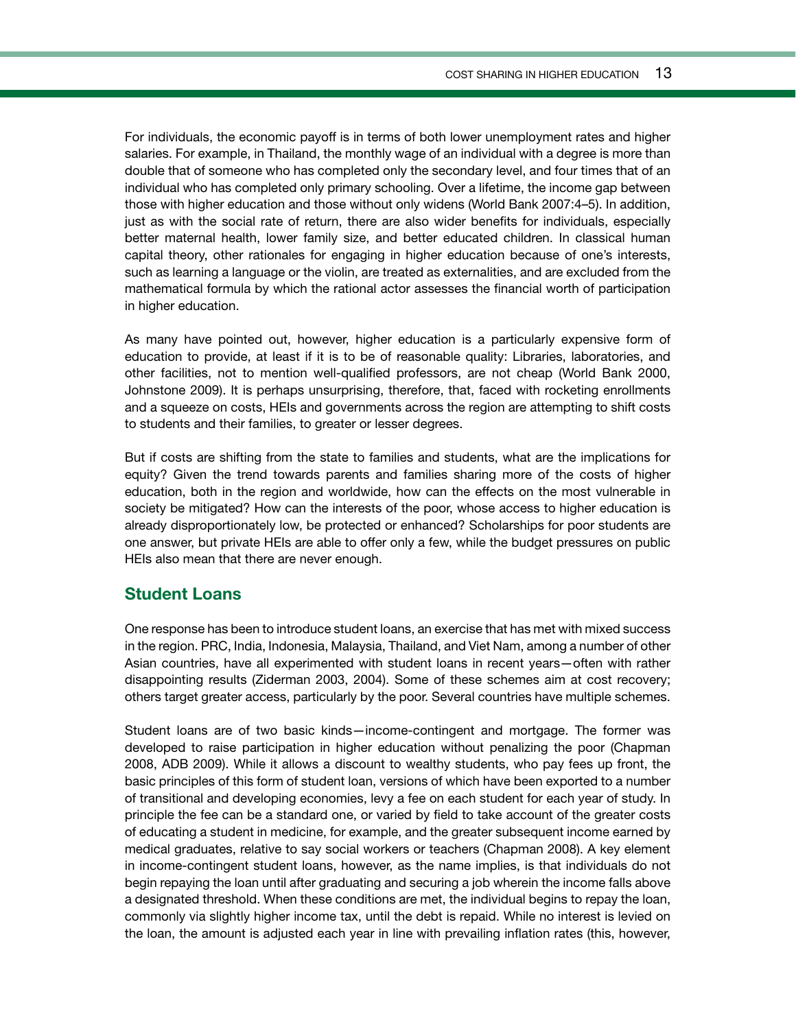For individuals, the economic payoff is in terms of both lower unemployment rates and higher salaries. For example, in Thailand, the monthly wage of an individual with a degree is more than double that of someone who has completed only the secondary level, and four times that of an individual who has completed only primary schooling. Over a lifetime, the income gap between those with higher education and those without only widens (World Bank 2007:4–5). In addition, just as with the social rate of return, there are also wider benefits for individuals, especially better maternal health, lower family size, and better educated children. In classical human capital theory, other rationales for engaging in higher education because of one's interests, such as learning a language or the violin, are treated as externalities, and are excluded from the mathematical formula by which the rational actor assesses the financial worth of participation in higher education.

As many have pointed out, however, higher education is a particularly expensive form of education to provide, at least if it is to be of reasonable quality: Libraries, laboratories, and other facilities, not to mention well-qualified professors, are not cheap (World Bank 2000, Johnstone 2009). It is perhaps unsurprising, therefore, that, faced with rocketing enrollments and a squeeze on costs, HEIs and governments across the region are attempting to shift costs to students and their families, to greater or lesser degrees.

But if costs are shifting from the state to families and students, what are the implications for equity? Given the trend towards parents and families sharing more of the costs of higher education, both in the region and worldwide, how can the effects on the most vulnerable in society be mitigated? How can the interests of the poor, whose access to higher education is already disproportionately low, be protected or enhanced? Scholarships for poor students are one answer, but private HEIs are able to offer only a few, while the budget pressures on public HEIs also mean that there are never enough.

## Student Loans

One response has been to introduce student loans, an exercise that has met with mixed success in the region. PRC, India, Indonesia, Malaysia, Thailand, and Viet Nam, among a number of other Asian countries, have all experimented with student loans in recent years—often with rather disappointing results (Ziderman 2003, 2004). Some of these schemes aim at cost recovery; others target greater access, particularly by the poor. Several countries have multiple schemes.

Student loans are of two basic kinds—income-contingent and mortgage. The former was developed to raise participation in higher education without penalizing the poor (Chapman 2008, ADB 2009). While it allows a discount to wealthy students, who pay fees up front, the basic principles of this form of student loan, versions of which have been exported to a number of transitional and developing economies, levy a fee on each student for each year of study. In principle the fee can be a standard one, or varied by field to take account of the greater costs of educating a student in medicine, for example, and the greater subsequent income earned by medical graduates, relative to say social workers or teachers (Chapman 2008). A key element in income-contingent student loans, however, as the name implies, is that individuals do not begin repaying the loan until after graduating and securing a job wherein the income falls above a designated threshold. When these conditions are met, the individual begins to repay the loan, commonly via slightly higher income tax, until the debt is repaid. While no interest is levied on the loan, the amount is adjusted each year in line with prevailing inflation rates (this, however,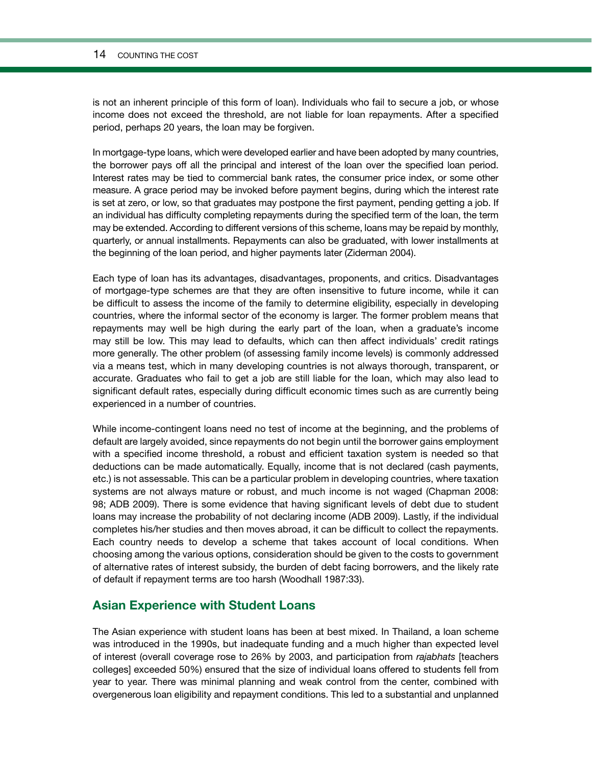is not an inherent principle of this form of loan). Individuals who fail to secure a job, or whose income does not exceed the threshold, are not liable for loan repayments. After a specified period, perhaps 20 years, the loan may be forgiven.

In mortgage-type loans, which were developed earlier and have been adopted by many countries, the borrower pays off all the principal and interest of the loan over the specified loan period. Interest rates may be tied to commercial bank rates, the consumer price index, or some other measure. A grace period may be invoked before payment begins, during which the interest rate is set at zero, or low, so that graduates may postpone the first payment, pending getting a job. If an individual has difficulty completing repayments during the specified term of the loan, the term may be extended. According to different versions of this scheme, loans may be repaid by monthly, quarterly, or annual installments. Repayments can also be graduated, with lower installments at the beginning of the loan period, and higher payments later (Ziderman 2004).

Each type of loan has its advantages, disadvantages, proponents, and critics. Disadvantages of mortgage-type schemes are that they are often insensitive to future income, while it can be difficult to assess the income of the family to determine eligibility, especially in developing countries, where the informal sector of the economy is larger. The former problem means that repayments may well be high during the early part of the loan, when a graduate's income may still be low. This may lead to defaults, which can then affect individuals' credit ratings more generally. The other problem (of assessing family income levels) is commonly addressed via a means test, which in many developing countries is not always thorough, transparent, or accurate. Graduates who fail to get a job are still liable for the loan, which may also lead to significant default rates, especially during difficult economic times such as are currently being experienced in a number of countries.

While income-contingent loans need no test of income at the beginning, and the problems of default are largely avoided, since repayments do not begin until the borrower gains employment with a specified income threshold, a robust and efficient taxation system is needed so that deductions can be made automatically. Equally, income that is not declared (cash payments, etc.) is not assessable. This can be a particular problem in developing countries, where taxation systems are not always mature or robust, and much income is not waged (Chapman 2008: 98; ADB 2009). There is some evidence that having significant levels of debt due to student loans may increase the probability of not declaring income (ADB 2009). Lastly, if the individual completes his/her studies and then moves abroad, it can be difficult to collect the repayments. Each country needs to develop a scheme that takes account of local conditions. When choosing among the various options, consideration should be given to the costs to government of alternative rates of interest subsidy, the burden of debt facing borrowers, and the likely rate of default if repayment terms are too harsh (Woodhall 1987:33).

## Asian Experience with Student Loans

The Asian experience with student loans has been at best mixed. In Thailand, a loan scheme was introduced in the 1990s, but inadequate funding and a much higher than expected level of interest (overall coverage rose to 26% by 2003, and participation from *rajabhats* [teachers colleges] exceeded 50%) ensured that the size of individual loans offered to students fell from year to year. There was minimal planning and weak control from the center, combined with overgenerous loan eligibility and repayment conditions. This led to a substantial and unplanned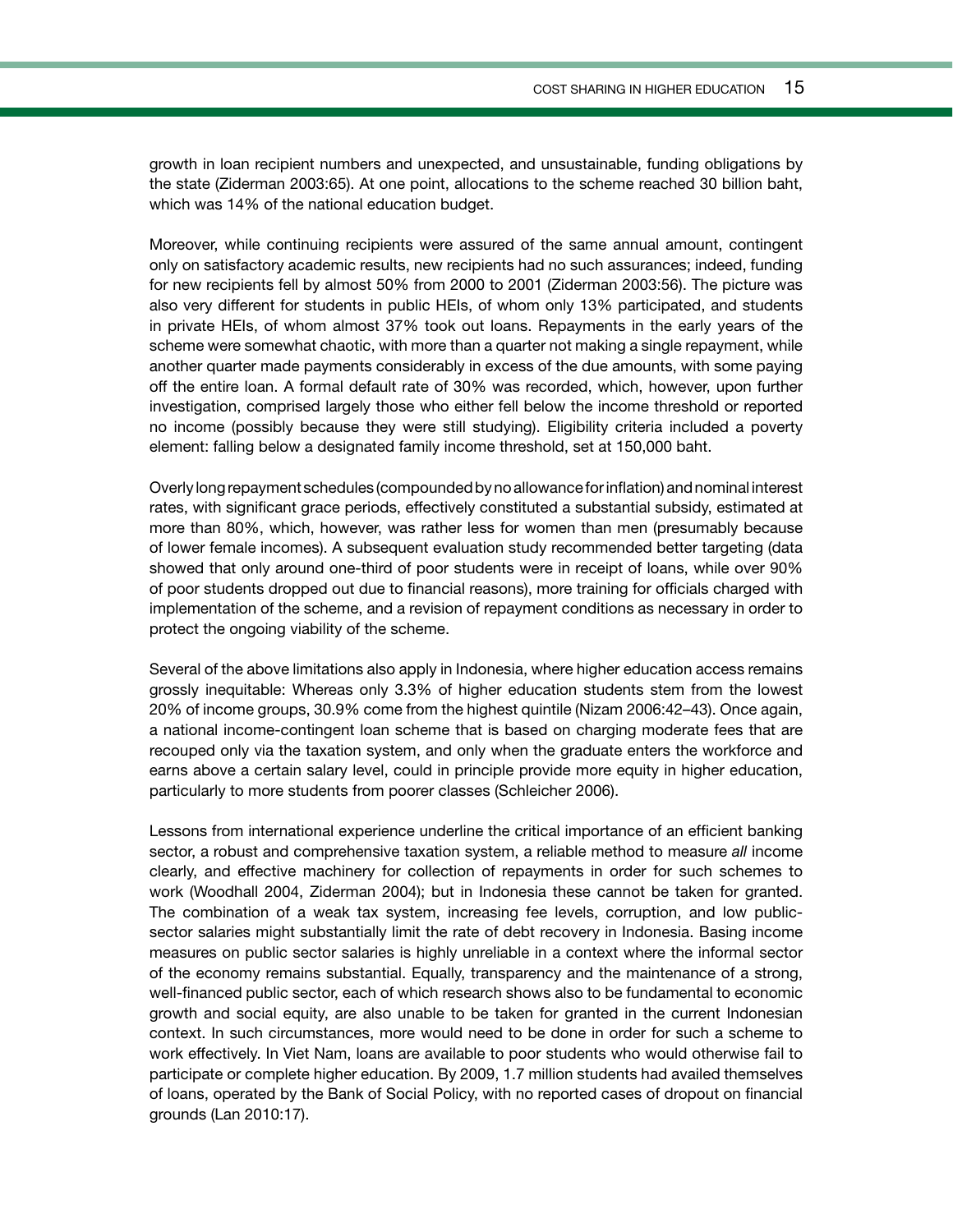growth in loan recipient numbers and unexpected, and unsustainable, funding obligations by the state (Ziderman 2003:65). At one point, allocations to the scheme reached 30 billion baht, which was 14% of the national education budget.

Moreover, while continuing recipients were assured of the same annual amount, contingent only on satisfactory academic results, new recipients had no such assurances; indeed, funding for new recipients fell by almost 50% from 2000 to 2001 (Ziderman 2003:56). The picture was also very different for students in public HEIs, of whom only 13% participated, and students in private HEIs, of whom almost 37% took out loans. Repayments in the early years of the scheme were somewhat chaotic, with more than a quarter not making a single repayment, while another quarter made payments considerably in excess of the due amounts, with some paying off the entire loan. A formal default rate of 30% was recorded, which, however, upon further investigation, comprised largely those who either fell below the income threshold or reported no income (possibly because they were still studying). Eligibility criteria included a poverty element: falling below a designated family income threshold, set at 150,000 baht.

Overly long repayment schedules (compounded by no allowance for inflation) and nominal interest rates, with significant grace periods, effectively constituted a substantial subsidy, estimated at more than 80%, which, however, was rather less for women than men (presumably because of lower female incomes). A subsequent evaluation study recommended better targeting (data showed that only around one-third of poor students were in receipt of loans, while over 90% of poor students dropped out due to financial reasons), more training for officials charged with implementation of the scheme, and a revision of repayment conditions as necessary in order to protect the ongoing viability of the scheme.

Several of the above limitations also apply in Indonesia, where higher education access remains grossly inequitable: Whereas only 3.3% of higher education students stem from the lowest 20% of income groups, 30.9% come from the highest quintile (Nizam 2006:42–43). Once again, a national income-contingent loan scheme that is based on charging moderate fees that are recouped only via the taxation system, and only when the graduate enters the workforce and earns above a certain salary level, could in principle provide more equity in higher education, particularly to more students from poorer classes (Schleicher 2006).

Lessons from international experience underline the critical importance of an efficient banking sector, a robust and comprehensive taxation system, a reliable method to measure *all* income clearly, and effective machinery for collection of repayments in order for such schemes to work (Woodhall 2004, Ziderman 2004); but in Indonesia these cannot be taken for granted. The combination of a weak tax system, increasing fee levels, corruption, and low public-sector salaries might substantially limit the rate of debt recovery in Indonesia. Basing income measures on public sector salaries is highly unreliable in a context where the informal sector of the economy remains substantial. Equally, transparency and the maintenance of a strong, well-financed public sector, each of which research shows also to be fundamental to economic growth and social equity, are also unable to be taken for granted in the current Indonesian context. In such circumstances, more would need to be done in order for such a scheme to work effectively. In Viet Nam, loans are available to poor students who would otherwise fail to participate or complete higher education. By 2009, 1.7 million students had availed themselves of loans, operated by the Bank of Social Policy, with no reported cases of dropout on financial grounds (Lan 2010:17).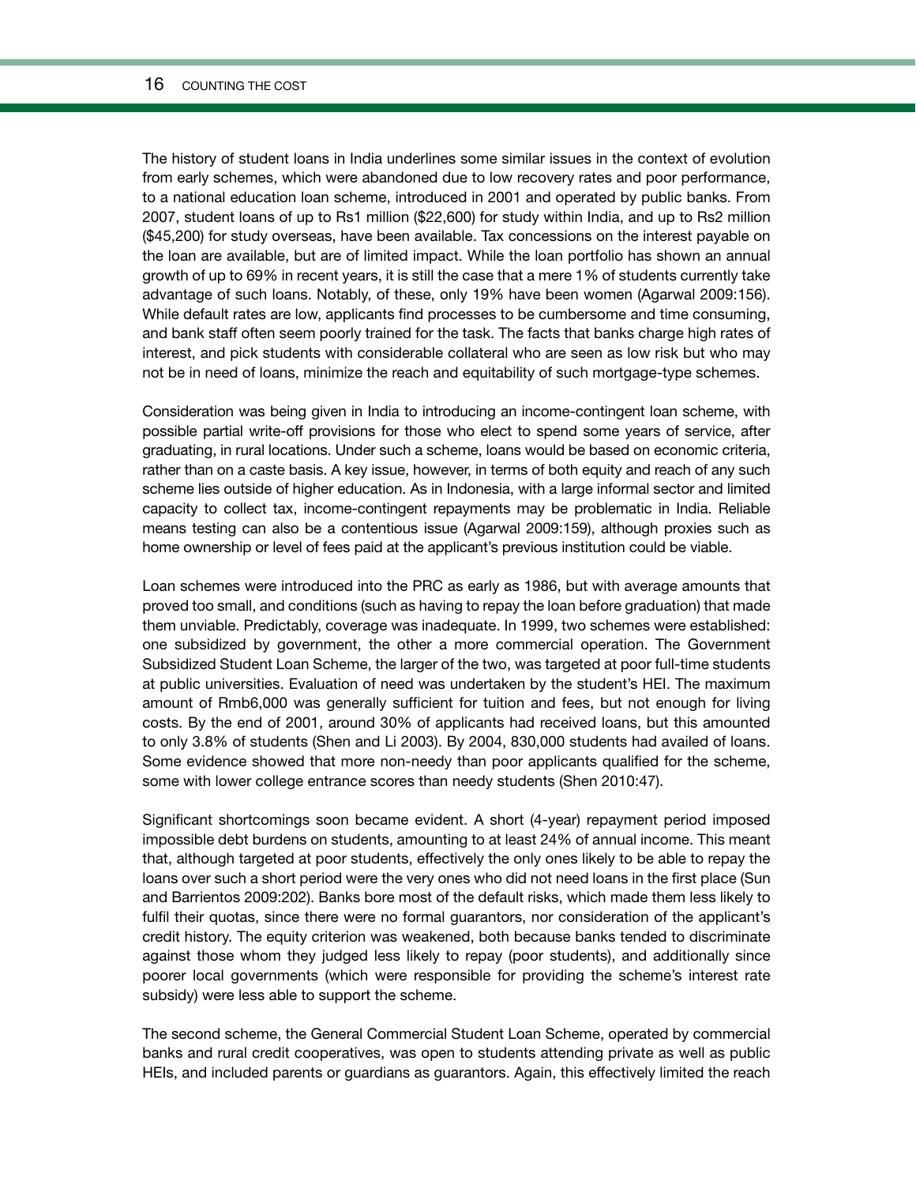The history of student loans in India underlines some similar issues in the context of evolution from early schemes, which were abandoned due to low recovery rates and poor performance, to a national education loan scheme, introduced in 2001 and operated by public banks. From 2007, student loans of up to Rs1 million ($22,600) for study within India, and up to Rs2 million ($45,200) for study overseas, have been available. Tax concessions on the interest payable on the loan are available, but are of limited impact. While the loan portfolio has shown an annual growth of up to 69% in recent years, it is still the case that a mere 1% of students currently take advantage of such loans. Notably, of these, only 19% have been women (Agarwal 2009:156). While default rates are low, applicants find processes to be cumbersome and time consuming, and bank staff often seem poorly trained for the task. The facts that banks charge high rates of interest, and pick students with considerable collateral who are seen as low risk but who may not be in need of loans, minimize the reach and equitability of such mortgage-type schemes.

Consideration was being given in India to introducing an income-contingent loan scheme, with possible partial write-off provisions for those who elect to spend some years of service, after graduating, in rural locations. Under such a scheme, loans would be based on economic criteria, rather than on a caste basis. A key issue, however, in terms of both equity and reach of any such scheme lies outside of higher education. As in Indonesia, with a large informal sector and limited capacity to collect tax, income-contingent repayments may be problematic in India. Reliable means testing can also be a contentious issue (Agarwal 2009:159), although proxies such as home ownership or level of fees paid at the applicant's previous institution could be viable.

Loan schemes were introduced into the PRC as early as 1986, but with average amounts that proved too small, and conditions (such as having to repay the loan before graduation) that made them unviable. Predictably, coverage was inadequate. In 1999, two schemes were established: one subsidized by government, the other a more commercial operation. The Government Subsidized Student Loan Scheme, the larger of the two, was targeted at poor full-time students at public universities. Evaluation of need was undertaken by the student's HEI. The maximum amount of Rmb6,000 was generally sufficient for tuition and fees, but not enough for living costs. By the end of 2001, around 30% of applicants had received loans, but this amounted to only 3.8% of students (Shen and Li 2003). By 2004, 830,000 students had availed of loans. Some evidence showed that more non-needy than poor applicants qualified for the scheme, some with lower college entrance scores than needy students (Shen 2010:47).

Significant shortcomings soon became evident. A short (4-year) repayment period imposed impossible debt burdens on students, amounting to at least 24% of annual income. This meant that, although targeted at poor students, effectively the only ones likely to be able to repay the loans over such a short period were the very ones who did not need loans in the first place (Sun and Barrientos 2009:202). Banks bore most of the default risks, which made them less likely to fulfil their quotas, since there were no formal guarantors, nor consideration of the applicant's credit history. The equity criterion was weakened, both because banks tended to discriminate against those whom they judged less likely to repay (poor students), and additionally since poorer local governments (which were responsible for providing the scheme's interest rate subsidy) were less able to support the scheme.

The second scheme, the General Commercial Student Loan Scheme, operated by commercial banks and rural credit cooperatives, was open to students attending private as well as public HEIs, and included parents or guardians as guarantors. Again, this effectively limited the reach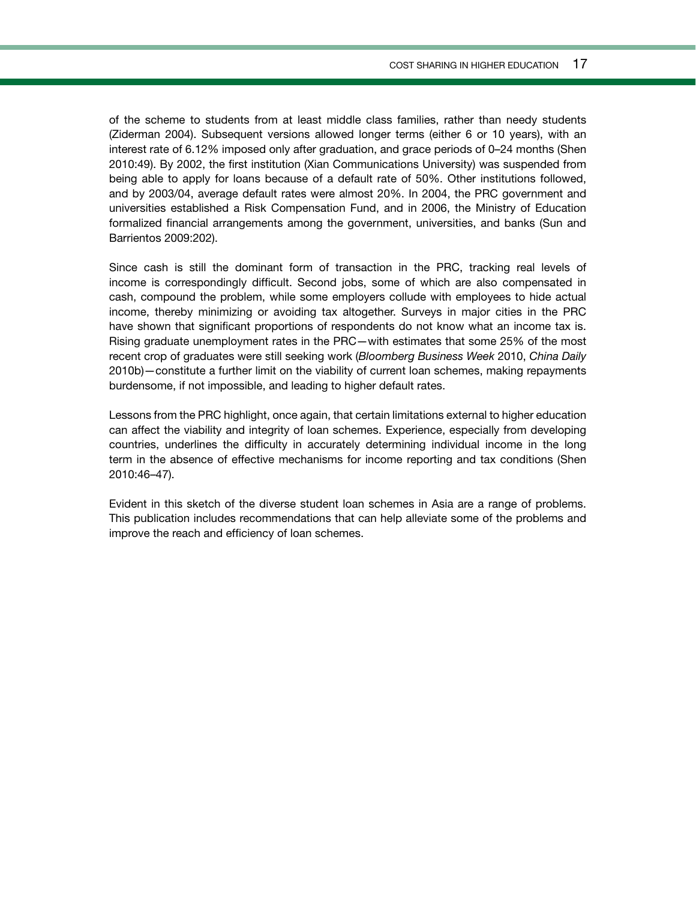of the scheme to students from at least middle class families, rather than needy students (Ziderman 2004). Subsequent versions allowed longer terms (either 6 or 10 years), with an interest rate of 6.12% imposed only after graduation, and grace periods of 0–24 months (Shen 2010:49). By 2002, the first institution (Xian Communications University) was suspended from being able to apply for loans because of a default rate of 50%. Other institutions followed, and by 2003/04, average default rates were almost 20%. In 2004, the PRC government and universities established a Risk Compensation Fund, and in 2006, the Ministry of Education formalized financial arrangements among the government, universities, and banks (Sun and Barrientos 2009:202).

Since cash is still the dominant form of transaction in the PRC, tracking real levels of income is correspondingly difficult. Second jobs, some of which are also compensated in cash, compound the problem, while some employers collude with employees to hide actual income, thereby minimizing or avoiding tax altogether. Surveys in major cities in the PRC have shown that significant proportions of respondents do not know what an income tax is. Rising graduate unemployment rates in the PRC—with estimates that some 25% of the most recent crop of graduates were still seeking work (*Bloomberg Business Week* 2010, *China Daily* 2010b)—constitute a further limit on the viability of current loan schemes, making repayments burdensome, if not impossible, and leading to higher default rates.

Lessons from the PRC highlight, once again, that certain limitations external to higher education can affect the viability and integrity of loan schemes. Experience, especially from developing countries, underlines the difficulty in accurately determining individual income in the long term in the absence of effective mechanisms for income reporting and tax conditions (Shen 2010:46–47).

Evident in this sketch of the diverse student loan schemes in Asia are a range of problems. This publication includes recommendations that can help alleviate some of the problems and improve the reach and efficiency of loan schemes.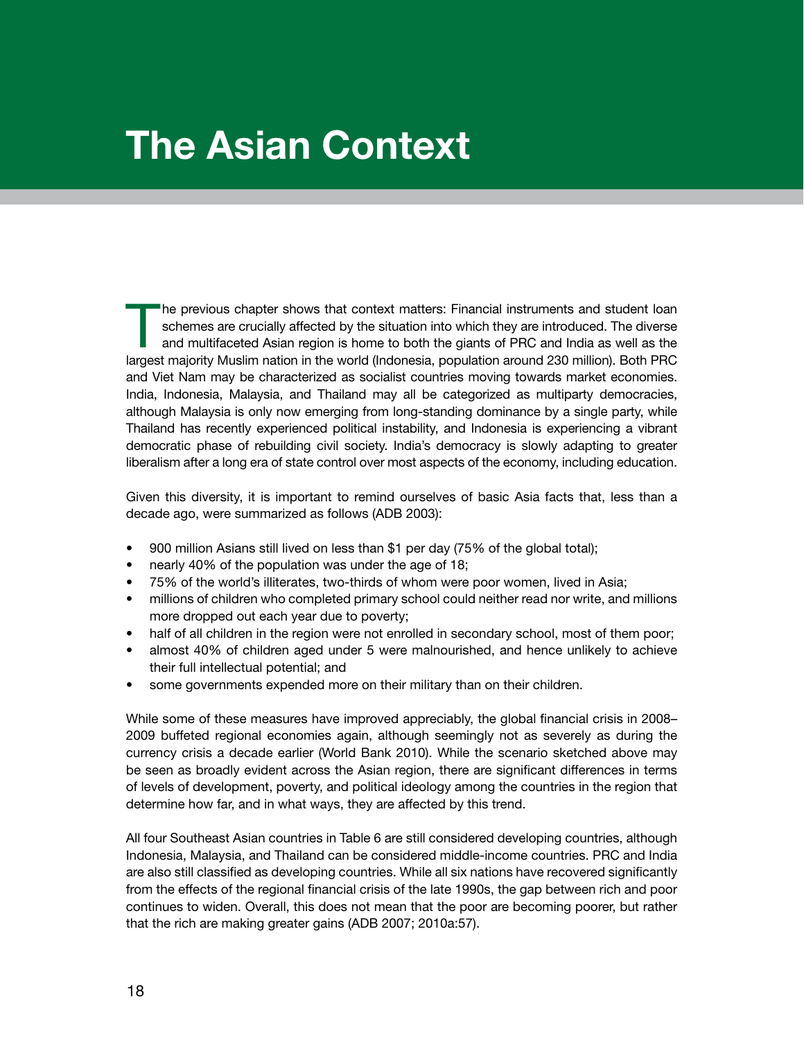# The Asian Context

The previous chapter shows that context matters: Financial instruments and student loan schemes are crucially affected by the situation into which they are introduced. The diverse and multifaceted Asian region is home to both the giants of PRC and India as well as the largest majority Muslim nation in the world (Indonesia, population around 230 million). Both PRC and Viet Nam may be characterized as socialist countries moving towards market economies. India, Indonesia, Malaysia, and Thailand may all be categorized as multiparty democracies, although Malaysia is only now emerging from long-standing dominance by a single party, while Thailand has recently experienced political instability, and Indonesia is experiencing a vibrant democratic phase of rebuilding civil society. India's democracy is slowly adapting to greater liberalism after a long era of state control over most aspects of the economy, including education.

Given this diversity, it is important to remind ourselves of basic Asia facts that, less than a decade ago, were summarized as follows (ADB 2003):

- 900 million Asians still lived on less than $1 per day (75% of the global total);
- nearly 40% of the population was under the age of 18;
- 75% of the world's illiterates, two-thirds of whom were poor women, lived in Asia;
- millions of children who completed primary school could neither read nor write, and millions more dropped out each year due to poverty;
- half of all children in the region were not enrolled in secondary school, most of them poor;
- almost 40% of children aged under 5 were malnourished, and hence unlikely to achieve their full intellectual potential; and
- some governments expended more on their military than on their children.

While some of these measures have improved appreciably, the global financial crisis in 2008–2009 buffeted regional economies again, although seemingly not as severely as during the currency crisis a decade earlier (World Bank 2010). While the scenario sketched above may be seen as broadly evident across the Asian region, there are significant differences in terms of levels of development, poverty, and political ideology among the countries in the region that determine how far, and in what ways, they are affected by this trend.

All four Southeast Asian countries in Table 6 are still considered developing countries, although Indonesia, Malaysia, and Thailand can be considered middle-income countries. PRC and India are also still classified as developing countries. While all six nations have recovered significantly from the effects of the regional financial crisis of the late 1990s, the gap between rich and poor continues to widen. Overall, this does not mean that the poor are becoming poorer, but rather that the rich are making greater gains (ADB 2007; 2010a:57).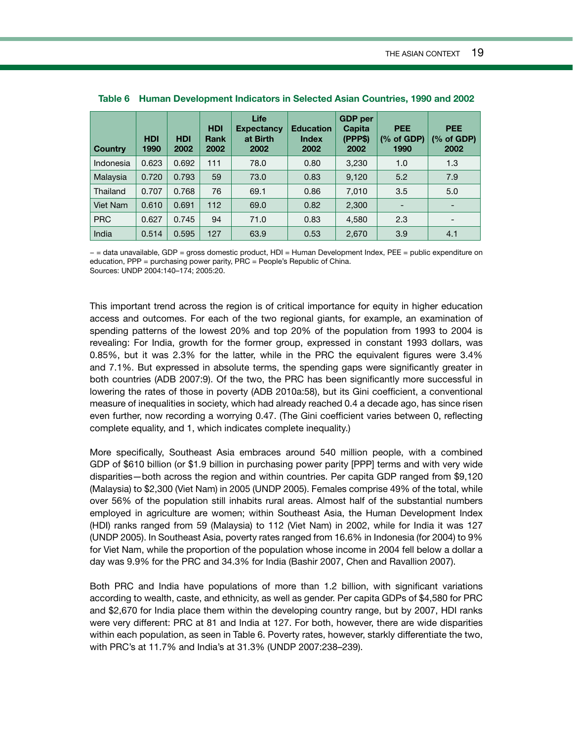**Table 6 Human Development Indicators in Selected Asian Countries, 1990 and 2002**

| Country | HDI 1990 | HDI 2002 | HDI Rank 2002 | Life Expectancy at Birth 2002 | Education Index 2002 | GDP per Capita (PPP$) 2002 | PEE (% of GDP) 1990 | PEE (% of GDP) 2002 |
|---|---|---|---|---|---|---|---|---|
| Indonesia | 0.623 | 0.692 | 111 | 78.0 | 0.80 | 3,230 | 1.0 | 1.3 |
| Malaysia | 0.720 | 0.793 | 59 | 73.0 | 0.83 | 9,120 | 5.2 | 7.9 |
| Thailand | 0.707 | 0.768 | 76 | 69.1 | 0.86 | 7,010 | 3.5 | 5.0 |
| Viet Nam | 0.610 | 0.691 | 112 | 69.0 | 0.82 | 2,300 | - | - |
| PRC | 0.627 | 0.745 | 94 | 71.0 | 0.83 | 4,580 | 2.3 | - |
| India | 0.514 | 0.595 | 127 | 63.9 | 0.53 | 2,670 | 3.9 | 4.1 |

– = data unavailable, GDP = gross domestic product, HDI = Human Development Index, PEE = public expenditure on education, PPP = purchasing power parity, PRC = People's Republic of China.
Sources: UNDP 2004:140–174; 2005:20.

This important trend across the region is of critical importance for equity in higher education access and outcomes. For each of the two regional giants, for example, an examination of spending patterns of the lowest 20% and top 20% of the population from 1993 to 2004 is revealing: For India, growth for the former group, expressed in constant 1993 dollars, was 0.85%, but it was 2.3% for the latter, while in the PRC the equivalent figures were 3.4% and 7.1%. But expressed in absolute terms, the spending gaps were significantly greater in both countries (ADB 2007:9). Of the two, the PRC has been significantly more successful in lowering the rates of those in poverty (ADB 2010a:58), but its Gini coefficient, a conventional measure of inequalities in society, which had already reached 0.4 a decade ago, has since risen even further, now recording a worrying 0.47. (The Gini coefficient varies between 0, reflecting complete equality, and 1, which indicates complete inequality.)

More specifically, Southeast Asia embraces around 540 million people, with a combined GDP of $610 billion (or $1.9 billion in purchasing power parity [PPP] terms and with very wide disparities—both across the region and within countries. Per capita GDP ranged from $9,120 (Malaysia) to $2,300 (Viet Nam) in 2005 (UNDP 2005). Females comprise 49% of the total, while over 56% of the population still inhabits rural areas. Almost half of the substantial numbers employed in agriculture are women; within Southeast Asia, the Human Development Index (HDI) ranks ranged from 59 (Malaysia) to 112 (Viet Nam) in 2002, while for India it was 127 (UNDP 2005). In Southeast Asia, poverty rates ranged from 16.6% in Indonesia (for 2004) to 9% for Viet Nam, while the proportion of the population whose income in 2004 fell below a dollar a day was 9.9% for the PRC and 34.3% for India (Bashir 2007, Chen and Ravallion 2007).

Both PRC and India have populations of more than 1.2 billion, with significant variations according to wealth, caste, and ethnicity, as well as gender. Per capita GDPs of $4,580 for PRC and $2,670 for India place them within the developing country range, but by 2007, HDI ranks were very different: PRC at 81 and India at 127. For both, however, there are wide disparities within each population, as seen in Table 6. Poverty rates, however, starkly differentiate the two, with PRC's at 11.7% and India's at 31.3% (UNDP 2007:238–239).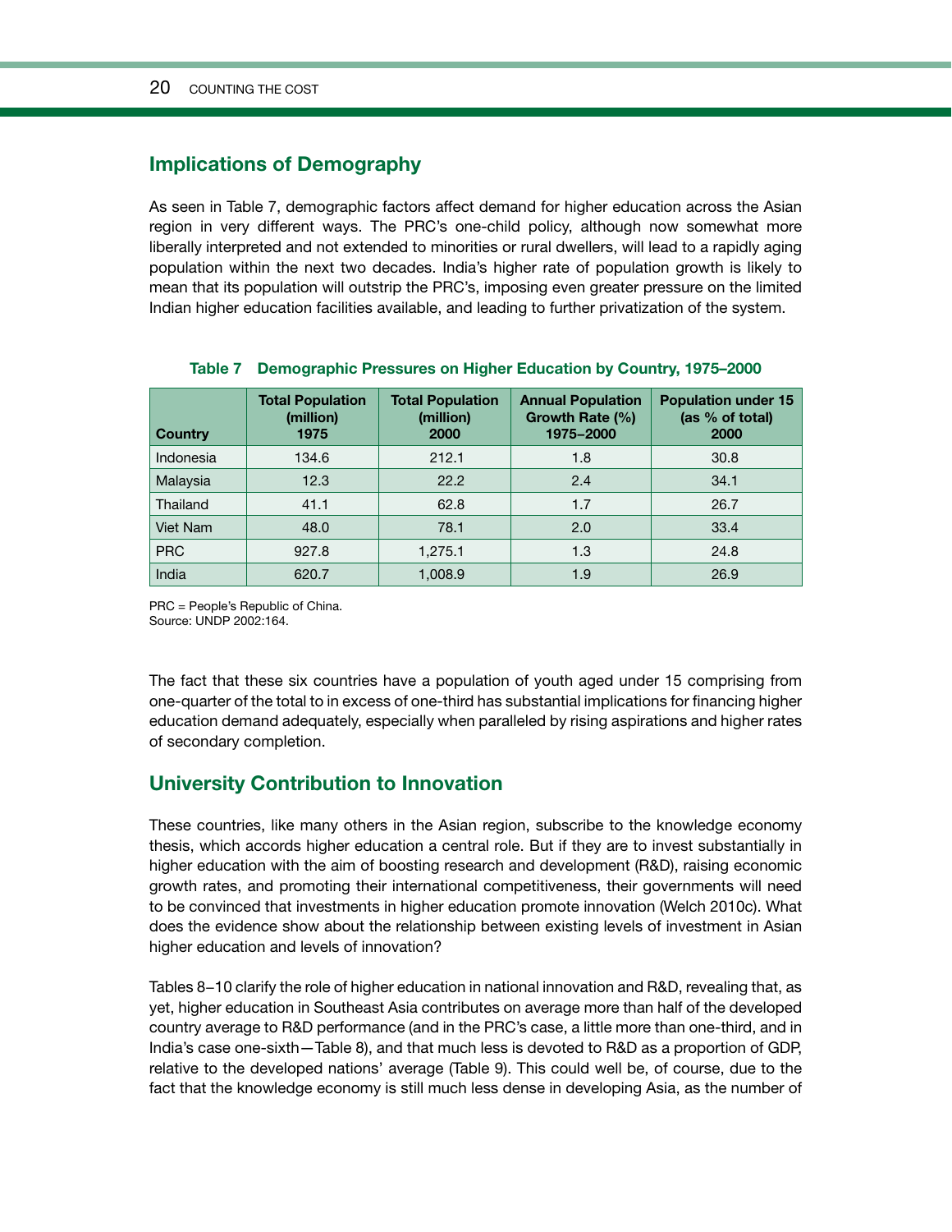## Implications of Demography

As seen in Table 7, demographic factors affect demand for higher education across the Asian region in very different ways. The PRC's one-child policy, although now somewhat more liberally interpreted and not extended to minorities or rural dwellers, will lead to a rapidly aging population within the next two decades. India's higher rate of population growth is likely to mean that its population will outstrip the PRC's, imposing even greater pressure on the limited Indian higher education facilities available, and leading to further privatization of the system.

**Table 7 Demographic Pressures on Higher Education by Country, 1975–2000**

| Country | Total Population (million) 1975 | Total Population (million) 2000 | Annual Population Growth Rate (%) 1975–2000 | Population under 15 (as % of total) 2000 |
|---|---|---|---|---|
| Indonesia | 134.6 | 212.1 | 1.8 | 30.8 |
| Malaysia | 12.3 | 22.2 | 2.4 | 34.1 |
| Thailand | 41.1 | 62.8 | 1.7 | 26.7 |
| Viet Nam | 48.0 | 78.1 | 2.0 | 33.4 |
| PRC | 927.8 | 1,275.1 | 1.3 | 24.8 |
| India | 620.7 | 1,008.9 | 1.9 | 26.9 |

PRC = People's Republic of China.
Source: UNDP 2002:164.

The fact that these six countries have a population of youth aged under 15 comprising from one-quarter of the total to in excess of one-third has substantial implications for financing higher education demand adequately, especially when paralleled by rising aspirations and higher rates of secondary completion.

## University Contribution to Innovation

These countries, like many others in the Asian region, subscribe to the knowledge economy thesis, which accords higher education a central role. But if they are to invest substantially in higher education with the aim of boosting research and development (R&D), raising economic growth rates, and promoting their international competitiveness, their governments will need to be convinced that investments in higher education promote innovation (Welch 2010c). What does the evidence show about the relationship between existing levels of investment in Asian higher education and levels of innovation?

Tables 8–10 clarify the role of higher education in national innovation and R&D, revealing that, as yet, higher education in Southeast Asia contributes on average more than half of the developed country average to R&D performance (and in the PRC's case, a little more than one-third, and in India's case one-sixth—Table 8), and that much less is devoted to R&D as a proportion of GDP, relative to the developed nations' average (Table 9). This could well be, of course, due to the fact that the knowledge economy is still much less dense in developing Asia, as the number of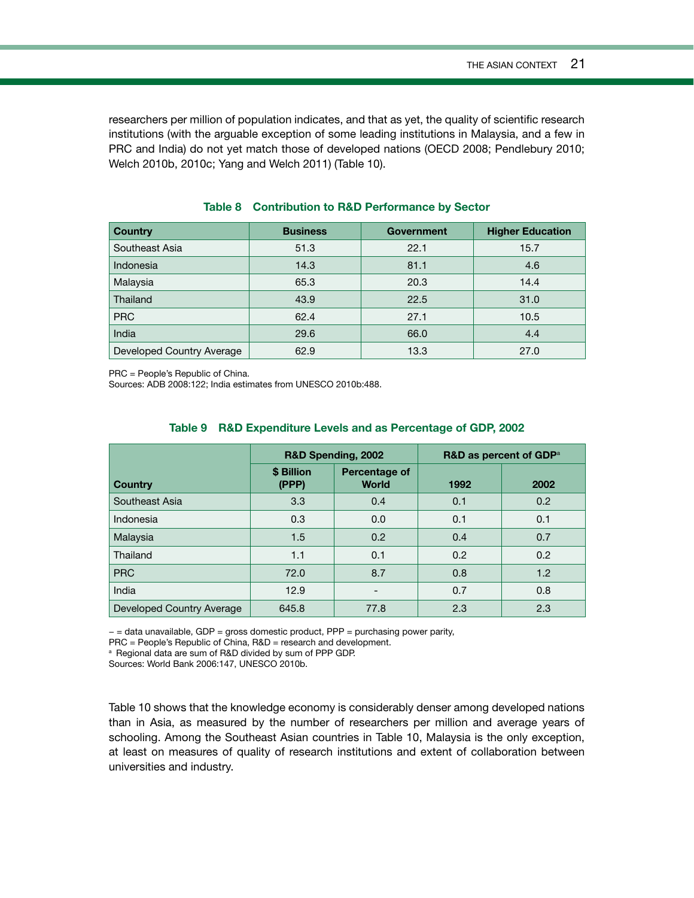researchers per million of population indicates, and that as yet, the quality of scientific research institutions (with the arguable exception of some leading institutions in Malaysia, and a few in PRC and India) do not yet match those of developed nations (OECD 2008; Pendlebury 2010; Welch 2010b, 2010c; Yang and Welch 2011) (Table 10).

**Table 8 Contribution to R&D Performance by Sector**

| Country | Business | Government | Higher Education |
|---|---|---|---|
| Southeast Asia | 51.3 | 22.1 | 15.7 |
| Indonesia | 14.3 | 81.1 | 4.6 |
| Malaysia | 65.3 | 20.3 | 14.4 |
| Thailand | 43.9 | 22.5 | 31.0 |
| PRC | 62.4 | 27.1 | 10.5 |
| India | 29.6 | 66.0 | 4.4 |
| Developed Country Average | 62.9 | 13.3 | 27.0 |

PRC = People's Republic of China.
Sources: ADB 2008:122; India estimates from UNESCO 2010b:488.

**Table 9 R&D Expenditure Levels and as Percentage of GDP, 2002**

| Country | R&D Spending, 2002 | | R&D as percent of GDP[a] | |
|---|---|---|---|---|
| | $ Billion (PPP) | Percentage of World | 1992 | 2002 |
| Southeast Asia | 3.3 | 0.4 | 0.1 | 0.2 |
| Indonesia | 0.3 | 0.0 | 0.1 | 0.1 |
| Malaysia | 1.5 | 0.2 | 0.4 | 0.7 |
| Thailand | 1.1 | 0.1 | 0.2 | 0.2 |
| PRC | 72.0 | 8.7 | 0.8 | 1.2 |
| India | 12.9 | - | 0.7 | 0.8 |
| Developed Country Average | 645.8 | 77.8 | 2.3 | 2.3 |

– = data unavailable, GDP = gross domestic product, PPP = purchasing power parity,
PRC = People's Republic of China, R&D = research and development.
[a] Regional data are sum of R&D divided by sum of PPP GDP.
Sources: World Bank 2006:147, UNESCO 2010b.

Table 10 shows that the knowledge economy is considerably denser among developed nations than in Asia, as measured by the number of researchers per million and average years of schooling. Among the Southeast Asian countries in Table 10, Malaysia is the only exception, at least on measures of quality of research institutions and extent of collaboration between universities and industry.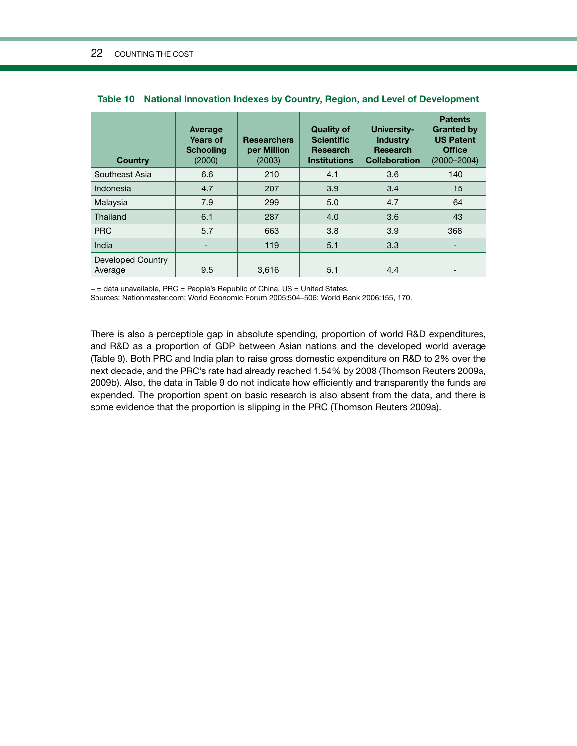**Table 10 National Innovation Indexes by Country, Region, and Level of Development**

| Country | Average Years of Schooling (2000) | Researchers per Million (2003) | Quality of Scientific Research Institutions | University-Industry Research Collaboration | Patents Granted by US Patent Office (2000–2004) |
|---|---|---|---|---|---|
| Southeast Asia | 6.6 | 210 | 4.1 | 3.6 | 140 |
| Indonesia | 4.7 | 207 | 3.9 | 3.4 | 15 |
| Malaysia | 7.9 | 299 | 5.0 | 4.7 | 64 |
| Thailand | 6.1 | 287 | 4.0 | 3.6 | 43 |
| PRC | 5.7 | 663 | 3.8 | 3.9 | 368 |
| India | - | 119 | 5.1 | 3.3 | - |
| Developed Country Average | 9.5 | 3,616 | 5.1 | 4.4 | - |

– = data unavailable, PRC = People's Republic of China, US = United States.
Sources: Nationmaster.com; World Economic Forum 2005:504–506; World Bank 2006:155, 170.

There is also a perceptible gap in absolute spending, proportion of world R&D expenditures, and R&D as a proportion of GDP between Asian nations and the developed world average (Table 9). Both PRC and India plan to raise gross domestic expenditure on R&D to 2% over the next decade, and the PRC's rate had already reached 1.54% by 2008 (Thomson Reuters 2009a, 2009b). Also, the data in Table 9 do not indicate how efficiently and transparently the funds are expended. The proportion spent on basic research is also absent from the data, and there is some evidence that the proportion is slipping in the PRC (Thomson Reuters 2009a).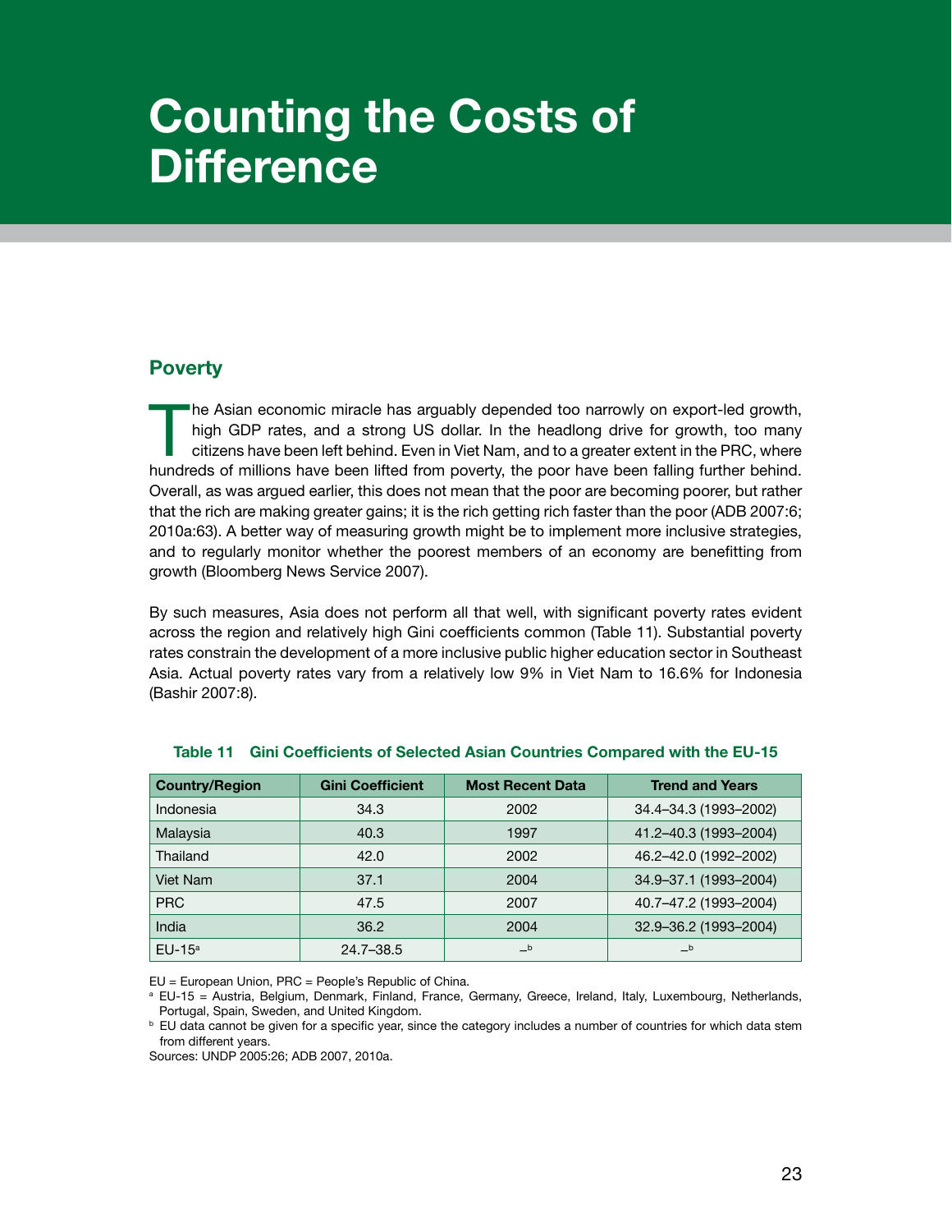// Counting the Costs of Difference

## Poverty

The Asian economic miracle has arguably depended too narrowly on export-led growth, high GDP rates, and a strong US dollar. In the headlong drive for growth, too many citizens have been left behind. Even in Viet Nam, and to a greater extent in the PRC, where hundreds of millions have been lifted from poverty, the poor have been falling further behind. Overall, as was argued earlier, this does not mean that the poor are becoming poorer, but rather that the rich are making greater gains; it is the rich getting rich faster than the poor (ADB 2007:6; 2010a:63). A better way of measuring growth might be to implement more inclusive strategies, and to regularly monitor whether the poorest members of an economy are benefitting from growth (Bloomberg News Service 2007).

By such measures, Asia does not perform all that well, with significant poverty rates evident across the region and relatively high Gini coefficients common (Table 11). Substantial poverty rates constrain the development of a more inclusive public higher education sector in Southeast Asia. Actual poverty rates vary from a relatively low 9% in Viet Nam to 16.6% for Indonesia (Bashir 2007:8).

**Table 11 Gini Coefficients of Selected Asian Countries Compared with the EU-15**

| Country/Region | Gini Coefficient | Most Recent Data | Trend and Years |
|---|---|---|---|
| Indonesia | 34.3 | 2002 | 34.4–34.3 (1993–2002) |
| Malaysia | 40.3 | 1997 | 41.2–40.3 (1993–2004) |
| Thailand | 42.0 | 2002 | 46.2–42.0 (1992–2002) |
| Viet Nam | 37.1 | 2004 | 34.9–37.1 (1993–2004) |
| PRC | 47.5 | 2007 | 40.7–47.2 (1993–2004) |
| India | 36.2 | 2004 | 32.9–36.2 (1993–2004) |
| EU-15[a] | 24.7–38.5 | –[b] | –[b] |

EU = European Union, PRC = People's Republic of China.

[a] EU-15 = Austria, Belgium, Denmark, Finland, France, Germany, Greece, Ireland, Italy, Luxembourg, Netherlands, Portugal, Spain, Sweden, and United Kingdom.

[b] EU data cannot be given for a specific year, since the category includes a number of countries for which data stem from different years.

Sources: UNDP 2005:26; ADB 2007, 2010a.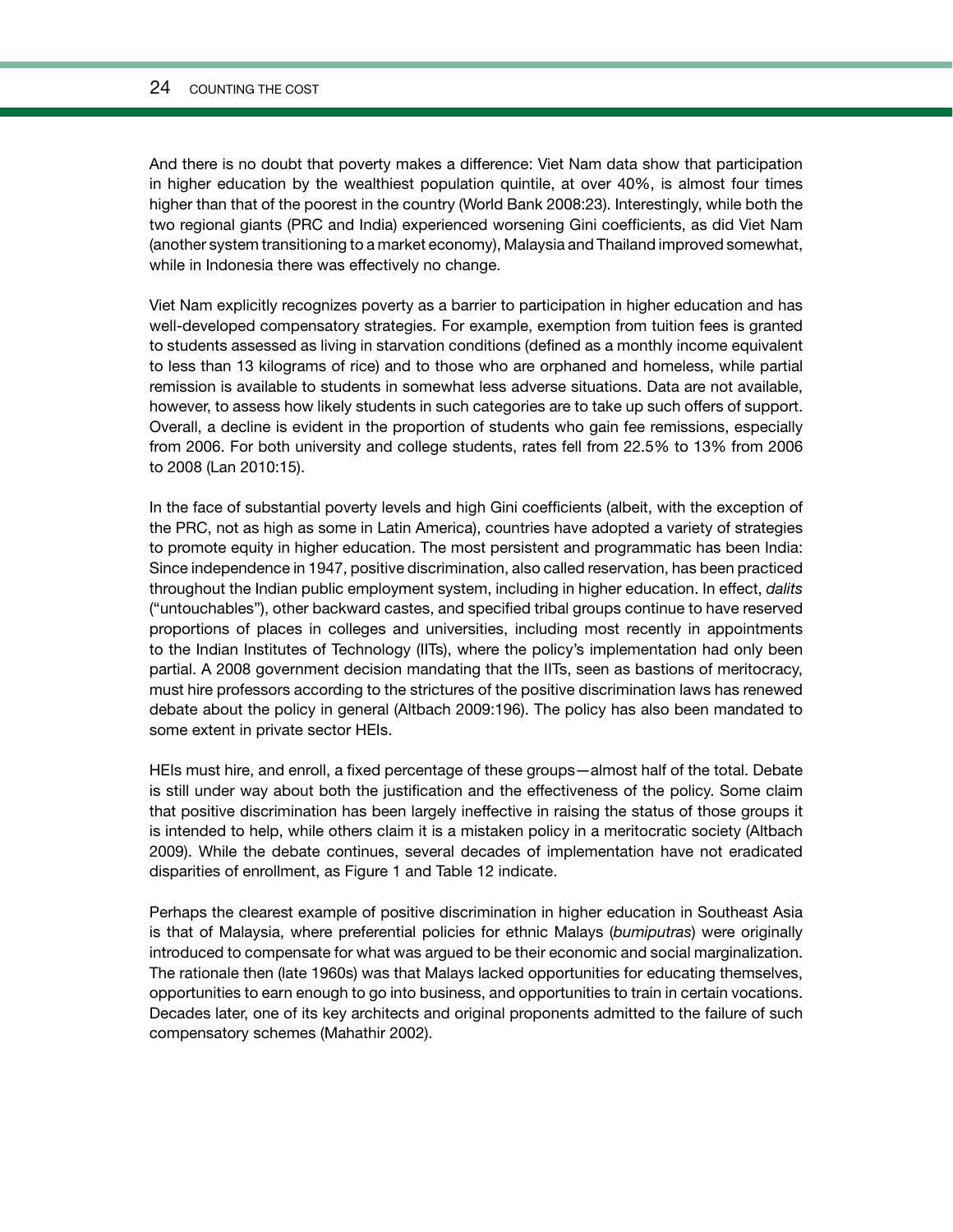And there is no doubt that poverty makes a difference: Viet Nam data show that participation in higher education by the wealthiest population quintile, at over 40%, is almost four times higher than that of the poorest in the country (World Bank 2008:23). Interestingly, while both the two regional giants (PRC and India) experienced worsening Gini coefficients, as did Viet Nam (another system transitioning to a market economy), Malaysia and Thailand improved somewhat, while in Indonesia there was effectively no change.

Viet Nam explicitly recognizes poverty as a barrier to participation in higher education and has well-developed compensatory strategies. For example, exemption from tuition fees is granted to students assessed as living in starvation conditions (defined as a monthly income equivalent to less than 13 kilograms of rice) and to those who are orphaned and homeless, while partial remission is available to students in somewhat less adverse situations. Data are not available, however, to assess how likely students in such categories are to take up such offers of support. Overall, a decline is evident in the proportion of students who gain fee remissions, especially from 2006. For both university and college students, rates fell from 22.5% to 13% from 2006 to 2008 (Lan 2010:15).

In the face of substantial poverty levels and high Gini coefficients (albeit, with the exception of the PRC, not as high as some in Latin America), countries have adopted a variety of strategies to promote equity in higher education. The most persistent and programmatic has been India: Since independence in 1947, positive discrimination, also called reservation, has been practiced throughout the Indian public employment system, including in higher education. In effect, *dalits* ("untouchables"), other backward castes, and specified tribal groups continue to have reserved proportions of places in colleges and universities, including most recently in appointments to the Indian Institutes of Technology (IITs), where the policy's implementation had only been partial. A 2008 government decision mandating that the IITs, seen as bastions of meritocracy, must hire professors according to the strictures of the positive discrimination laws has renewed debate about the policy in general (Altbach 2009:196). The policy has also been mandated to some extent in private sector HEIs.

HEIs must hire, and enroll, a fixed percentage of these groups—almost half of the total. Debate is still under way about both the justification and the effectiveness of the policy. Some claim that positive discrimination has been largely ineffective in raising the status of those groups it is intended to help, while others claim it is a mistaken policy in a meritocratic society (Altbach 2009). While the debate continues, several decades of implementation have not eradicated disparities of enrollment, as Figure 1 and Table 12 indicate.

Perhaps the clearest example of positive discrimination in higher education in Southeast Asia is that of Malaysia, where preferential policies for ethnic Malays (*bumiputras*) were originally introduced to compensate for what was argued to be their economic and social marginalization. The rationale then (late 1960s) was that Malays lacked opportunities for educating themselves, opportunities to earn enough to go into business, and opportunities to train in certain vocations. Decades later, one of its key architects and original proponents admitted to the failure of such compensatory schemes (Mahathir 2002).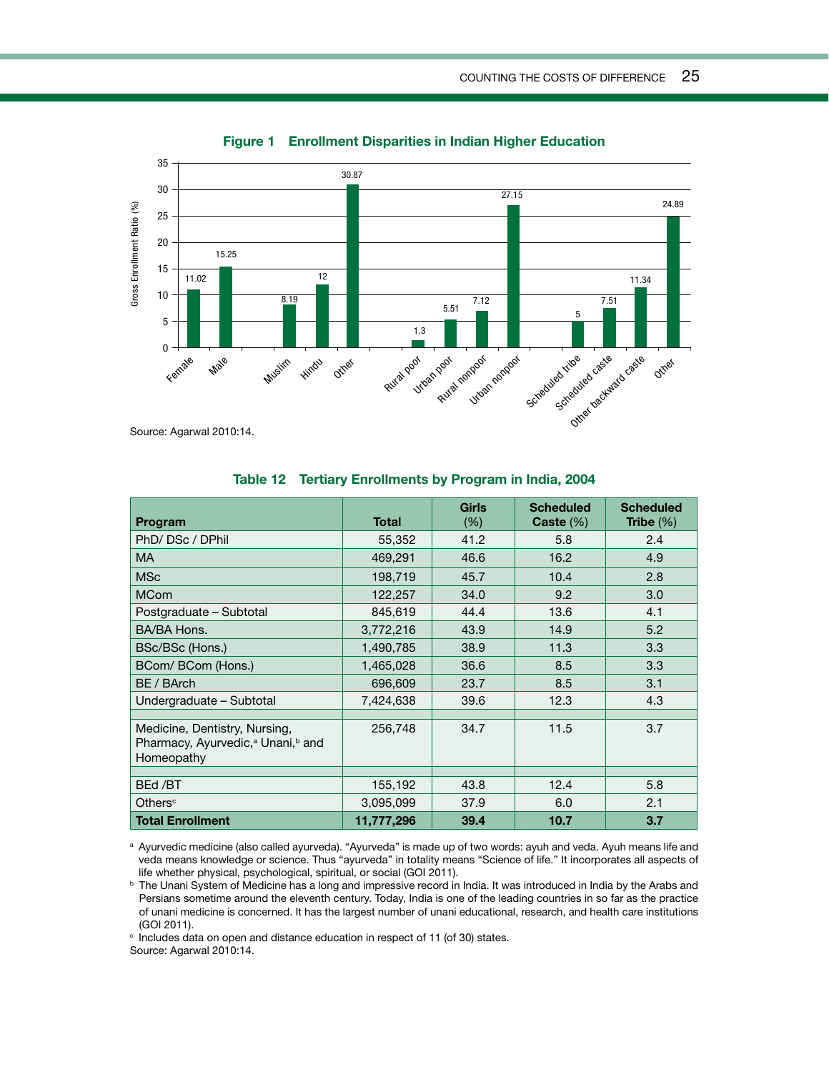**Figure 1 Enrollment Disparities in Indian Higher Education**

Source: Agarwal 2010:14.

**Table 12 Tertiary Enrollments by Program in India, 2004**

| Program | Total | Girls (%) | Scheduled Caste (%) | Scheduled Tribe (%) |
|---|---|---|---|---|
| PhD/ DSc / DPhil | 55,352 | 41.2 | 5.8 | 2.4 |
| MA | 469,291 | 46.6 | 16.2 | 4.9 |
| MSc | 198,719 | 45.7 | 10.4 | 2.8 |
| MCom | 122,257 | 34.0 | 9.2 | 3.0 |
| Postgraduate – Subtotal | 845,619 | 44.4 | 13.6 | 4.1 |
| BA/BA Hons. | 3,772,216 | 43.9 | 14.9 | 5.2 |
| BSc/BSc (Hons.) | 1,490,785 | 38.9 | 11.3 | 3.3 |
| BCom/ BCom (Hons.) | 1,465,028 | 36.6 | 8.5 | 3.3 |
| BE / BArch | 696,609 | 23.7 | 8.5 | 3.1 |
| Undergraduate – Subtotal | 7,424,638 | 39.6 | 12.3 | 4.3 |
| | | | | |
| Medicine, Dentistry, Nursing, Pharmacy, Ayurvedic,[a] Unani,[b] and Homeopathy | 256,748 | 34.7 | 11.5 | 3.7 |
| | | | | |
| BEd /BT | 155,192 | 43.8 | 12.4 | 5.8 |
| Others[c] | 3,095,099 | 37.9 | 6.0 | 2.1 |
| **Total Enrollment** | **11,777,296** | **39.4** | **10.7** | **3.7** |

[a] Ayurvedic medicine (also called ayurveda). "Ayurveda" is made up of two words: ayuh and veda. Ayuh means life and veda means knowledge or science. Thus "ayurveda" in totality means "Science of life." It incorporates all aspects of life whether physical, psychological, spiritual, or social (GOI 2011).

[b] The Unani System of Medicine has a long and impressive record in India. It was introduced in India by the Arabs and Persians sometime around the eleventh century. Today, India is one of the leading countries in so far as the practice of unani medicine is concerned. It has the largest number of unani educational, research, and health care institutions (GOI 2011).

[c] Includes data on open and distance education in respect of 11 (of 30) states.

Source: Agarwal 2010:14.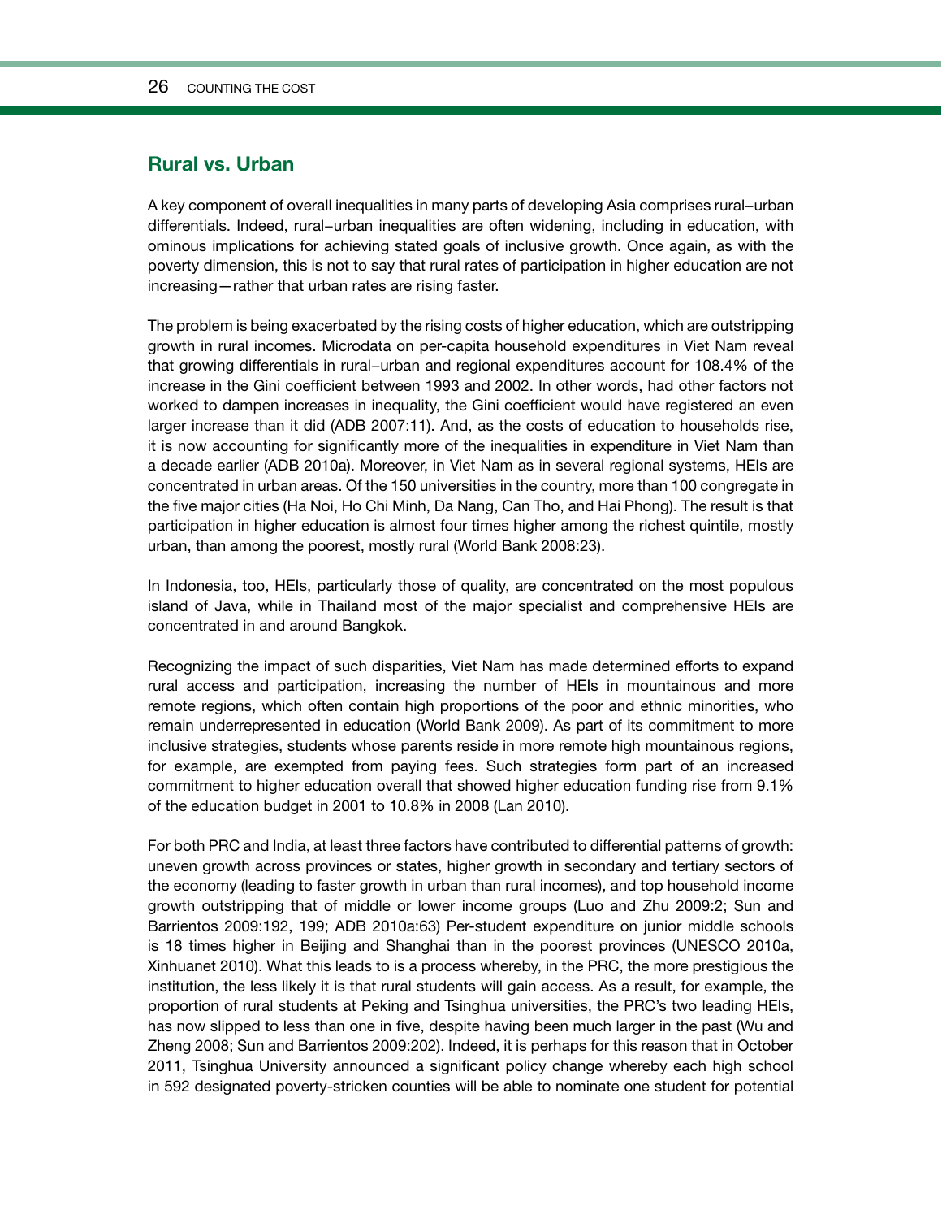## Rural vs. Urban

A key component of overall inequalities in many parts of developing Asia comprises rural–urban differentials. Indeed, rural–urban inequalities are often widening, including in education, with ominous implications for achieving stated goals of inclusive growth. Once again, as with the poverty dimension, this is not to say that rural rates of participation in higher education are not increasing—rather that urban rates are rising faster.

The problem is being exacerbated by the rising costs of higher education, which are outstripping growth in rural incomes. Microdata on per-capita household expenditures in Viet Nam reveal that growing differentials in rural–urban and regional expenditures account for 108.4% of the increase in the Gini coefficient between 1993 and 2002. In other words, had other factors not worked to dampen increases in inequality, the Gini coefficient would have registered an even larger increase than it did (ADB 2007:11). And, as the costs of education to households rise, it is now accounting for significantly more of the inequalities in expenditure in Viet Nam than a decade earlier (ADB 2010a). Moreover, in Viet Nam as in several regional systems, HEIs are concentrated in urban areas. Of the 150 universities in the country, more than 100 congregate in the five major cities (Ha Noi, Ho Chi Minh, Da Nang, Can Tho, and Hai Phong). The result is that participation in higher education is almost four times higher among the richest quintile, mostly urban, than among the poorest, mostly rural (World Bank 2008:23).

In Indonesia, too, HEIs, particularly those of quality, are concentrated on the most populous island of Java, while in Thailand most of the major specialist and comprehensive HEIs are concentrated in and around Bangkok.

Recognizing the impact of such disparities, Viet Nam has made determined efforts to expand rural access and participation, increasing the number of HEIs in mountainous and more remote regions, which often contain high proportions of the poor and ethnic minorities, who remain underrepresented in education (World Bank 2009). As part of its commitment to more inclusive strategies, students whose parents reside in more remote high mountainous regions, for example, are exempted from paying fees. Such strategies form part of an increased commitment to higher education overall that showed higher education funding rise from 9.1% of the education budget in 2001 to 10.8% in 2008 (Lan 2010).

For both PRC and India, at least three factors have contributed to differential patterns of growth: uneven growth across provinces or states, higher growth in secondary and tertiary sectors of the economy (leading to faster growth in urban than rural incomes), and top household income growth outstripping that of middle or lower income groups (Luo and Zhu 2009:2; Sun and Barrientos 2009:192, 199; ADB 2010a:63) Per-student expenditure on junior middle schools is 18 times higher in Beijing and Shanghai than in the poorest provinces (UNESCO 2010a, Xinhuanet 2010). What this leads to is a process whereby, in the PRC, the more prestigious the institution, the less likely it is that rural students will gain access. As a result, for example, the proportion of rural students at Peking and Tsinghua universities, the PRC's two leading HEIs, has now slipped to less than one in five, despite having been much larger in the past (Wu and Zheng 2008; Sun and Barrientos 2009:202). Indeed, it is perhaps for this reason that in October 2011, Tsinghua University announced a significant policy change whereby each high school in 592 designated poverty-stricken counties will be able to nominate one student for potential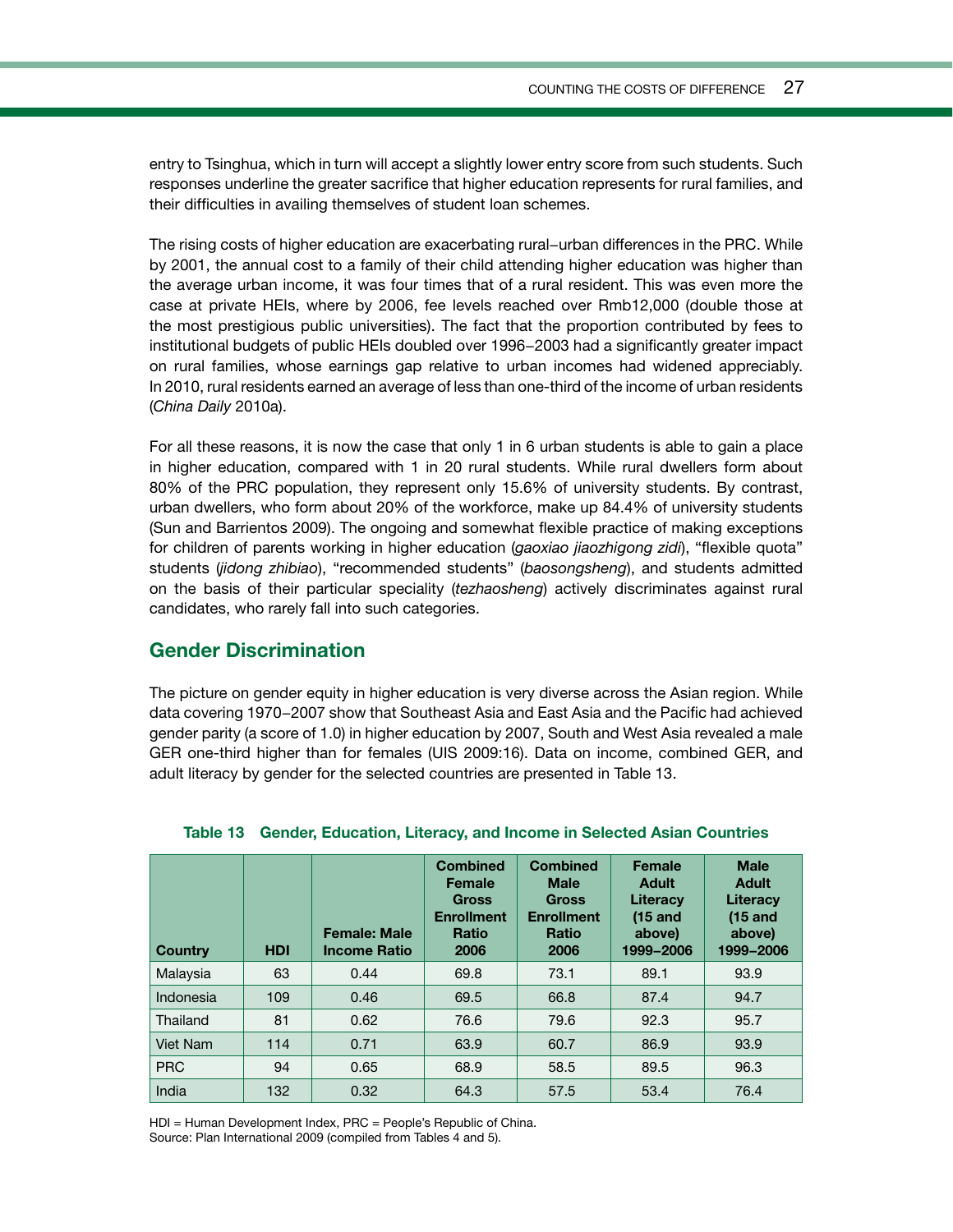entry to Tsinghua, which in turn will accept a slightly lower entry score from such students. Such responses underline the greater sacrifice that higher education represents for rural families, and their difficulties in availing themselves of student loan schemes.

The rising costs of higher education are exacerbating rural–urban differences in the PRC. While by 2001, the annual cost to a family of their child attending higher education was higher than the average urban income, it was four times that of a rural resident. This was even more the case at private HEIs, where by 2006, fee levels reached over Rmb12,000 (double those at the most prestigious public universities). The fact that the proportion contributed by fees to institutional budgets of public HEIs doubled over 1996–2003 had a significantly greater impact on rural families, whose earnings gap relative to urban incomes had widened appreciably. In 2010, rural residents earned an average of less than one-third of the income of urban residents (*China Daily* 2010a).

For all these reasons, it is now the case that only 1 in 6 urban students is able to gain a place in higher education, compared with 1 in 20 rural students. While rural dwellers form about 80% of the PRC population, they represent only 15.6% of university students. By contrast, urban dwellers, who form about 20% of the workforce, make up 84.4% of university students (Sun and Barrientos 2009). The ongoing and somewhat flexible practice of making exceptions for children of parents working in higher education (*gaoxiao jiaozhigong zidi*), "flexible quota" students (*jidong zhibiao*), "recommended students" (*baosongsheng*), and students admitted on the basis of their particular speciality (*tezhaosheng*) actively discriminates against rural candidates, who rarely fall into such categories.

## Gender Discrimination

The picture on gender equity in higher education is very diverse across the Asian region. While data covering 1970–2007 show that Southeast Asia and East Asia and the Pacific had achieved gender parity (a score of 1.0) in higher education by 2007, South and West Asia revealed a male GER one-third higher than for females (UIS 2009:16). Data on income, combined GER, and adult literacy by gender for the selected countries are presented in Table 13.

**Table 13 Gender, Education, Literacy, and Income in Selected Asian Countries**

| Country | HDI | Female: Male Income Ratio | Combined Female Gross Enrollment Ratio 2006 | Combined Male Gross Enrollment Ratio 2006 | Female Adult Literacy (15 and above) 1999–2006 | Male Adult Literacy (15 and above) 1999–2006 |
|---|---|---|---|---|---|---|
| Malaysia | 63 | 0.44 | 69.8 | 73.1 | 89.1 | 93.9 |
| Indonesia | 109 | 0.46 | 69.5 | 66.8 | 87.4 | 94.7 |
| Thailand | 81 | 0.62 | 76.6 | 79.6 | 92.3 | 95.7 |
| Viet Nam | 114 | 0.71 | 63.9 | 60.7 | 86.9 | 93.9 |
| PRC | 94 | 0.65 | 68.9 | 58.5 | 89.5 | 96.3 |
| India | 132 | 0.32 | 64.3 | 57.5 | 53.4 | 76.4 |

HDI = Human Development Index, PRC = People's Republic of China.
Source: Plan International 2009 (compiled from Tables 4 and 5).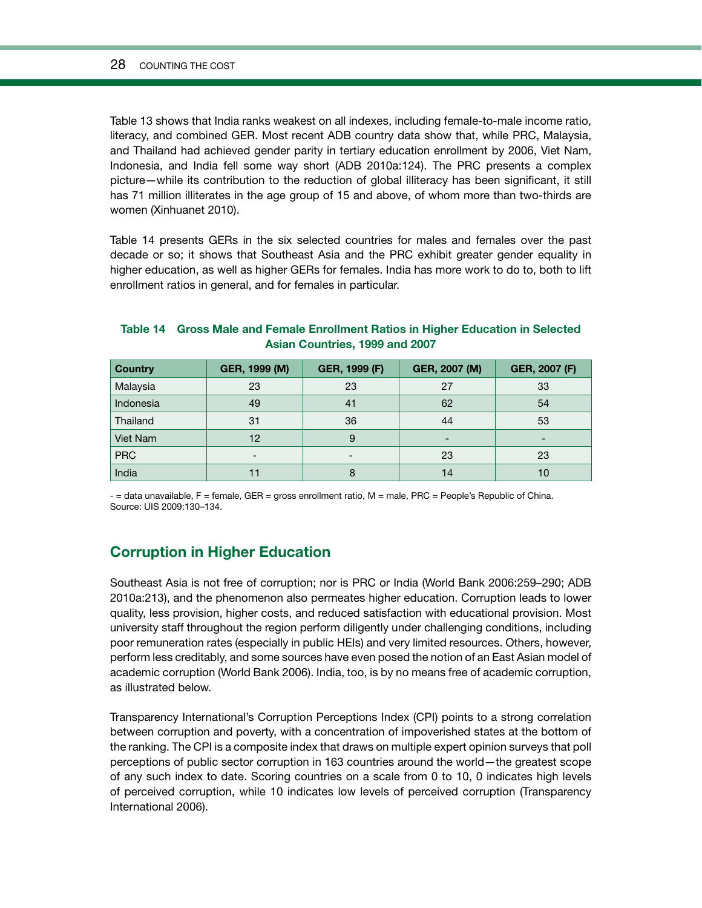Table 13 shows that India ranks weakest on all indexes, including female-to-male income ratio, literacy, and combined GER. Most recent ADB country data show that, while PRC, Malaysia, and Thailand had achieved gender parity in tertiary education enrollment by 2006, Viet Nam, Indonesia, and India fell some way short (ADB 2010a:124). The PRC presents a complex picture—while its contribution to the reduction of global illiteracy has been significant, it still has 71 million illiterates in the age group of 15 and above, of whom more than two-thirds are women (Xinhuanet 2010).

Table 14 presents GERs in the six selected countries for males and females over the past decade or so; it shows that Southeast Asia and the PRC exhibit greater gender equality in higher education, as well as higher GERs for females. India has more work to do to, both to lift enrollment ratios in general, and for females in particular.

**Table 14 Gross Male and Female Enrollment Ratios in Higher Education in Selected Asian Countries, 1999 and 2007**

| Country | GER, 1999 (M) | GER, 1999 (F) | GER, 2007 (M) | GER, 2007 (F) |
|---|---|---|---|---|
| Malaysia | 23 | 23 | 27 | 33 |
| Indonesia | 49 | 41 | 62 | 54 |
| Thailand | 31 | 36 | 44 | 53 |
| Viet Nam | 12 | 9 | - | - |
| PRC | - | - | 23 | 23 |
| India | 11 | 8 | 14 | 10 |

- = data unavailable, F = female, GER = gross enrollment ratio, M = male, PRC = People's Republic of China.
Source: UIS 2009:130–134.

## Corruption in Higher Education

Southeast Asia is not free of corruption; nor is PRC or India (World Bank 2006:259–290; ADB 2010a:213), and the phenomenon also permeates higher education. Corruption leads to lower quality, less provision, higher costs, and reduced satisfaction with educational provision. Most university staff throughout the region perform diligently under challenging conditions, including poor remuneration rates (especially in public HEIs) and very limited resources. Others, however, perform less creditably, and some sources have even posed the notion of an East Asian model of academic corruption (World Bank 2006). India, too, is by no means free of academic corruption, as illustrated below.

Transparency International's Corruption Perceptions Index (CPI) points to a strong correlation between corruption and poverty, with a concentration of impoverished states at the bottom of the ranking. The CPI is a composite index that draws on multiple expert opinion surveys that poll perceptions of public sector corruption in 163 countries around the world—the greatest scope of any such index to date. Scoring countries on a scale from 0 to 10, 0 indicates high levels of perceived corruption, while 10 indicates low levels of perceived corruption (Transparency International 2006).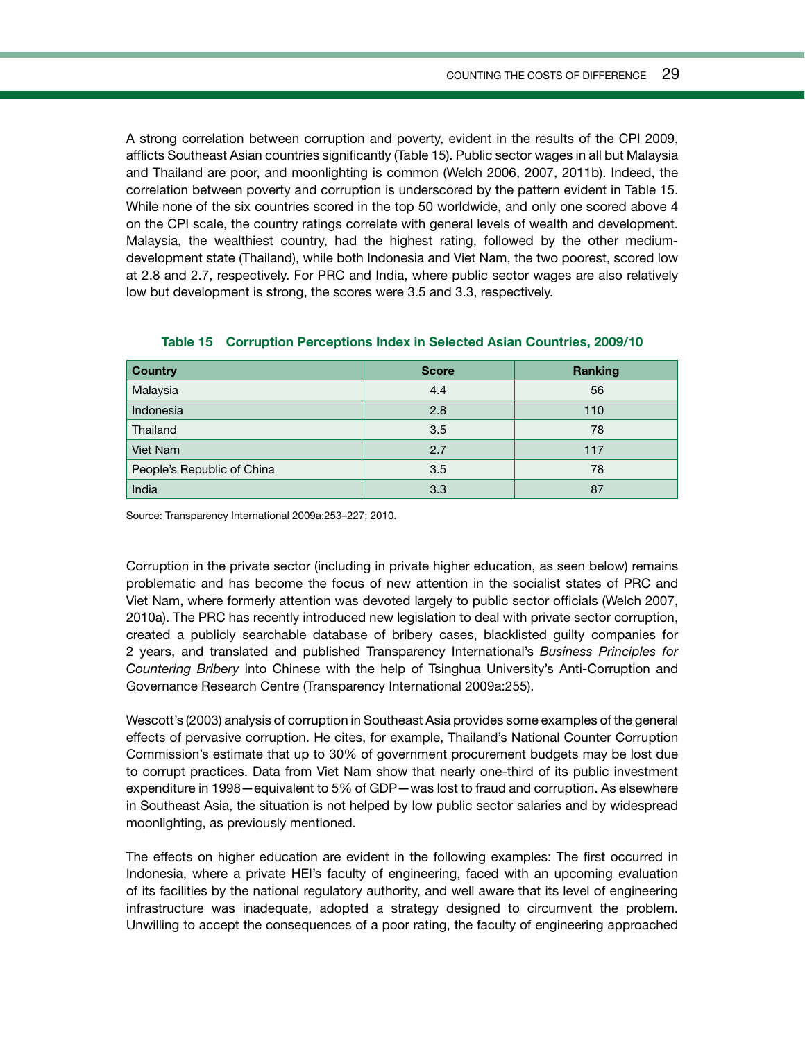A strong correlation between corruption and poverty, evident in the results of the CPI 2009, afflicts Southeast Asian countries significantly (Table 15). Public sector wages in all but Malaysia and Thailand are poor, and moonlighting is common (Welch 2006, 2007, 2011b). Indeed, the correlation between poverty and corruption is underscored by the pattern evident in Table 15. While none of the six countries scored in the top 50 worldwide, and only one scored above 4 on the CPI scale, the country ratings correlate with general levels of wealth and development. Malaysia, the wealthiest country, had the highest rating, followed by the other medium-development state (Thailand), while both Indonesia and Viet Nam, the two poorest, scored low at 2.8 and 2.7, respectively. For PRC and India, where public sector wages are also relatively low but development is strong, the scores were 3.5 and 3.3, respectively.

**Table 15 Corruption Perceptions Index in Selected Asian Countries, 2009/10**

| Country | Score | Ranking |
| --- | --- | --- |
| Malaysia | 4.4 | 56 |
| Indonesia | 2.8 | 110 |
| Thailand | 3.5 | 78 |
| Viet Nam | 2.7 | 117 |
| People's Republic of China | 3.5 | 78 |
| India | 3.3 | 87 |

Source: Transparency International 2009a:253–227; 2010.

Corruption in the private sector (including in private higher education, as seen below) remains problematic and has become the focus of new attention in the socialist states of PRC and Viet Nam, where formerly attention was devoted largely to public sector officials (Welch 2007, 2010a). The PRC has recently introduced new legislation to deal with private sector corruption, created a publicly searchable database of bribery cases, blacklisted guilty companies for 2 years, and translated and published Transparency International's *Business Principles for Countering Bribery* into Chinese with the help of Tsinghua University's Anti-Corruption and Governance Research Centre (Transparency International 2009a:255).

Wescott's (2003) analysis of corruption in Southeast Asia provides some examples of the general effects of pervasive corruption. He cites, for example, Thailand's National Counter Corruption Commission's estimate that up to 30% of government procurement budgets may be lost due to corrupt practices. Data from Viet Nam show that nearly one-third of its public investment expenditure in 1998—equivalent to 5% of GDP—was lost to fraud and corruption. As elsewhere in Southeast Asia, the situation is not helped by low public sector salaries and by widespread moonlighting, as previously mentioned.

The effects on higher education are evident in the following examples: The first occurred in Indonesia, where a private HEI's faculty of engineering, faced with an upcoming evaluation of its facilities by the national regulatory authority, and well aware that its level of engineering infrastructure was inadequate, adopted a strategy designed to circumvent the problem. Unwilling to accept the consequences of a poor rating, the faculty of engineering approached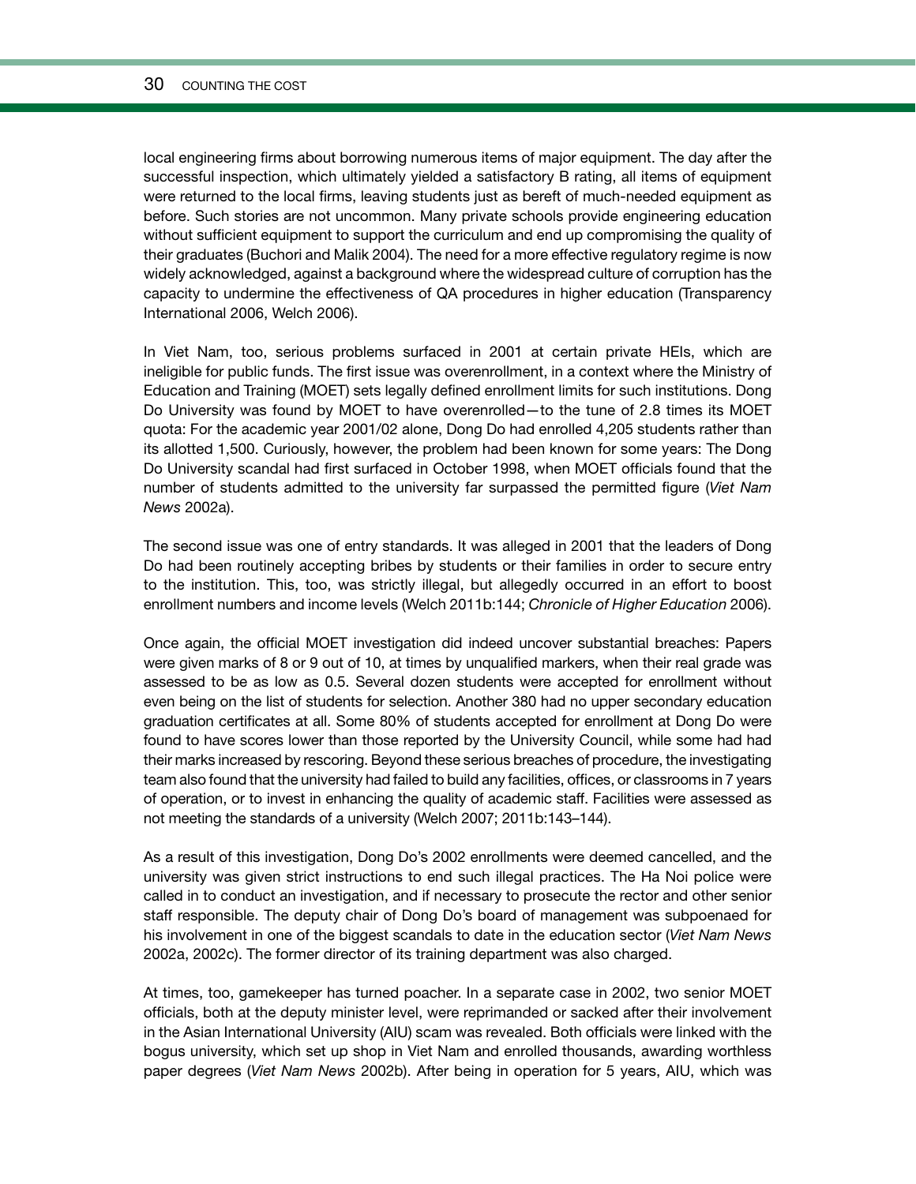local engineering firms about borrowing numerous items of major equipment. The day after the successful inspection, which ultimately yielded a satisfactory B rating, all items of equipment were returned to the local firms, leaving students just as bereft of much-needed equipment as before. Such stories are not uncommon. Many private schools provide engineering education without sufficient equipment to support the curriculum and end up compromising the quality of their graduates (Buchori and Malik 2004). The need for a more effective regulatory regime is now widely acknowledged, against a background where the widespread culture of corruption has the capacity to undermine the effectiveness of QA procedures in higher education (Transparency International 2006, Welch 2006).

In Viet Nam, too, serious problems surfaced in 2001 at certain private HEIs, which are ineligible for public funds. The first issue was overenrollment, in a context where the Ministry of Education and Training (MOET) sets legally defined enrollment limits for such institutions. Dong Do University was found by MOET to have overenrolled—to the tune of 2.8 times its MOET quota: For the academic year 2001/02 alone, Dong Do had enrolled 4,205 students rather than its allotted 1,500. Curiously, however, the problem had been known for some years: The Dong Do University scandal had first surfaced in October 1998, when MOET officials found that the number of students admitted to the university far surpassed the permitted figure (*Viet Nam News* 2002a).

The second issue was one of entry standards. It was alleged in 2001 that the leaders of Dong Do had been routinely accepting bribes by students or their families in order to secure entry to the institution. This, too, was strictly illegal, but allegedly occurred in an effort to boost enrollment numbers and income levels (Welch 2011b:144; *Chronicle of Higher Education* 2006).

Once again, the official MOET investigation did indeed uncover substantial breaches: Papers were given marks of 8 or 9 out of 10, at times by unqualified markers, when their real grade was assessed to be as low as 0.5. Several dozen students were accepted for enrollment without even being on the list of students for selection. Another 380 had no upper secondary education graduation certificates at all. Some 80% of students accepted for enrollment at Dong Do were found to have scores lower than those reported by the University Council, while some had had their marks increased by rescoring. Beyond these serious breaches of procedure, the investigating team also found that the university had failed to build any facilities, offices, or classrooms in 7 years of operation, or to invest in enhancing the quality of academic staff. Facilities were assessed as not meeting the standards of a university (Welch 2007; 2011b:143–144).

As a result of this investigation, Dong Do's 2002 enrollments were deemed cancelled, and the university was given strict instructions to end such illegal practices. The Ha Noi police were called in to conduct an investigation, and if necessary to prosecute the rector and other senior staff responsible. The deputy chair of Dong Do's board of management was subpoenaed for his involvement in one of the biggest scandals to date in the education sector (*Viet Nam News* 2002a, 2002c). The former director of its training department was also charged.

At times, too, gamekeeper has turned poacher. In a separate case in 2002, two senior MOET officials, both at the deputy minister level, were reprimanded or sacked after their involvement in the Asian International University (AIU) scam was revealed. Both officials were linked with the bogus university, which set up shop in Viet Nam and enrolled thousands, awarding worthless paper degrees (*Viet Nam News* 2002b). After being in operation for 5 years, AIU, which was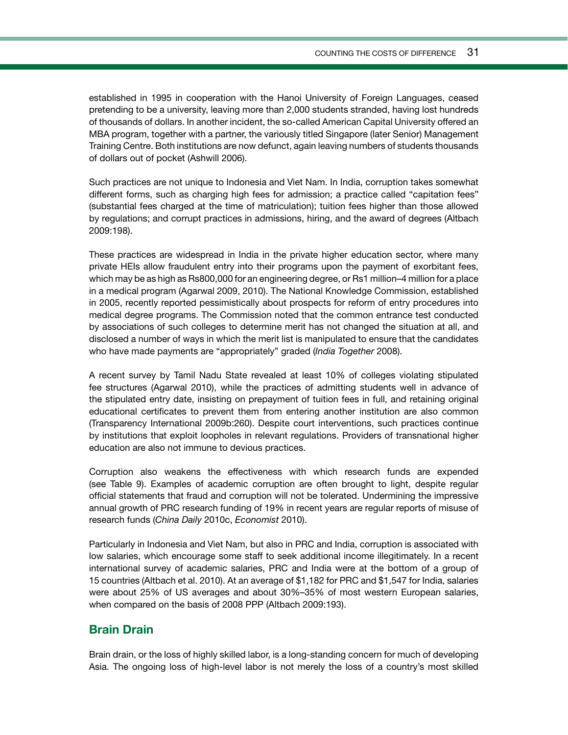established in 1995 in cooperation with the Hanoi University of Foreign Languages, ceased pretending to be a university, leaving more than 2,000 students stranded, having lost hundreds of thousands of dollars. In another incident, the so-called American Capital University offered an MBA program, together with a partner, the variously titled Singapore (later Senior) Management Training Centre. Both institutions are now defunct, again leaving numbers of students thousands of dollars out of pocket (Ashwill 2006).

Such practices are not unique to Indonesia and Viet Nam. In India, corruption takes somewhat different forms, such as charging high fees for admission; a practice called "capitation fees" (substantial fees charged at the time of matriculation); tuition fees higher than those allowed by regulations; and corrupt practices in admissions, hiring, and the award of degrees (Altbach 2009:198).

These practices are widespread in India in the private higher education sector, where many private HEIs allow fraudulent entry into their programs upon the payment of exorbitant fees, which may be as high as Rs800,000 for an engineering degree, or Rs1 million–4 million for a place in a medical program (Agarwal 2009, 2010). The National Knowledge Commission, established in 2005, recently reported pessimistically about prospects for reform of entry procedures into medical degree programs. The Commission noted that the common entrance test conducted by associations of such colleges to determine merit has not changed the situation at all, and disclosed a number of ways in which the merit list is manipulated to ensure that the candidates who have made payments are "appropriately" graded (*India Together* 2008).

A recent survey by Tamil Nadu State revealed at least 10% of colleges violating stipulated fee structures (Agarwal 2010), while the practices of admitting students well in advance of the stipulated entry date, insisting on prepayment of tuition fees in full, and retaining original educational certificates to prevent them from entering another institution are also common (Transparency International 2009b:260). Despite court interventions, such practices continue by institutions that exploit loopholes in relevant regulations. Providers of transnational higher education are also not immune to devious practices.

Corruption also weakens the effectiveness with which research funds are expended (see Table 9). Examples of academic corruption are often brought to light, despite regular official statements that fraud and corruption will not be tolerated. Undermining the impressive annual growth of PRC research funding of 19% in recent years are regular reports of misuse of research funds (*China Daily* 2010c, *Economist* 2010).

Particularly in Indonesia and Viet Nam, but also in PRC and India, corruption is associated with low salaries, which encourage some staff to seek additional income illegitimately. In a recent international survey of academic salaries, PRC and India were at the bottom of a group of 15 countries (Altbach et al. 2010). At an average of $1,182 for PRC and $1,547 for India, salaries were about 25% of US averages and about 30%–35% of most western European salaries, when compared on the basis of 2008 PPP (Altbach 2009:193).

## Brain Drain

Brain drain, or the loss of highly skilled labor, is a long-standing concern for much of developing Asia. The ongoing loss of high-level labor is not merely the loss of a country's most skilled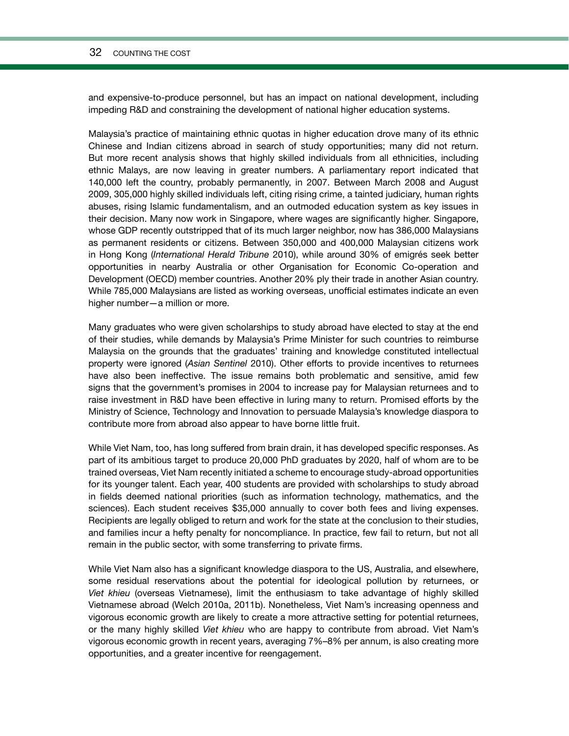and expensive-to-produce personnel, but has an impact on national development, including impeding R&D and constraining the development of national higher education systems.

Malaysia's practice of maintaining ethnic quotas in higher education drove many of its ethnic Chinese and Indian citizens abroad in search of study opportunities; many did not return. But more recent analysis shows that highly skilled individuals from all ethnicities, including ethnic Malays, are now leaving in greater numbers. A parliamentary report indicated that 140,000 left the country, probably permanently, in 2007. Between March 2008 and August 2009, 305,000 highly skilled individuals left, citing rising crime, a tainted judiciary, human rights abuses, rising Islamic fundamentalism, and an outmoded education system as key issues in their decision. Many now work in Singapore, where wages are significantly higher. Singapore, whose GDP recently outstripped that of its much larger neighbor, now has 386,000 Malaysians as permanent residents or citizens. Between 350,000 and 400,000 Malaysian citizens work in Hong Kong (*International Herald Tribune* 2010), while around 30% of emigrés seek better opportunities in nearby Australia or other Organisation for Economic Co-operation and Development (OECD) member countries. Another 20% ply their trade in another Asian country. While 785,000 Malaysians are listed as working overseas, unofficial estimates indicate an even higher number—a million or more.

Many graduates who were given scholarships to study abroad have elected to stay at the end of their studies, while demands by Malaysia's Prime Minister for such countries to reimburse Malaysia on the grounds that the graduates' training and knowledge constituted intellectual property were ignored (*Asian Sentinel* 2010). Other efforts to provide incentives to returnees have also been ineffective. The issue remains both problematic and sensitive, amid few signs that the government's promises in 2004 to increase pay for Malaysian returnees and to raise investment in R&D have been effective in luring many to return. Promised efforts by the Ministry of Science, Technology and Innovation to persuade Malaysia's knowledge diaspora to contribute more from abroad also appear to have borne little fruit.

While Viet Nam, too, has long suffered from brain drain, it has developed specific responses. As part of its ambitious target to produce 20,000 PhD graduates by 2020, half of whom are to be trained overseas, Viet Nam recently initiated a scheme to encourage study-abroad opportunities for its younger talent. Each year, 400 students are provided with scholarships to study abroad in fields deemed national priorities (such as information technology, mathematics, and the sciences). Each student receives $35,000 annually to cover both fees and living expenses. Recipients are legally obliged to return and work for the state at the conclusion to their studies, and families incur a hefty penalty for noncompliance. In practice, few fail to return, but not all remain in the public sector, with some transferring to private firms.

While Viet Nam also has a significant knowledge diaspora to the US, Australia, and elsewhere, some residual reservations about the potential for ideological pollution by returnees, or *Viet khieu* (overseas Vietnamese), limit the enthusiasm to take advantage of highly skilled Vietnamese abroad (Welch 2010a, 2011b). Nonetheless, Viet Nam's increasing openness and vigorous economic growth are likely to create a more attractive setting for potential returnees, or the many highly skilled *Viet khieu* who are happy to contribute from abroad. Viet Nam's vigorous economic growth in recent years, averaging 7%–8% per annum, is also creating more opportunities, and a greater incentive for reengagement.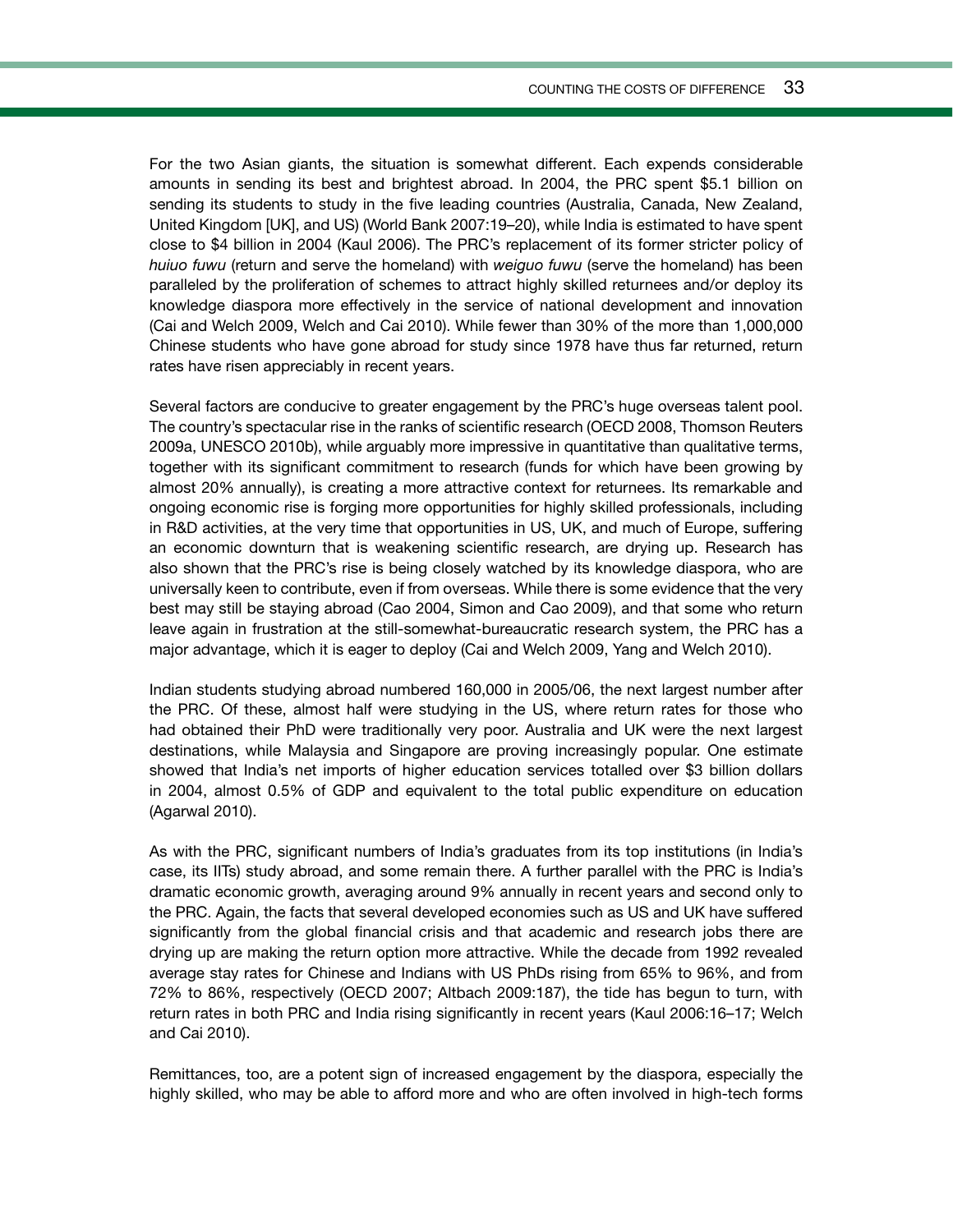For the two Asian giants, the situation is somewhat different. Each expends considerable amounts in sending its best and brightest abroad. In 2004, the PRC spent $5.1 billion on sending its students to study in the five leading countries (Australia, Canada, New Zealand, United Kingdom [UK], and US) (World Bank 2007:19–20), while India is estimated to have spent close to $4 billion in 2004 (Kaul 2006). The PRC's replacement of its former stricter policy of *huiuo fuwu* (return and serve the homeland) with *weiguo fuwu* (serve the homeland) has been paralleled by the proliferation of schemes to attract highly skilled returnees and/or deploy its knowledge diaspora more effectively in the service of national development and innovation (Cai and Welch 2009, Welch and Cai 2010). While fewer than 30% of the more than 1,000,000 Chinese students who have gone abroad for study since 1978 have thus far returned, return rates have risen appreciably in recent years.

Several factors are conducive to greater engagement by the PRC's huge overseas talent pool. The country's spectacular rise in the ranks of scientific research (OECD 2008, Thomson Reuters 2009a, UNESCO 2010b), while arguably more impressive in quantitative than qualitative terms, together with its significant commitment to research (funds for which have been growing by almost 20% annually), is creating a more attractive context for returnees. Its remarkable and ongoing economic rise is forging more opportunities for highly skilled professionals, including in R&D activities, at the very time that opportunities in US, UK, and much of Europe, suffering an economic downturn that is weakening scientific research, are drying up. Research has also shown that the PRC's rise is being closely watched by its knowledge diaspora, who are universally keen to contribute, even if from overseas. While there is some evidence that the very best may still be staying abroad (Cao 2004, Simon and Cao 2009), and that some who return leave again in frustration at the still-somewhat-bureaucratic research system, the PRC has a major advantage, which it is eager to deploy (Cai and Welch 2009, Yang and Welch 2010).

Indian students studying abroad numbered 160,000 in 2005/06, the next largest number after the PRC. Of these, almost half were studying in the US, where return rates for those who had obtained their PhD were traditionally very poor. Australia and UK were the next largest destinations, while Malaysia and Singapore are proving increasingly popular. One estimate showed that India's net imports of higher education services totalled over $3 billion dollars in 2004, almost 0.5% of GDP and equivalent to the total public expenditure on education (Agarwal 2010).

As with the PRC, significant numbers of India's graduates from its top institutions (in India's case, its IITs) study abroad, and some remain there. A further parallel with the PRC is India's dramatic economic growth, averaging around 9% annually in recent years and second only to the PRC. Again, the facts that several developed economies such as US and UK have suffered significantly from the global financial crisis and that academic and research jobs there are drying up are making the return option more attractive. While the decade from 1992 revealed average stay rates for Chinese and Indians with US PhDs rising from 65% to 96%, and from 72% to 86%, respectively (OECD 2007; Altbach 2009:187), the tide has begun to turn, with return rates in both PRC and India rising significantly in recent years (Kaul 2006:16–17; Welch and Cai 2010).

Remittances, too, are a potent sign of increased engagement by the diaspora, especially the highly skilled, who may be able to afford more and who are often involved in high-tech forms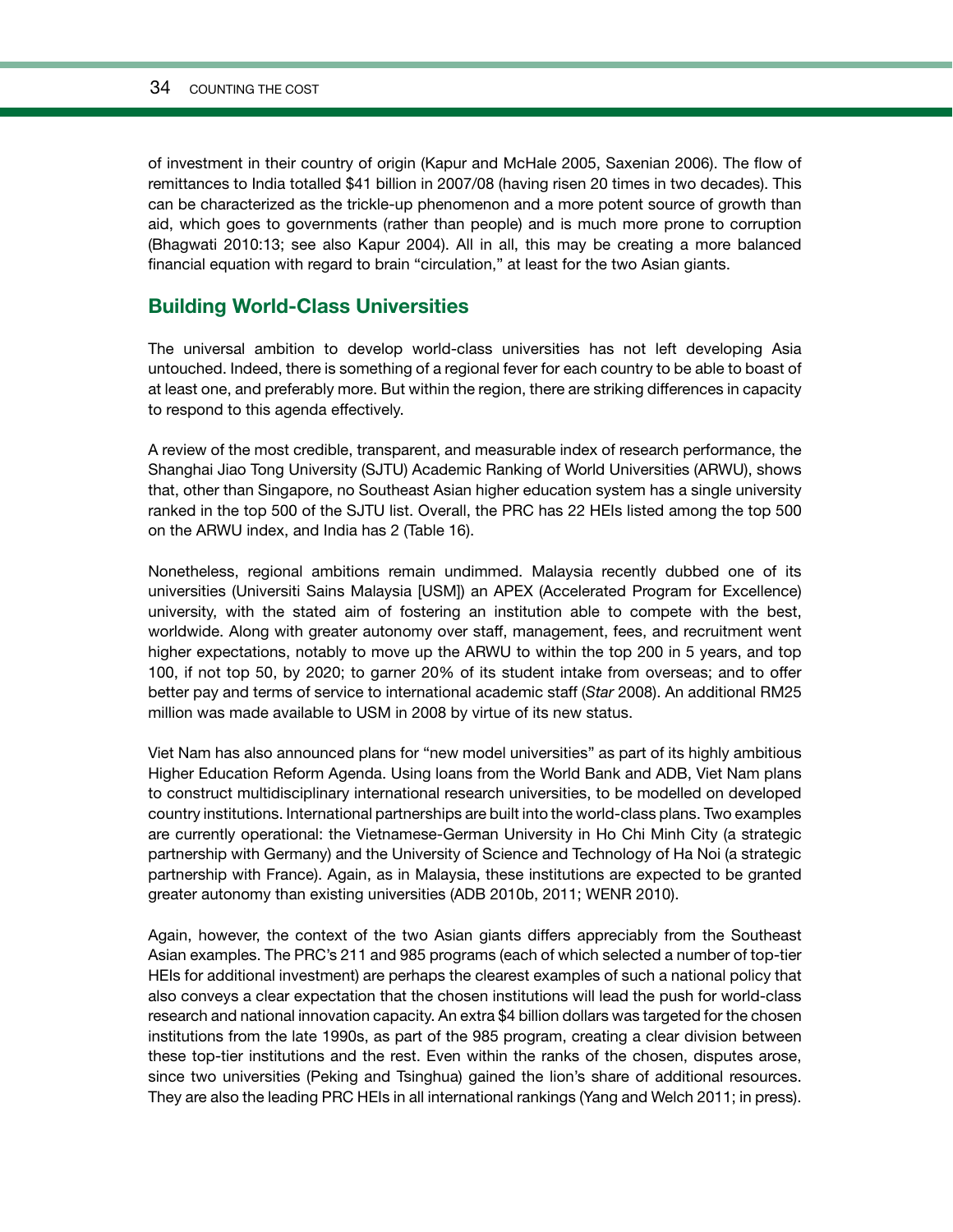of investment in their country of origin (Kapur and McHale 2005, Saxenian 2006). The flow of remittances to India totalled $41 billion in 2007/08 (having risen 20 times in two decades). This can be characterized as the trickle-up phenomenon and a more potent source of growth than aid, which goes to governments (rather than people) and is much more prone to corruption (Bhagwati 2010:13; see also Kapur 2004). All in all, this may be creating a more balanced financial equation with regard to brain "circulation," at least for the two Asian giants.

## Building World-Class Universities

The universal ambition to develop world-class universities has not left developing Asia untouched. Indeed, there is something of a regional fever for each country to be able to boast of at least one, and preferably more. But within the region, there are striking differences in capacity to respond to this agenda effectively.

A review of the most credible, transparent, and measurable index of research performance, the Shanghai Jiao Tong University (SJTU) Academic Ranking of World Universities (ARWU), shows that, other than Singapore, no Southeast Asian higher education system has a single university ranked in the top 500 of the SJTU list. Overall, the PRC has 22 HEIs listed among the top 500 on the ARWU index, and India has 2 (Table 16).

Nonetheless, regional ambitions remain undimmed. Malaysia recently dubbed one of its universities (Universiti Sains Malaysia [USM]) an APEX (Accelerated Program for Excellence) university, with the stated aim of fostering an institution able to compete with the best, worldwide. Along with greater autonomy over staff, management, fees, and recruitment went higher expectations, notably to move up the ARWU to within the top 200 in 5 years, and top 100, if not top 50, by 2020; to garner 20% of its student intake from overseas; and to offer better pay and terms of service to international academic staff (*Star* 2008). An additional RM25 million was made available to USM in 2008 by virtue of its new status.

Viet Nam has also announced plans for "new model universities" as part of its highly ambitious Higher Education Reform Agenda. Using loans from the World Bank and ADB, Viet Nam plans to construct multidisciplinary international research universities, to be modelled on developed country institutions. International partnerships are built into the world-class plans. Two examples are currently operational: the Vietnamese-German University in Ho Chi Minh City (a strategic partnership with Germany) and the University of Science and Technology of Ha Noi (a strategic partnership with France). Again, as in Malaysia, these institutions are expected to be granted greater autonomy than existing universities (ADB 2010b, 2011; WENR 2010).

Again, however, the context of the two Asian giants differs appreciably from the Southeast Asian examples. The PRC's 211 and 985 programs (each of which selected a number of top-tier HEIs for additional investment) are perhaps the clearest examples of such a national policy that also conveys a clear expectation that the chosen institutions will lead the push for world-class research and national innovation capacity. An extra $4 billion dollars was targeted for the chosen institutions from the late 1990s, as part of the 985 program, creating a clear division between these top-tier institutions and the rest. Even within the ranks of the chosen, disputes arose, since two universities (Peking and Tsinghua) gained the lion's share of additional resources. They are also the leading PRC HEIs in all international rankings (Yang and Welch 2011; in press).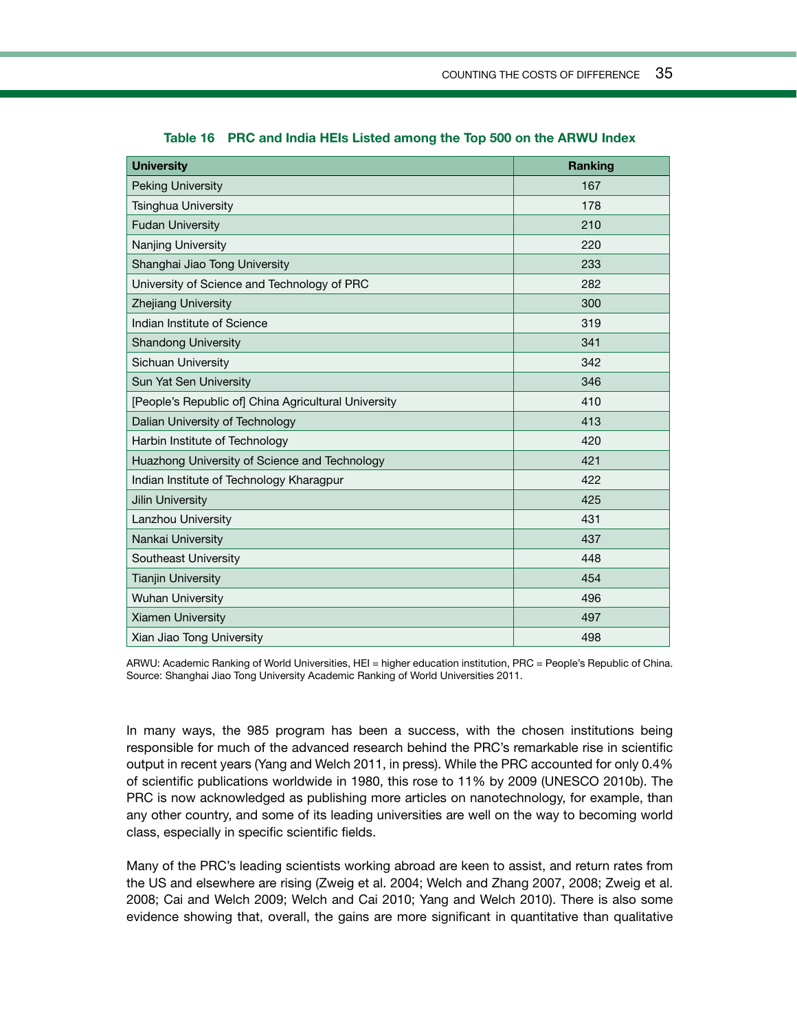**Table 16 PRC and India HEIs Listed among the Top 500 on the ARWU Index**

| University | Ranking |
|---|---|
| Peking University | 167 |
| Tsinghua University | 178 |
| Fudan University | 210 |
| Nanjing University | 220 |
| Shanghai Jiao Tong University | 233 |
| University of Science and Technology of PRC | 282 |
| Zhejiang University | 300 |
| Indian Institute of Science | 319 |
| Shandong University | 341 |
| Sichuan University | 342 |
| Sun Yat Sen University | 346 |
| [People's Republic of] China Agricultural University | 410 |
| Dalian University of Technology | 413 |
| Harbin Institute of Technology | 420 |
| Huazhong University of Science and Technology | 421 |
| Indian Institute of Technology Kharagpur | 422 |
| Jilin University | 425 |
| Lanzhou University | 431 |
| Nankai University | 437 |
| Southeast University | 448 |
| Tianjin University | 454 |
| Wuhan University | 496 |
| Xiamen University | 497 |
| Xian Jiao Tong University | 498 |

ARWU: Academic Ranking of World Universities, HEI = higher education institution, PRC = People's Republic of China.
Source: Shanghai Jiao Tong University Academic Ranking of World Universities 2011.

In many ways, the 985 program has been a success, with the chosen institutions being responsible for much of the advanced research behind the PRC's remarkable rise in scientific output in recent years (Yang and Welch 2011, in press). While the PRC accounted for only 0.4% of scientific publications worldwide in 1980, this rose to 11% by 2009 (UNESCO 2010b). The PRC is now acknowledged as publishing more articles on nanotechnology, for example, than any other country, and some of its leading universities are well on the way to becoming world class, especially in specific scientific fields.

Many of the PRC's leading scientists working abroad are keen to assist, and return rates from the US and elsewhere are rising (Zweig et al. 2004; Welch and Zhang 2007, 2008; Zweig et al. 2008; Cai and Welch 2009; Welch and Cai 2010; Yang and Welch 2010). There is also some evidence showing that, overall, the gains are more significant in quantitative than qualitative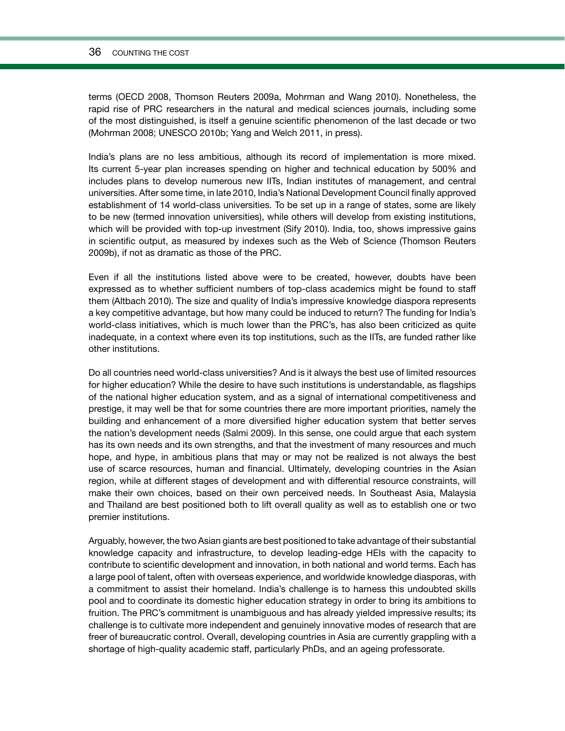terms (OECD 2008, Thomson Reuters 2009a, Mohrman and Wang 2010). Nonetheless, the rapid rise of PRC researchers in the natural and medical sciences journals, including some of the most distinguished, is itself a genuine scientific phenomenon of the last decade or two (Mohrman 2008; UNESCO 2010b; Yang and Welch 2011, in press).

India's plans are no less ambitious, although its record of implementation is more mixed. Its current 5-year plan increases spending on higher and technical education by 500% and includes plans to develop numerous new IITs, Indian institutes of management, and central universities. After some time, in late 2010, India's National Development Council finally approved establishment of 14 world-class universities. To be set up in a range of states, some are likely to be new (termed innovation universities), while others will develop from existing institutions, which will be provided with top-up investment (Sify 2010). India, too, shows impressive gains in scientific output, as measured by indexes such as the Web of Science (Thomson Reuters 2009b), if not as dramatic as those of the PRC.

Even if all the institutions listed above were to be created, however, doubts have been expressed as to whether sufficient numbers of top-class academics might be found to staff them (Altbach 2010). The size and quality of India's impressive knowledge diaspora represents a key competitive advantage, but how many could be induced to return? The funding for India's world-class initiatives, which is much lower than the PRC's, has also been criticized as quite inadequate, in a context where even its top institutions, such as the IITs, are funded rather like other institutions.

Do all countries need world-class universities? And is it always the best use of limited resources for higher education? While the desire to have such institutions is understandable, as flagships of the national higher education system, and as a signal of international competitiveness and prestige, it may well be that for some countries there are more important priorities, namely the building and enhancement of a more diversified higher education system that better serves the nation's development needs (Salmi 2009). In this sense, one could argue that each system has its own needs and its own strengths, and that the investment of many resources and much hope, and hype, in ambitious plans that may or may not be realized is not always the best use of scarce resources, human and financial. Ultimately, developing countries in the Asian region, while at different stages of development and with differential resource constraints, will make their own choices, based on their own perceived needs. In Southeast Asia, Malaysia and Thailand are best positioned both to lift overall quality as well as to establish one or two premier institutions.

Arguably, however, the two Asian giants are best positioned to take advantage of their substantial knowledge capacity and infrastructure, to develop leading-edge HEIs with the capacity to contribute to scientific development and innovation, in both national and world terms. Each has a large pool of talent, often with overseas experience, and worldwide knowledge diasporas, with a commitment to assist their homeland. India's challenge is to harness this undoubted skills pool and to coordinate its domestic higher education strategy in order to bring its ambitions to fruition. The PRC's commitment is unambiguous and has already yielded impressive results; its challenge is to cultivate more independent and genuinely innovative modes of research that are freer of bureaucratic control. Overall, developing countries in Asia are currently grappling with a shortage of high-quality academic staff, particularly PhDs, and an ageing professorate.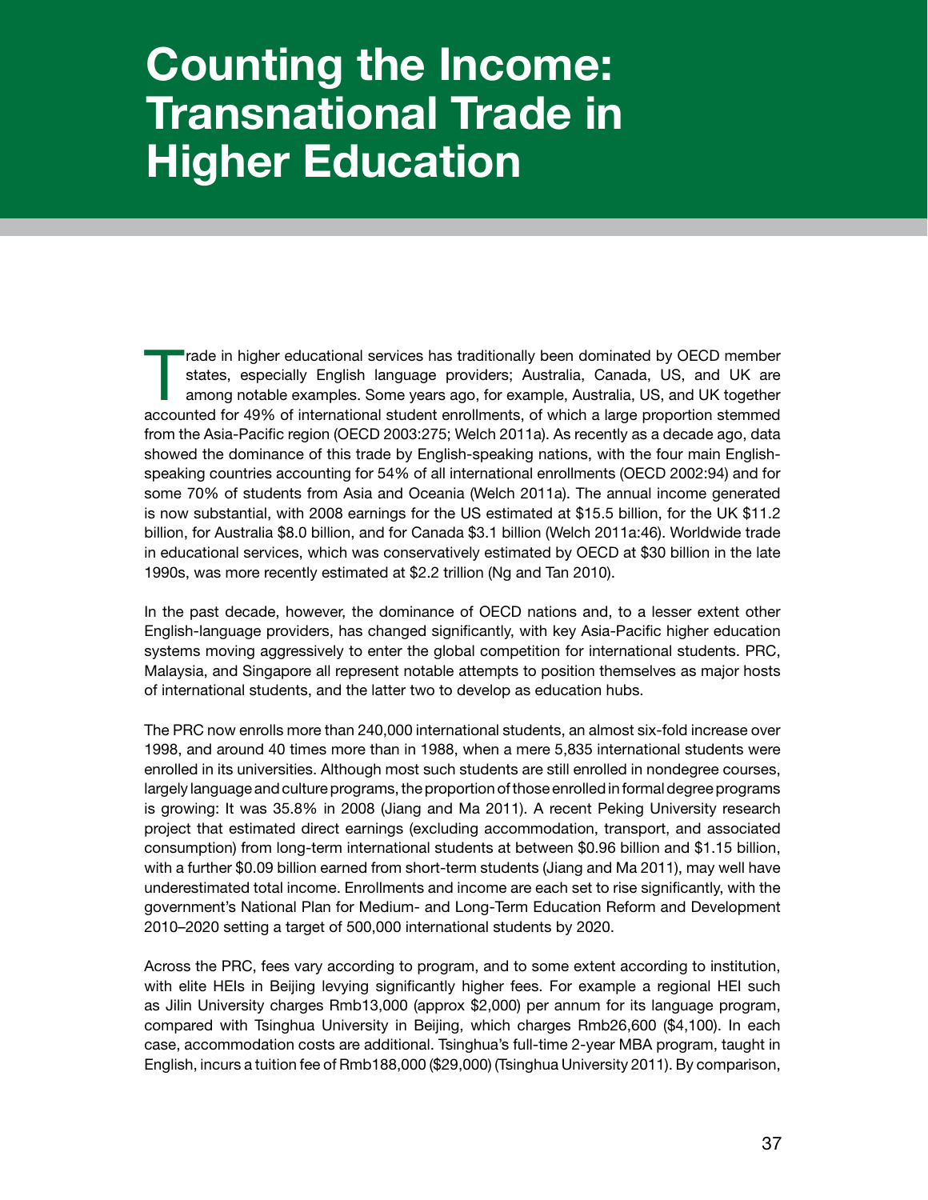# Counting the Income: Transnational Trade in Higher Education

Trade in higher educational services has traditionally been dominated by OECD member states, especially English language providers; Australia, Canada, US, and UK are among notable examples. Some years ago, for example, Australia, US, and UK together accounted for 49% of international student enrollments, of which a large proportion stemmed from the Asia-Pacific region (OECD 2003:275; Welch 2011a). As recently as a decade ago, data showed the dominance of this trade by English-speaking nations, with the four main English-speaking countries accounting for 54% of all international enrollments (OECD 2002:94) and for some 70% of students from Asia and Oceania (Welch 2011a). The annual income generated is now substantial, with 2008 earnings for the US estimated at $15.5 billion, for the UK $11.2 billion, for Australia $8.0 billion, and for Canada $3.1 billion (Welch 2011a:46). Worldwide trade in educational services, which was conservatively estimated by OECD at $30 billion in the late 1990s, was more recently estimated at $2.2 trillion (Ng and Tan 2010).

In the past decade, however, the dominance of OECD nations and, to a lesser extent other English-language providers, has changed significantly, with key Asia-Pacific higher education systems moving aggressively to enter the global competition for international students. PRC, Malaysia, and Singapore all represent notable attempts to position themselves as major hosts of international students, and the latter two to develop as education hubs.

The PRC now enrolls more than 240,000 international students, an almost six-fold increase over 1998, and around 40 times more than in 1988, when a mere 5,835 international students were enrolled in its universities. Although most such students are still enrolled in nondegree courses, largely language and culture programs, the proportion of those enrolled in formal degree programs is growing: It was 35.8% in 2008 (Jiang and Ma 2011). A recent Peking University research project that estimated direct earnings (excluding accommodation, transport, and associated consumption) from long-term international students at between $0.96 billion and $1.15 billion, with a further $0.09 billion earned from short-term students (Jiang and Ma 2011), may well have underestimated total income. Enrollments and income are each set to rise significantly, with the government's National Plan for Medium- and Long-Term Education Reform and Development 2010–2020 setting a target of 500,000 international students by 2020.

Across the PRC, fees vary according to program, and to some extent according to institution, with elite HEIs in Beijing levying significantly higher fees. For example a regional HEI such as Jilin University charges Rmb13,000 (approx $2,000) per annum for its language program, compared with Tsinghua University in Beijing, which charges Rmb26,600 ($4,100). In each case, accommodation costs are additional. Tsinghua's full-time 2-year MBA program, taught in English, incurs a tuition fee of Rmb188,000 ($29,000) (Tsinghua University 2011). By comparison,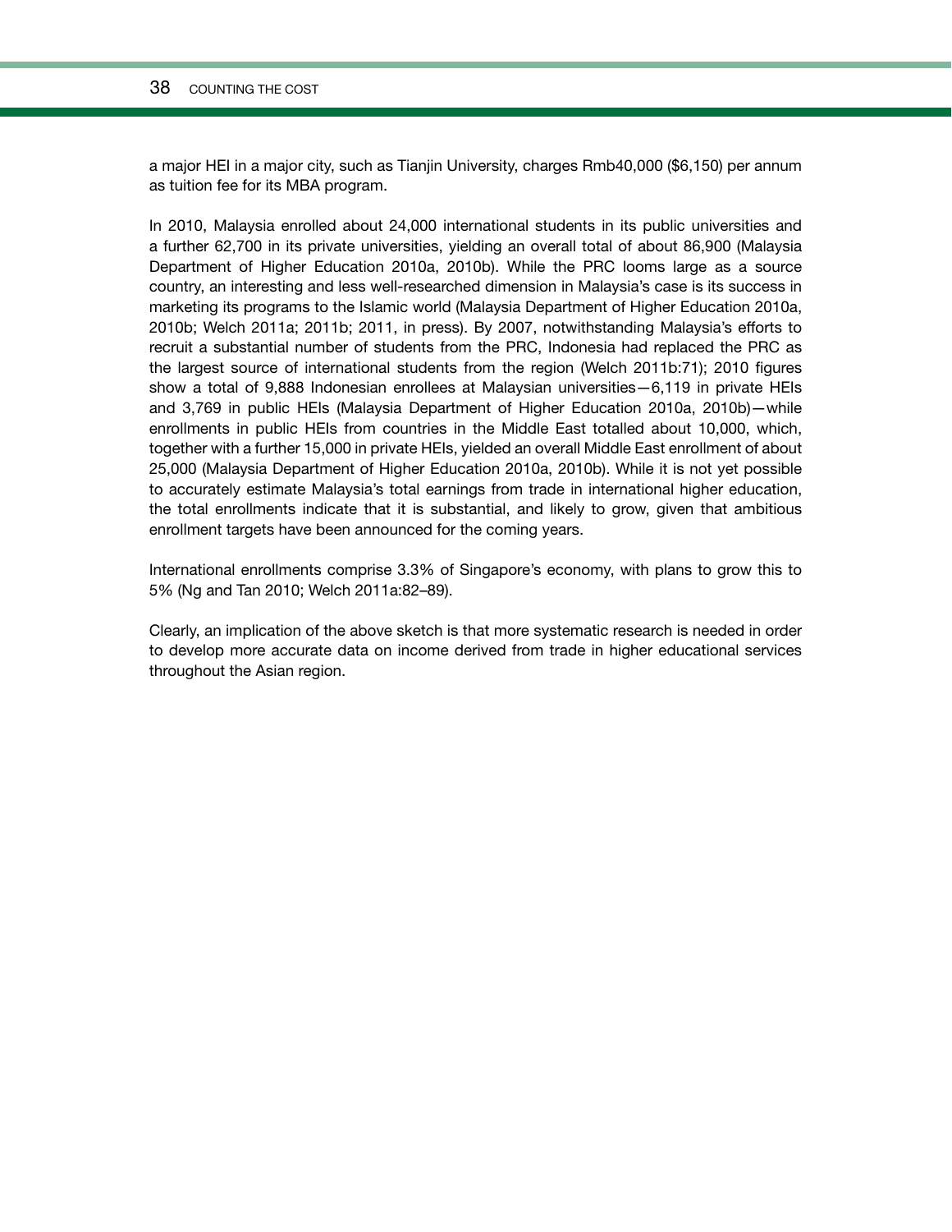a major HEI in a major city, such as Tianjin University, charges Rmb40,000 ($6,150) per annum as tuition fee for its MBA program.

In 2010, Malaysia enrolled about 24,000 international students in its public universities and a further 62,700 in its private universities, yielding an overall total of about 86,900 (Malaysia Department of Higher Education 2010a, 2010b). While the PRC looms large as a source country, an interesting and less well-researched dimension in Malaysia's case is its success in marketing its programs to the Islamic world (Malaysia Department of Higher Education 2010a, 2010b; Welch 2011a; 2011b; 2011, in press). By 2007, notwithstanding Malaysia's efforts to recruit a substantial number of students from the PRC, Indonesia had replaced the PRC as the largest source of international students from the region (Welch 2011b:71); 2010 figures show a total of 9,888 Indonesian enrollees at Malaysian universities—6,119 in private HEIs and 3,769 in public HEIs (Malaysia Department of Higher Education 2010a, 2010b)—while enrollments in public HEIs from countries in the Middle East totalled about 10,000, which, together with a further 15,000 in private HEIs, yielded an overall Middle East enrollment of about 25,000 (Malaysia Department of Higher Education 2010a, 2010b). While it is not yet possible to accurately estimate Malaysia's total earnings from trade in international higher education, the total enrollments indicate that it is substantial, and likely to grow, given that ambitious enrollment targets have been announced for the coming years.

International enrollments comprise 3.3% of Singapore's economy, with plans to grow this to 5% (Ng and Tan 2010; Welch 2011a:82–89).

Clearly, an implication of the above sketch is that more systematic research is needed in order to develop more accurate data on income derived from trade in higher educational services throughout the Asian region.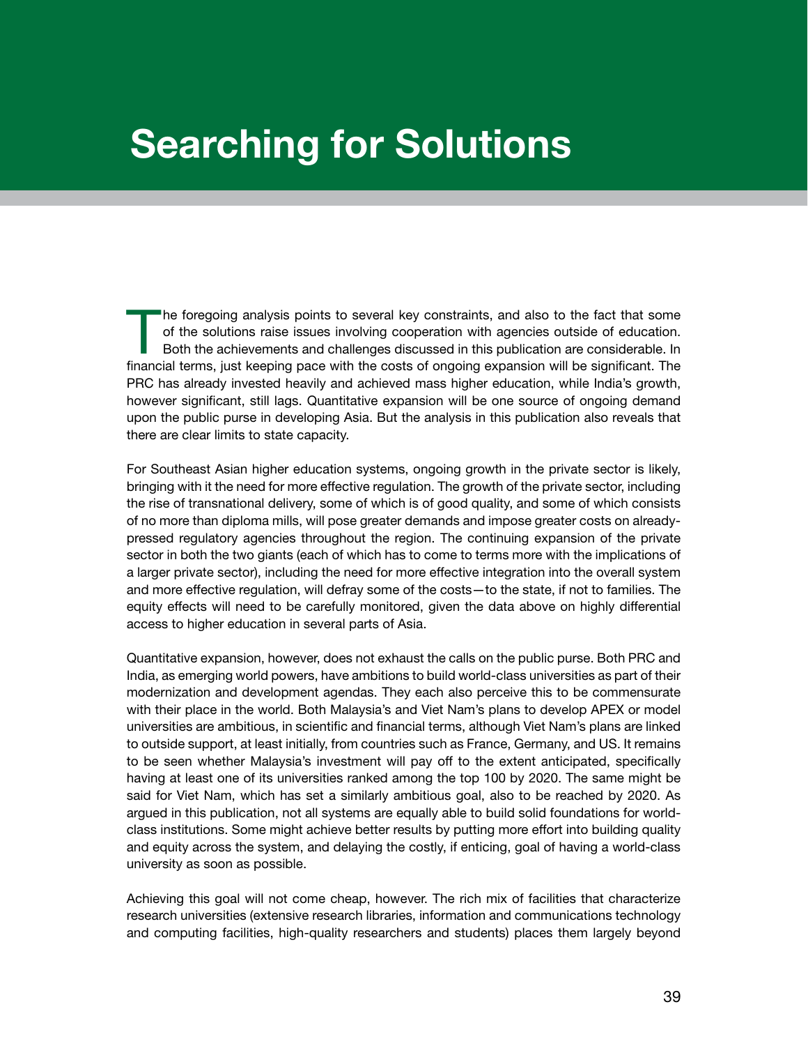# Searching for Solutions

The foregoing analysis points to several key constraints, and also to the fact that some of the solutions raise issues involving cooperation with agencies outside of education. Both the achievements and challenges discussed in this publication are considerable. In financial terms, just keeping pace with the costs of ongoing expansion will be significant. The PRC has already invested heavily and achieved mass higher education, while India's growth, however significant, still lags. Quantitative expansion will be one source of ongoing demand upon the public purse in developing Asia. But the analysis in this publication also reveals that there are clear limits to state capacity.

For Southeast Asian higher education systems, ongoing growth in the private sector is likely, bringing with it the need for more effective regulation. The growth of the private sector, including the rise of transnational delivery, some of which is of good quality, and some of which consists of no more than diploma mills, will pose greater demands and impose greater costs on already-pressed regulatory agencies throughout the region. The continuing expansion of the private sector in both the two giants (each of which has to come to terms more with the implications of a larger private sector), including the need for more effective integration into the overall system and more effective regulation, will defray some of the costs—to the state, if not to families. The equity effects will need to be carefully monitored, given the data above on highly differential access to higher education in several parts of Asia.

Quantitative expansion, however, does not exhaust the calls on the public purse. Both PRC and India, as emerging world powers, have ambitions to build world-class universities as part of their modernization and development agendas. They each also perceive this to be commensurate with their place in the world. Both Malaysia's and Viet Nam's plans to develop APEX or model universities are ambitious, in scientific and financial terms, although Viet Nam's plans are linked to outside support, at least initially, from countries such as France, Germany, and US. It remains to be seen whether Malaysia's investment will pay off to the extent anticipated, specifically having at least one of its universities ranked among the top 100 by 2020. The same might be said for Viet Nam, which has set a similarly ambitious goal, also to be reached by 2020. As argued in this publication, not all systems are equally able to build solid foundations for world-class institutions. Some might achieve better results by putting more effort into building quality and equity across the system, and delaying the costly, if enticing, goal of having a world-class university as soon as possible.

Achieving this goal will not come cheap, however. The rich mix of facilities that characterize research universities (extensive research libraries, information and communications technology and computing facilities, high-quality researchers and students) places them largely beyond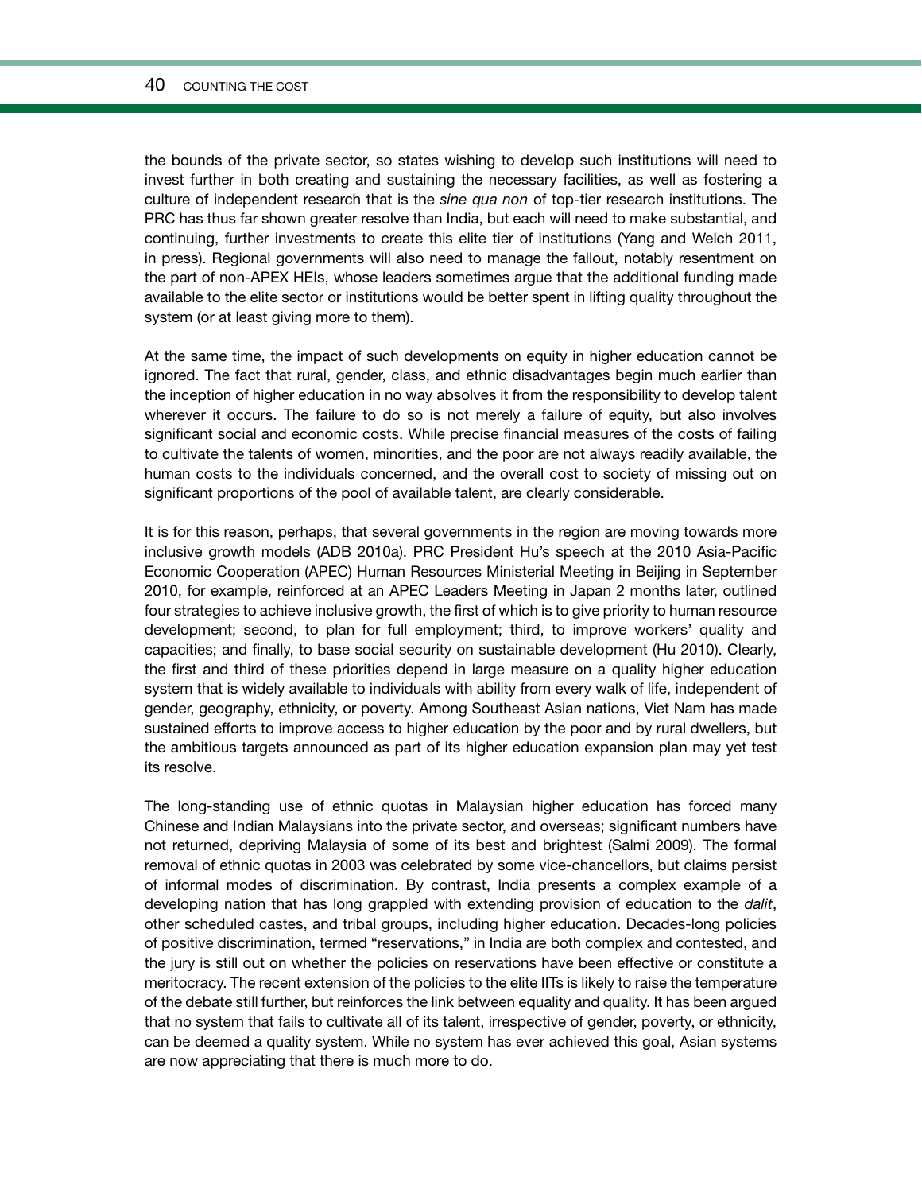the bounds of the private sector, so states wishing to develop such institutions will need to invest further in both creating and sustaining the necessary facilities, as well as fostering a culture of independent research that is the *sine qua non* of top-tier research institutions. The PRC has thus far shown greater resolve than India, but each will need to make substantial, and continuing, further investments to create this elite tier of institutions (Yang and Welch 2011, in press). Regional governments will also need to manage the fallout, notably resentment on the part of non-APEX HEIs, whose leaders sometimes argue that the additional funding made available to the elite sector or institutions would be better spent in lifting quality throughout the system (or at least giving more to them).

At the same time, the impact of such developments on equity in higher education cannot be ignored. The fact that rural, gender, class, and ethnic disadvantages begin much earlier than the inception of higher education in no way absolves it from the responsibility to develop talent wherever it occurs. The failure to do so is not merely a failure of equity, but also involves significant social and economic costs. While precise financial measures of the costs of failing to cultivate the talents of women, minorities, and the poor are not always readily available, the human costs to the individuals concerned, and the overall cost to society of missing out on significant proportions of the pool of available talent, are clearly considerable.

It is for this reason, perhaps, that several governments in the region are moving towards more inclusive growth models (ADB 2010a). PRC President Hu's speech at the 2010 Asia-Pacific Economic Cooperation (APEC) Human Resources Ministerial Meeting in Beijing in September 2010, for example, reinforced at an APEC Leaders Meeting in Japan 2 months later, outlined four strategies to achieve inclusive growth, the first of which is to give priority to human resource development; second, to plan for full employment; third, to improve workers' quality and capacities; and finally, to base social security on sustainable development (Hu 2010). Clearly, the first and third of these priorities depend in large measure on a quality higher education system that is widely available to individuals with ability from every walk of life, independent of gender, geography, ethnicity, or poverty. Among Southeast Asian nations, Viet Nam has made sustained efforts to improve access to higher education by the poor and by rural dwellers, but the ambitious targets announced as part of its higher education expansion plan may yet test its resolve.

The long-standing use of ethnic quotas in Malaysian higher education has forced many Chinese and Indian Malaysians into the private sector, and overseas; significant numbers have not returned, depriving Malaysia of some of its best and brightest (Salmi 2009). The formal removal of ethnic quotas in 2003 was celebrated by some vice-chancellors, but claims persist of informal modes of discrimination. By contrast, India presents a complex example of a developing nation that has long grappled with extending provision of education to the *dalit*, other scheduled castes, and tribal groups, including higher education. Decades-long policies of positive discrimination, termed "reservations," in India are both complex and contested, and the jury is still out on whether the policies on reservations have been effective or constitute a meritocracy. The recent extension of the policies to the elite IITs is likely to raise the temperature of the debate still further, but reinforces the link between equality and quality. It has been argued that no system that fails to cultivate all of its talent, irrespective of gender, poverty, or ethnicity, can be deemed a quality system. While no system has ever achieved this goal, Asian systems are now appreciating that there is much more to do.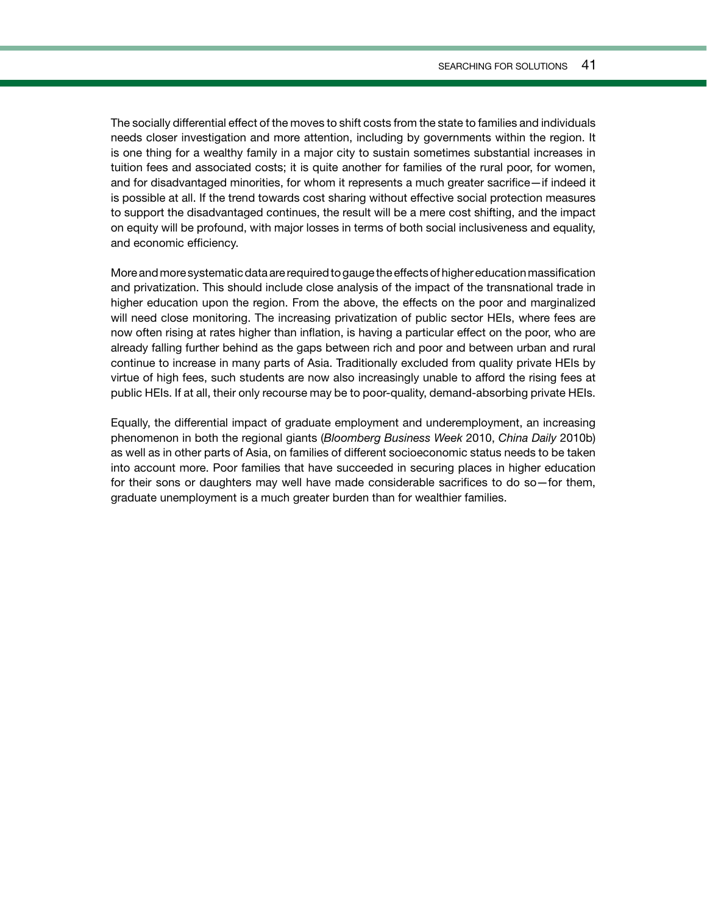The socially differential effect of the moves to shift costs from the state to families and individuals needs closer investigation and more attention, including by governments within the region. It is one thing for a wealthy family in a major city to sustain sometimes substantial increases in tuition fees and associated costs; it is quite another for families of the rural poor, for women, and for disadvantaged minorities, for whom it represents a much greater sacrifice—if indeed it is possible at all. If the trend towards cost sharing without effective social protection measures to support the disadvantaged continues, the result will be a mere cost shifting, and the impact on equity will be profound, with major losses in terms of both social inclusiveness and equality, and economic efficiency.

More and more systematic data are required to gauge the effects of higher education massification and privatization. This should include close analysis of the impact of the transnational trade in higher education upon the region. From the above, the effects on the poor and marginalized will need close monitoring. The increasing privatization of public sector HEIs, where fees are now often rising at rates higher than inflation, is having a particular effect on the poor, who are already falling further behind as the gaps between rich and poor and between urban and rural continue to increase in many parts of Asia. Traditionally excluded from quality private HEIs by virtue of high fees, such students are now also increasingly unable to afford the rising fees at public HEIs. If at all, their only recourse may be to poor-quality, demand-absorbing private HEIs.

Equally, the differential impact of graduate employment and underemployment, an increasing phenomenon in both the regional giants (*Bloomberg Business Week* 2010, *China Daily* 2010b) as well as in other parts of Asia, on families of different socioeconomic status needs to be taken into account more. Poor families that have succeeded in securing places in higher education for their sons or daughters may well have made considerable sacrifices to do so—for them, graduate unemployment is a much greater burden than for wealthier families.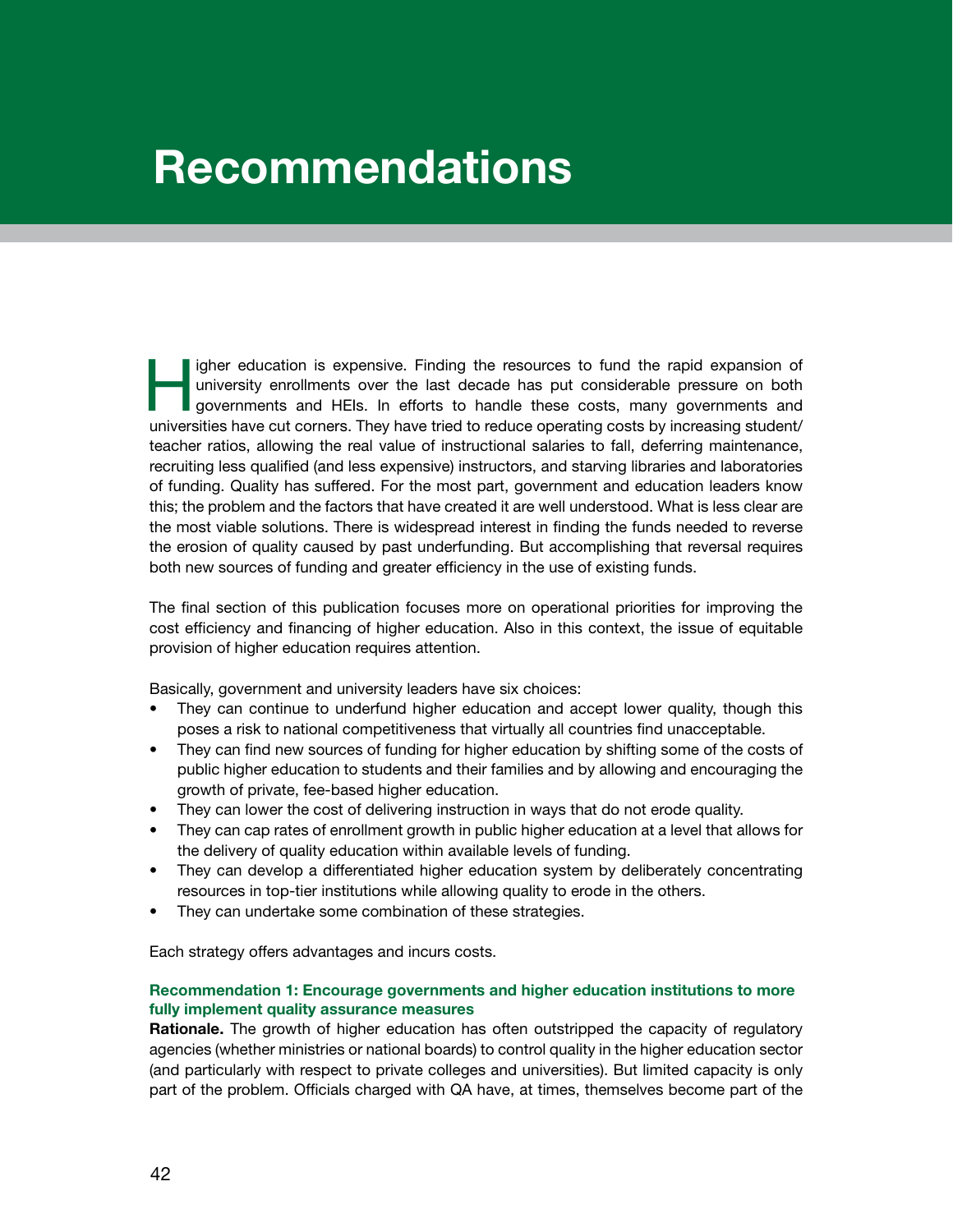# Recommendations

Higher education is expensive. Finding the resources to fund the rapid expansion of university enrollments over the last decade has put considerable pressure on both governments and HEIs. In efforts to handle these costs, many governments and universities have cut corners. They have tried to reduce operating costs by increasing student/teacher ratios, allowing the real value of instructional salaries to fall, deferring maintenance, recruiting less qualified (and less expensive) instructors, and starving libraries and laboratories of funding. Quality has suffered. For the most part, government and education leaders know this; the problem and the factors that have created it are well understood. What is less clear are the most viable solutions. There is widespread interest in finding the funds needed to reverse the erosion of quality caused by past underfunding. But accomplishing that reversal requires both new sources of funding and greater efficiency in the use of existing funds.

The final section of this publication focuses more on operational priorities for improving the cost efficiency and financing of higher education. Also in this context, the issue of equitable provision of higher education requires attention.

Basically, government and university leaders have six choices:

- They can continue to underfund higher education and accept lower quality, though this poses a risk to national competitiveness that virtually all countries find unacceptable.
- They can find new sources of funding for higher education by shifting some of the costs of public higher education to students and their families and by allowing and encouraging the growth of private, fee-based higher education.
- They can lower the cost of delivering instruction in ways that do not erode quality.
- They can cap rates of enrollment growth in public higher education at a level that allows for the delivery of quality education within available levels of funding.
- They can develop a differentiated higher education system by deliberately concentrating resources in top-tier institutions while allowing quality to erode in the others.
- They can undertake some combination of these strategies.

Each strategy offers advantages and incurs costs.

### Recommendation 1: Encourage governments and higher education institutions to more fully implement quality assurance measures

**Rationale.** The growth of higher education has often outstripped the capacity of regulatory agencies (whether ministries or national boards) to control quality in the higher education sector (and particularly with respect to private colleges and universities). But limited capacity is only part of the problem. Officials charged with QA have, at times, themselves become part of the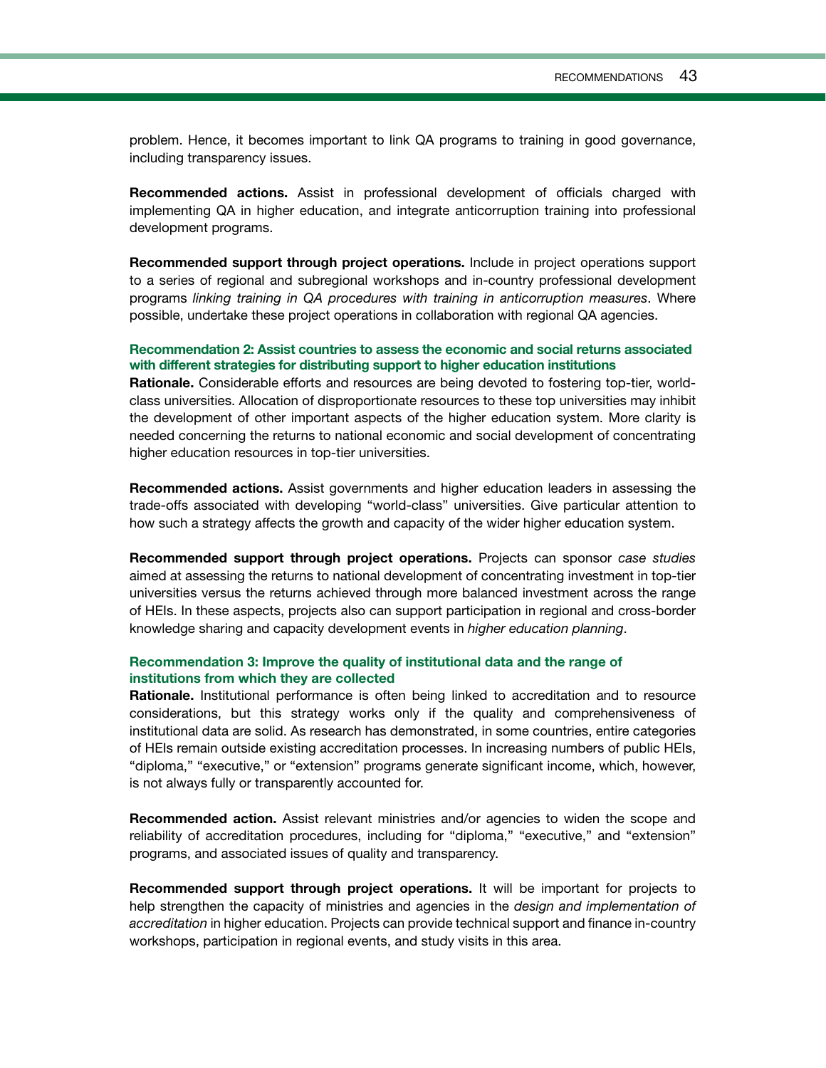problem. Hence, it becomes important to link QA programs to training in good governance, including transparency issues.

**Recommended actions.** Assist in professional development of officials charged with implementing QA in higher education, and integrate anticorruption training into professional development programs.

**Recommended support through project operations.** Include in project operations support to a series of regional and subregional workshops and in-country professional development programs *linking training in QA procedures with training in anticorruption measures*. Where possible, undertake these project operations in collaboration with regional QA agencies.

#### Recommendation 2: Assist countries to assess the economic and social returns associated with different strategies for distributing support to higher education institutions

**Rationale.** Considerable efforts and resources are being devoted to fostering top-tier, world-class universities. Allocation of disproportionate resources to these top universities may inhibit the development of other important aspects of the higher education system. More clarity is needed concerning the returns to national economic and social development of concentrating higher education resources in top-tier universities.

**Recommended actions.** Assist governments and higher education leaders in assessing the trade-offs associated with developing "world-class" universities. Give particular attention to how such a strategy affects the growth and capacity of the wider higher education system.

**Recommended support through project operations.** Projects can sponsor *case studies* aimed at assessing the returns to national development of concentrating investment in top-tier universities versus the returns achieved through more balanced investment across the range of HEIs. In these aspects, projects also can support participation in regional and cross-border knowledge sharing and capacity development events in *higher education planning*.

#### Recommendation 3: Improve the quality of institutional data and the range of institutions from which they are collected

**Rationale.** Institutional performance is often being linked to accreditation and to resource considerations, but this strategy works only if the quality and comprehensiveness of institutional data are solid. As research has demonstrated, in some countries, entire categories of HEIs remain outside existing accreditation processes. In increasing numbers of public HEIs, "diploma," "executive," or "extension" programs generate significant income, which, however, is not always fully or transparently accounted for.

**Recommended action.** Assist relevant ministries and/or agencies to widen the scope and reliability of accreditation procedures, including for "diploma," "executive," and "extension" programs, and associated issues of quality and transparency.

**Recommended support through project operations.** It will be important for projects to help strengthen the capacity of ministries and agencies in the *design and implementation of accreditation* in higher education. Projects can provide technical support and finance in-country workshops, participation in regional events, and study visits in this area.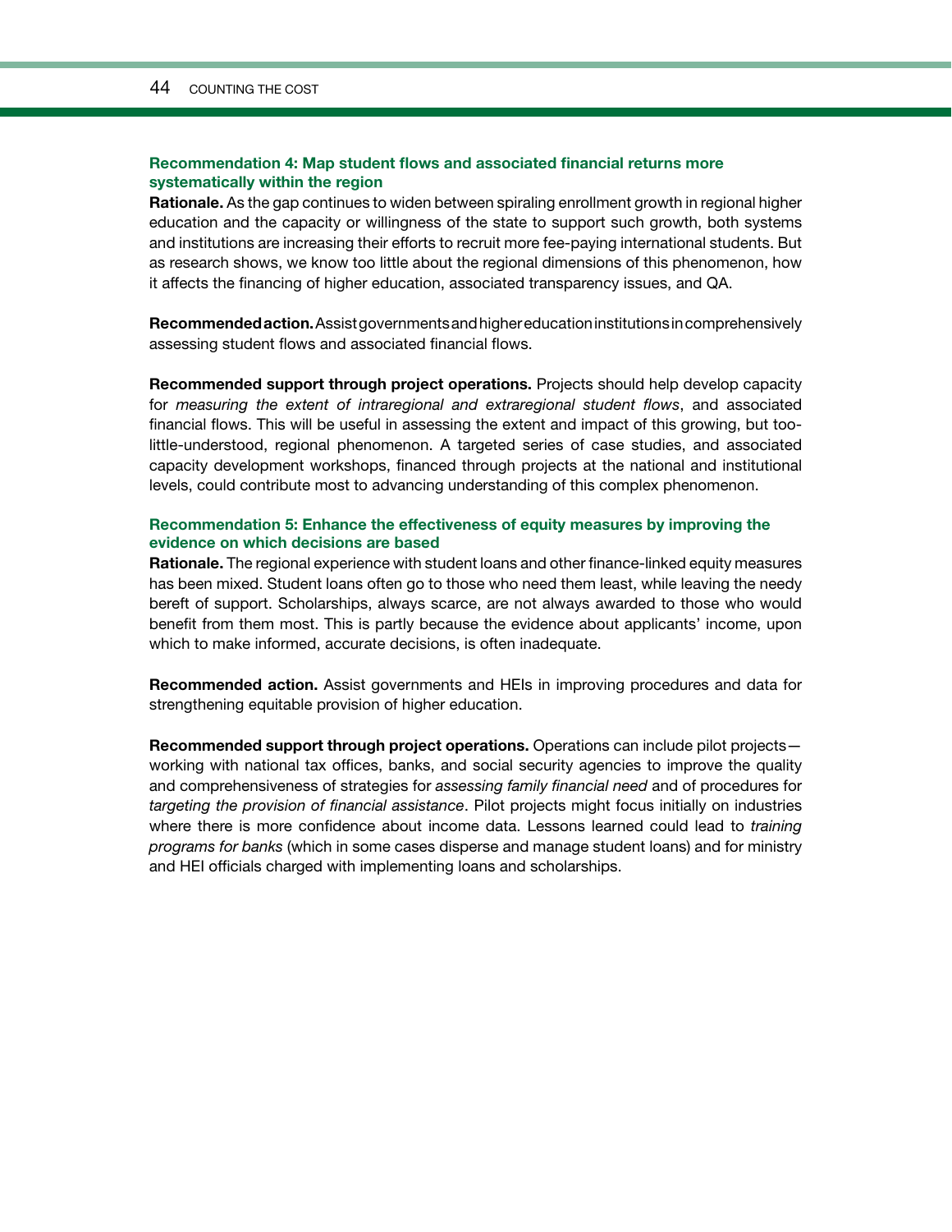### Recommendation 4: Map student flows and associated financial returns more systematically within the region

**Rationale.** As the gap continues to widen between spiraling enrollment growth in regional higher education and the capacity or willingness of the state to support such growth, both systems and institutions are increasing their efforts to recruit more fee-paying international students. But as research shows, we know too little about the regional dimensions of this phenomenon, how it affects the financing of higher education, associated transparency issues, and QA.

**Recommended action.** Assist governments and higher education institutions in comprehensively assessing student flows and associated financial flows.

**Recommended support through project operations.** Projects should help develop capacity for *measuring the extent of intraregional and extraregional student flows*, and associated financial flows. This will be useful in assessing the extent and impact of this growing, but too-little-understood, regional phenomenon. A targeted series of case studies, and associated capacity development workshops, financed through projects at the national and institutional levels, could contribute most to advancing understanding of this complex phenomenon.

### Recommendation 5: Enhance the effectiveness of equity measures by improving the evidence on which decisions are based

**Rationale.** The regional experience with student loans and other finance-linked equity measures has been mixed. Student loans often go to those who need them least, while leaving the needy bereft of support. Scholarships, always scarce, are not always awarded to those who would benefit from them most. This is partly because the evidence about applicants' income, upon which to make informed, accurate decisions, is often inadequate.

**Recommended action.** Assist governments and HEIs in improving procedures and data for strengthening equitable provision of higher education.

**Recommended support through project operations.** Operations can include pilot projects—working with national tax offices, banks, and social security agencies to improve the quality and comprehensiveness of strategies for *assessing family financial need* and of procedures for *targeting the provision of financial assistance*. Pilot projects might focus initially on industries where there is more confidence about income data. Lessons learned could lead to *training programs for banks* (which in some cases disperse and manage student loans) and for ministry and HEI officials charged with implementing loans and scholarships.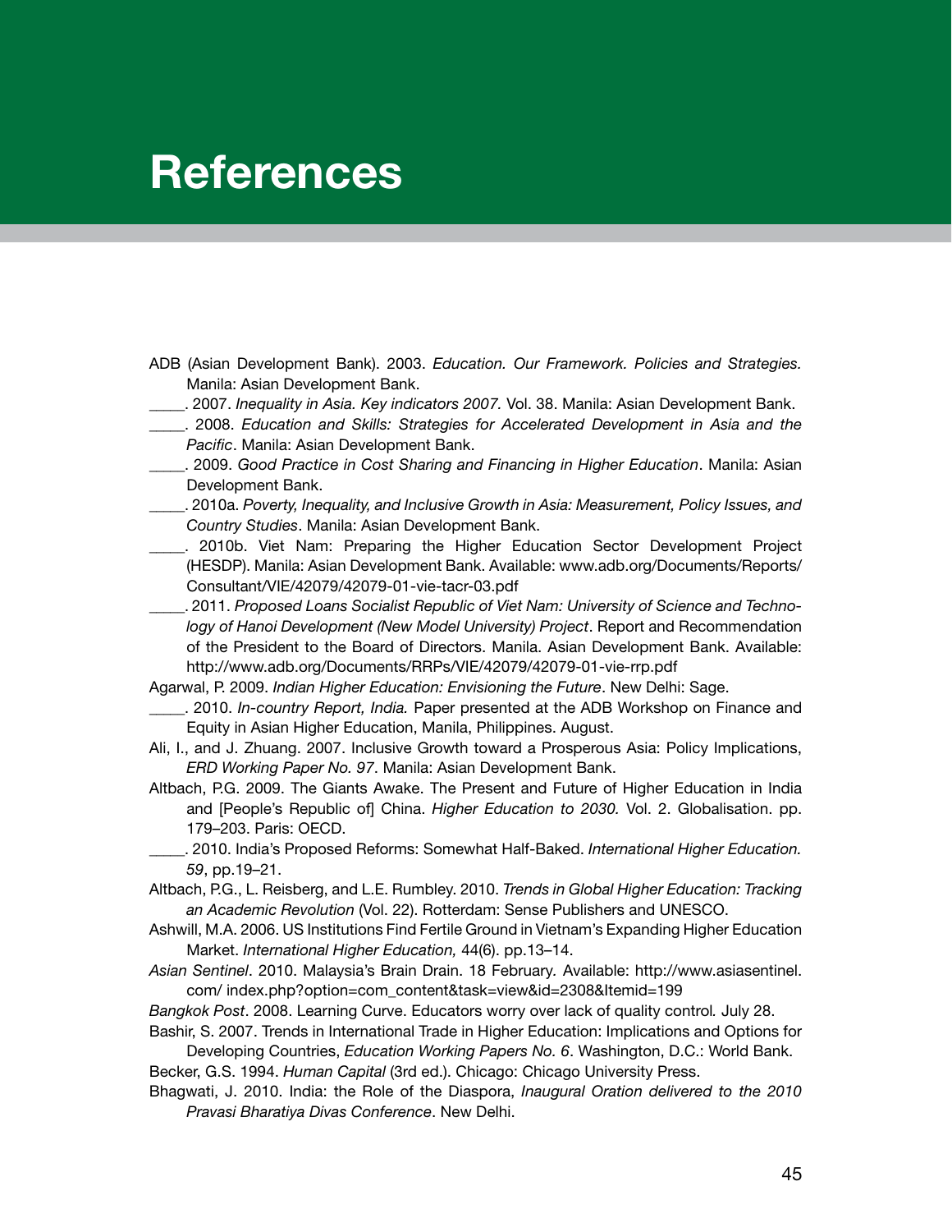# References

ADB (Asian Development Bank). 2003. *Education. Our Framework. Policies and Strategies.* Manila: Asian Development Bank.

_____. 2007. *Inequality in Asia. Key indicators 2007.* Vol. 38. Manila: Asian Development Bank.

_____. 2008. *Education and Skills: Strategies for Accelerated Development in Asia and the Pacific*. Manila: Asian Development Bank.

_____. 2009. *Good Practice in Cost Sharing and Financing in Higher Education*. Manila: Asian Development Bank.

_____. 2010a. *Poverty, Inequality, and Inclusive Growth in Asia: Measurement, Policy Issues, and Country Studies*. Manila: Asian Development Bank.

_____. 2010b. Viet Nam: Preparing the Higher Education Sector Development Project (HESDP). Manila: Asian Development Bank. Available: www.adb.org/Documents/Reports/Consultant/VIE/42079/42079-01-vie-tacr-03.pdf

_____. 2011. *Proposed Loans Socialist Republic of Viet Nam: University of Science and Technology of Hanoi Development (New Model University) Project*. Report and Recommendation of the President to the Board of Directors. Manila. Asian Development Bank. Available: http://www.adb.org/Documents/RRPs/VIE/42079/42079-01-vie-rrp.pdf

Agarwal, P. 2009. *Indian Higher Education: Envisioning the Future*. New Delhi: Sage.

_____. 2010. *In-country Report, India.* Paper presented at the ADB Workshop on Finance and Equity in Asian Higher Education, Manila, Philippines. August.

Ali, I., and J. Zhuang. 2007. Inclusive Growth toward a Prosperous Asia: Policy Implications, *ERD Working Paper No. 97*. Manila: Asian Development Bank.

Altbach, P.G. 2009. The Giants Awake. The Present and Future of Higher Education in India and [People's Republic of] China. *Higher Education to 2030.* Vol. 2. Globalisation. pp. 179–203. Paris: OECD.

_____. 2010. India's Proposed Reforms: Somewhat Half-Baked. *International Higher Education. 59*, pp.19–21.

Altbach, P.G., L. Reisberg, and L.E. Rumbley. 2010. *Trends in Global Higher Education: Tracking an Academic Revolution* (Vol. 22). Rotterdam: Sense Publishers and UNESCO.

Ashwill, M.A. 2006. US Institutions Find Fertile Ground in Vietnam's Expanding Higher Education Market. *International Higher Education,* 44(6). pp.13–14.

*Asian Sentinel*. 2010. Malaysia's Brain Drain. 18 February. Available: http://www.asiasentinel.com/ index.php?option=com_content&task=view&id=2308&Itemid=199

*Bangkok Post*. 2008. Learning Curve. Educators worry over lack of quality control. July 28.

Bashir, S. 2007. Trends in International Trade in Higher Education: Implications and Options for Developing Countries, *Education Working Papers No. 6*. Washington, D.C.: World Bank.

Becker, G.S. 1994. *Human Capital* (3rd ed.). Chicago: Chicago University Press.

Bhagwati, J. 2010. India: the Role of the Diaspora, *Inaugural Oration delivered to the 2010 Pravasi Bharatiya Divas Conference*. New Delhi.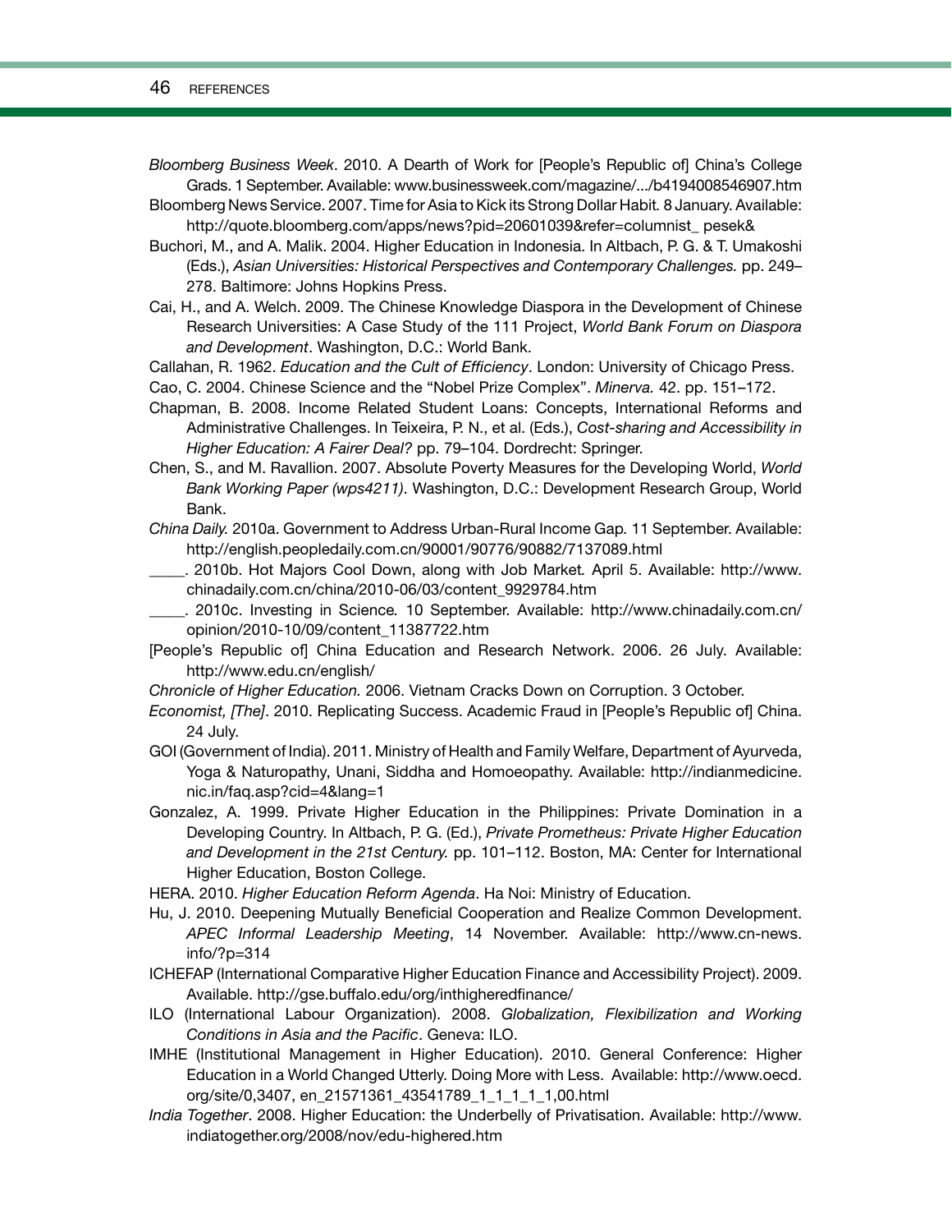*Bloomberg Business Week*. 2010. A Dearth of Work for [People's Republic of] China's College Grads. 1 September. Available: www.businessweek.com/magazine/.../b4194008546907.htm

Bloomberg News Service. 2007. Time for Asia to Kick its Strong Dollar Habit. 8 January. Available: http://quote.bloomberg.com/apps/news?pid=20601039&refer=columnist_ pesek&

Buchori, M., and A. Malik. 2004. Higher Education in Indonesia. In Altbach, P. G. & T. Umakoshi (Eds.), *Asian Universities: Historical Perspectives and Contemporary Challenges.* pp. 249–278. Baltimore: Johns Hopkins Press.

Cai, H., and A. Welch. 2009. The Chinese Knowledge Diaspora in the Development of Chinese Research Universities: A Case Study of the 111 Project, *World Bank Forum on Diaspora and Development*. Washington, D.C.: World Bank.

Callahan, R. 1962. *Education and the Cult of Efficiency*. London: University of Chicago Press.

Cao, C. 2004. Chinese Science and the "Nobel Prize Complex". *Minerva.* 42. pp. 151–172.

Chapman, B. 2008. Income Related Student Loans: Concepts, International Reforms and Administrative Challenges. In Teixeira, P. N., et al. (Eds.), *Cost-sharing and Accessibility in Higher Education: A Fairer Deal?* pp. 79–104. Dordrecht: Springer.

Chen, S., and M. Ravallion. 2007. Absolute Poverty Measures for the Developing World, *World Bank Working Paper (wps4211)*. Washington, D.C.: Development Research Group, World Bank.

*China Daily.* 2010a. Government to Address Urban-Rural Income Gap. 11 September. Available: http://english.peopledaily.com.cn/90001/90776/90882/7137089.html

_____. 2010b. Hot Majors Cool Down, along with Job Market. April 5. Available: http://www.chinadaily.com.cn/china/2010-06/03/content_9929784.htm

_____. 2010c. Investing in Science. 10 September. Available: http://www.chinadaily.com.cn/opinion/2010-10/09/content_11387722.htm

[People's Republic of] China Education and Research Network. 2006. 26 July. Available: http://www.edu.cn/english/

*Chronicle of Higher Education.* 2006. Vietnam Cracks Down on Corruption. 3 October.

*Economist, [The]*. 2010. Replicating Success. Academic Fraud in [People's Republic of] China. 24 July.

GOI (Government of India). 2011. Ministry of Health and Family Welfare, Department of Ayurveda, Yoga & Naturopathy, Unani, Siddha and Homoeopathy. Available: http://indianmedicine.nic.in/faq.asp?cid=4&lang=1

Gonzalez, A. 1999. Private Higher Education in the Philippines: Private Domination in a Developing Country. In Altbach, P. G. (Ed.), *Private Prometheus: Private Higher Education and Development in the 21st Century.* pp. 101–112. Boston, MA: Center for International Higher Education, Boston College.

HERA. 2010. *Higher Education Reform Agenda*. Ha Noi: Ministry of Education.

Hu, J. 2010. Deepening Mutually Beneficial Cooperation and Realize Common Development. *APEC Informal Leadership Meeting*, 14 November. Available: http://www.cn-news.info/?p=314

ICHEFAP (International Comparative Higher Education Finance and Accessibility Project). 2009. Available. http://gse.buffalo.edu/org/inthigheredfinance/

ILO (International Labour Organization). 2008. *Globalization, Flexibilization and Working Conditions in Asia and the Pacific*. Geneva: ILO.

IMHE (Institutional Management in Higher Education). 2010. General Conference: Higher Education in a World Changed Utterly. Doing More with Less. Available: http://www.oecd.org/site/0,3407, en_21571361_43541789_1_1_1_1_1,00.html

*India Together*. 2008. Higher Education: the Underbelly of Privatisation. Available: http://www.indiatogether.org/2008/nov/edu-highered.htm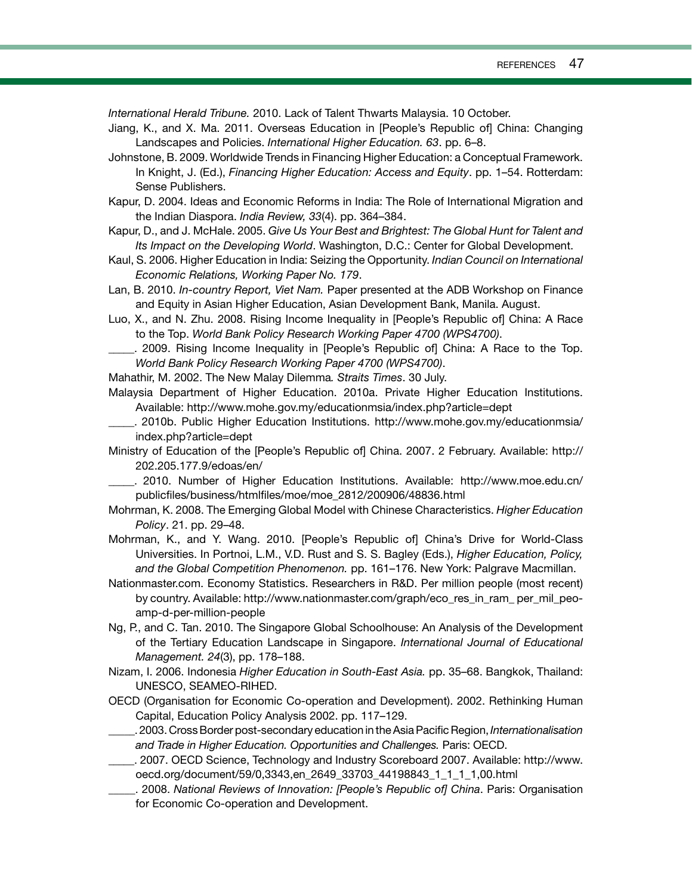*International Herald Tribune.* 2010. Lack of Talent Thwarts Malaysia. 10 October.

Jiang, K., and X. Ma. 2011. Overseas Education in [People's Republic of] China: Changing Landscapes and Policies. *International Higher Education. 63*. pp. 6–8.

Johnstone, B. 2009. Worldwide Trends in Financing Higher Education: a Conceptual Framework. In Knight, J. (Ed.), *Financing Higher Education: Access and Equity*. pp. 1–54. Rotterdam: Sense Publishers.

Kapur, D. 2004. Ideas and Economic Reforms in India: The Role of International Migration and the Indian Diaspora. *India Review, 33*(4). pp. 364–384.

Kapur, D., and J. McHale. 2005. *Give Us Your Best and Brightest: The Global Hunt for Talent and Its Impact on the Developing World*. Washington, D.C.: Center for Global Development.

Kaul, S. 2006. Higher Education in India: Seizing the Opportunity. *Indian Council on International Economic Relations, Working Paper No. 179*.

Lan, B. 2010. *In-country Report, Viet Nam.* Paper presented at the ADB Workshop on Finance and Equity in Asian Higher Education, Asian Development Bank, Manila. August.

Luo, X., and N. Zhu. 2008. Rising Income Inequality in [People's Republic of] China: A Race to the Top. *World Bank Policy Research Working Paper 4700 (WPS4700)*.

_____. 2009. Rising Income Inequality in [People's Republic of] China: A Race to the Top. *World Bank Policy Research Working Paper 4700 (WPS4700)*.

Mahathir, M. 2002. The New Malay Dilemma*. Straits Times*. 30 July.

Malaysia Department of Higher Education. 2010a. Private Higher Education Institutions. Available: http://www.mohe.gov.my/educationmsia/index.php?article=dept

_____. 2010b. Public Higher Education Institutions. http://www.mohe.gov.my/educationmsia/index.php?article=dept

Ministry of Education of the [People's Republic of] China. 2007. 2 February. Available: http://202.205.177.9/edoas/en/

_____. 2010. Number of Higher Education Institutions. Available: http://www.moe.edu.cn/publicfiles/business/htmlfiles/moe/moe_2812/200906/48836.html

Mohrman, K. 2008. The Emerging Global Model with Chinese Characteristics. *Higher Education Policy*. 21. pp. 29–48.

Mohrman, K., and Y. Wang. 2010. [People's Republic of] China's Drive for World-Class Universities. In Portnoi, L.M., V.D. Rust and S. S. Bagley (Eds.), *Higher Education, Policy, and the Global Competition Phenomenon.* pp. 161–176. New York: Palgrave Macmillan.

Nationmaster.com. Economy Statistics. Researchers in R&D. Per million people (most recent) by country. Available: http://www.nationmaster.com/graph/eco_res_in_ram_ per_mil_peo-amp-d-per-million-people

Ng, P., and C. Tan. 2010. The Singapore Global Schoolhouse: An Analysis of the Development of the Tertiary Education Landscape in Singapore. *International Journal of Educational Management. 24*(3), pp. 178–188.

Nizam, I. 2006. Indonesia *Higher Education in South-East Asia.* pp. 35–68. Bangkok, Thailand: UNESCO, SEAMEO-RIHED.

OECD (Organisation for Economic Co-operation and Development). 2002. Rethinking Human Capital, Education Policy Analysis 2002. pp. 117–129.

_____. 2003. Cross Border post-secondary education in the Asia Pacific Region, *Internationalisation and Trade in Higher Education. Opportunities and Challenges.* Paris: OECD.

_____. 2007. OECD Science, Technology and Industry Scoreboard 2007. Available: http://www.oecd.org/document/59/0,3343,en_2649_33703_44198843_1_1_1_1,00.html

_____. 2008. *National Reviews of Innovation: [People's Republic of] China*. Paris: Organisation for Economic Co-operation and Development.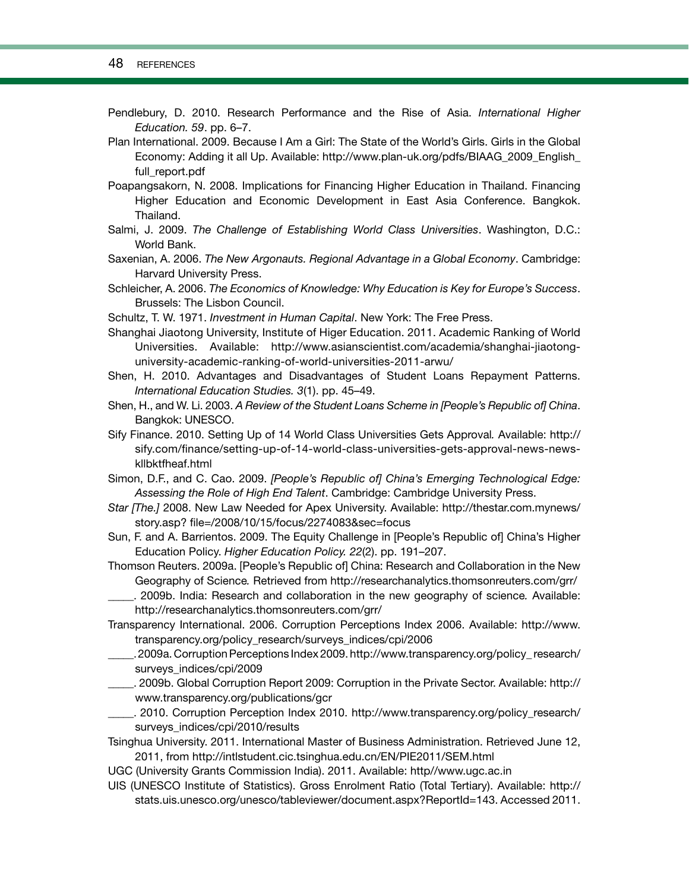Pendlebury, D. 2010. Research Performance and the Rise of Asia. *International Higher Education. 59*. pp. 6–7.

Plan International. 2009. Because I Am a Girl: The State of the World's Girls. Girls in the Global Economy: Adding it all Up. Available: http://www.plan-uk.org/pdfs/BIAAG_2009_English_full_report.pdf

Poapangsakorn, N. 2008. Implications for Financing Higher Education in Thailand. Financing Higher Education and Economic Development in East Asia Conference. Bangkok. Thailand.

Salmi, J. 2009. *The Challenge of Establishing World Class Universities*. Washington, D.C.: World Bank.

Saxenian, A. 2006. *The New Argonauts. Regional Advantage in a Global Economy*. Cambridge: Harvard University Press.

Schleicher, A. 2006. *The Economics of Knowledge: Why Education is Key for Europe's Success*. Brussels: The Lisbon Council.

Schultz, T. W. 1971. *Investment in Human Capital*. New York: The Free Press.

Shanghai Jiaotong University, Institute of Higer Education. 2011. Academic Ranking of World Universities. Available: http://www.asianscientist.com/academia/shanghai-jiaotong-university-academic-ranking-of-world-universities-2011-arwu/

Shen, H. 2010. Advantages and Disadvantages of Student Loans Repayment Patterns. *International Education Studies. 3*(1). pp. 45–49.

Shen, H., and W. Li. 2003. *A Review of the Student Loans Scheme in [People's Republic of] China*. Bangkok: UNESCO.

Sify Finance. 2010. Setting Up of 14 World Class Universities Gets Approval. Available: http://sify.com/finance/setting-up-of-14-world-class-universities-gets-approval-news-news-kllbktfheaf.html

Simon, D.F., and C. Cao. 2009. *[People's Republic of] China's Emerging Technological Edge: Assessing the Role of High End Talent*. Cambridge: Cambridge University Press.

*Star [The.]* 2008. New Law Needed for Apex University. Available: http://thestar.com.mynews/story.asp? file=/2008/10/15/focus/2274083&sec=focus

Sun, F. and A. Barrientos. 2009. The Equity Challenge in [People's Republic of] China's Higher Education Policy. *Higher Education Policy. 22*(2). pp. 191–207.

Thomson Reuters. 2009a. [People's Republic of] China: Research and Collaboration in the New Geography of Science. Retrieved from http://researchanalytics.thomsonreuters.com/grr/

_____. 2009b. India: Research and collaboration in the new geography of science. Available: http://researchanalytics.thomsonreuters.com/grr/

Transparency International. 2006. Corruption Perceptions Index 2006. Available: http://www.transparency.org/policy_research/surveys_indices/cpi/2006

_____. 2009a. Corruption Perceptions Index 2009. http://www.transparency.org/policy_research/surveys_indices/cpi/2009

_____. 2009b. Global Corruption Report 2009: Corruption in the Private Sector. Available: http://www.transparency.org/publications/gcr

_____. 2010. Corruption Perception Index 2010. http://www.transparency.org/policy_research/surveys_indices/cpi/2010/results

Tsinghua University. 2011. International Master of Business Administration. Retrieved June 12, 2011, from http://intlstudent.cic.tsinghua.edu.cn/EN/PIE2011/SEM.html

UGC (University Grants Commission India). 2011. Available: http//www.ugc.ac.in

UIS (UNESCO Institute of Statistics). Gross Enrolment Ratio (Total Tertiary). Available: http://stats.uis.unesco.org/unesco/tableviewer/document.aspx?ReportId=143. Accessed 2011.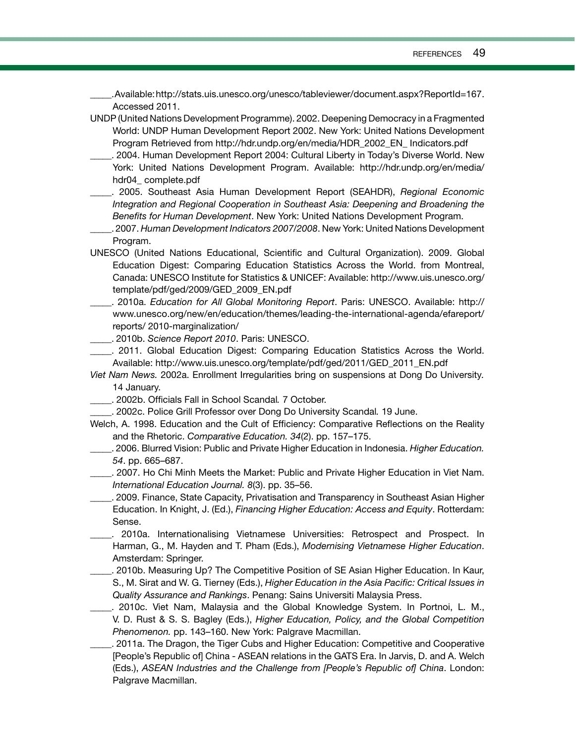_____. Available: http://stats.uis.unesco.org/unesco/tableviewer/document.aspx?ReportId=167. Accessed 2011.

UNDP (United Nations Development Programme). 2002. Deepening Democracy in a Fragmented World: UNDP Human Development Report 2002. New York: United Nations Development Program Retrieved from http://hdr.undp.org/en/media/HDR_2002_EN_ Indicators.pdf

_____. 2004. Human Development Report 2004: Cultural Liberty in Today's Diverse World. New York: United Nations Development Program. Available: http://hdr.undp.org/en/media/hdr04_ complete.pdf

_____. 2005. Southeast Asia Human Development Report (SEAHDR), *Regional Economic Integration and Regional Cooperation in Southeast Asia: Deepening and Broadening the Benefits for Human Development*. New York: United Nations Development Program.

_____. 2007. *Human Development Indicators 2007/2008*. New York: United Nations Development Program.

UNESCO (United Nations Educational, Scientific and Cultural Organization). 2009. Global Education Digest: Comparing Education Statistics Across the World. from Montreal, Canada: UNESCO Institute for Statistics & UNICEF: Available: http://www.uis.unesco.org/template/pdf/ged/2009/GED_2009_EN.pdf

_____. 2010a. *Education for All Global Monitoring Report*. Paris: UNESCO. Available: http://www.unesco.org/new/en/education/themes/leading-the-international-agenda/efareport/reports/ 2010-marginalization/

_____. 2010b. *Science Report 2010*. Paris: UNESCO.

_____. 2011. Global Education Digest: Comparing Education Statistics Across the World. Available: http://www.uis.unesco.org/template/pdf/ged/2011/GED_2011_EN.pdf

*Viet Nam News.* 2002a. Enrollment Irregularities bring on suspensions at Dong Do University*.* 14 January.

_____. 2002b. Officials Fall in School Scandal*.* 7 October.

_____. 2002c. Police Grill Professor over Dong Do University Scandal*.* 19 June.

Welch, A. 1998. Education and the Cult of Efficiency: Comparative Reflections on the Reality and the Rhetoric. *Comparative Education. 34*(2). pp. 157–175.

_____. 2006. Blurred Vision: Public and Private Higher Education in Indonesia. *Higher Education. 54*. pp. 665–687.

_____. 2007. Ho Chi Minh Meets the Market: Public and Private Higher Education in Viet Nam. *International Education Journal. 8*(3). pp. 35–56.

_____. 2009. Finance, State Capacity, Privatisation and Transparency in Southeast Asian Higher Education. In Knight, J. (Ed.), *Financing Higher Education: Access and Equity*. Rotterdam: Sense.

_____. 2010a. Internationalising Vietnamese Universities: Retrospect and Prospect. In Harman, G., M. Hayden and T. Pham (Eds.), *Modernising Vietnamese Higher Education*. Amsterdam: Springer.

_____. 2010b. Measuring Up? The Competitive Position of SE Asian Higher Education. In Kaur, S., M. Sirat and W. G. Tierney (Eds.), *Higher Education in the Asia Pacific: Critical Issues in Quality Assurance and Rankings*. Penang: Sains Universiti Malaysia Press.

_____. 2010c. Viet Nam, Malaysia and the Global Knowledge System. In Portnoi, L. M., V. D. Rust & S. S. Bagley (Eds.), *Higher Education, Policy, and the Global Competition Phenomenon.* pp. 143–160. New York: Palgrave Macmillan.

_____. 2011a. The Dragon, the Tiger Cubs and Higher Education: Competitive and Cooperative [People's Republic of] China - ASEAN relations in the GATS Era. In Jarvis, D. and A. Welch (Eds.), *ASEAN Industries and the Challenge from [People's Republic of] China*. London: Palgrave Macmillan.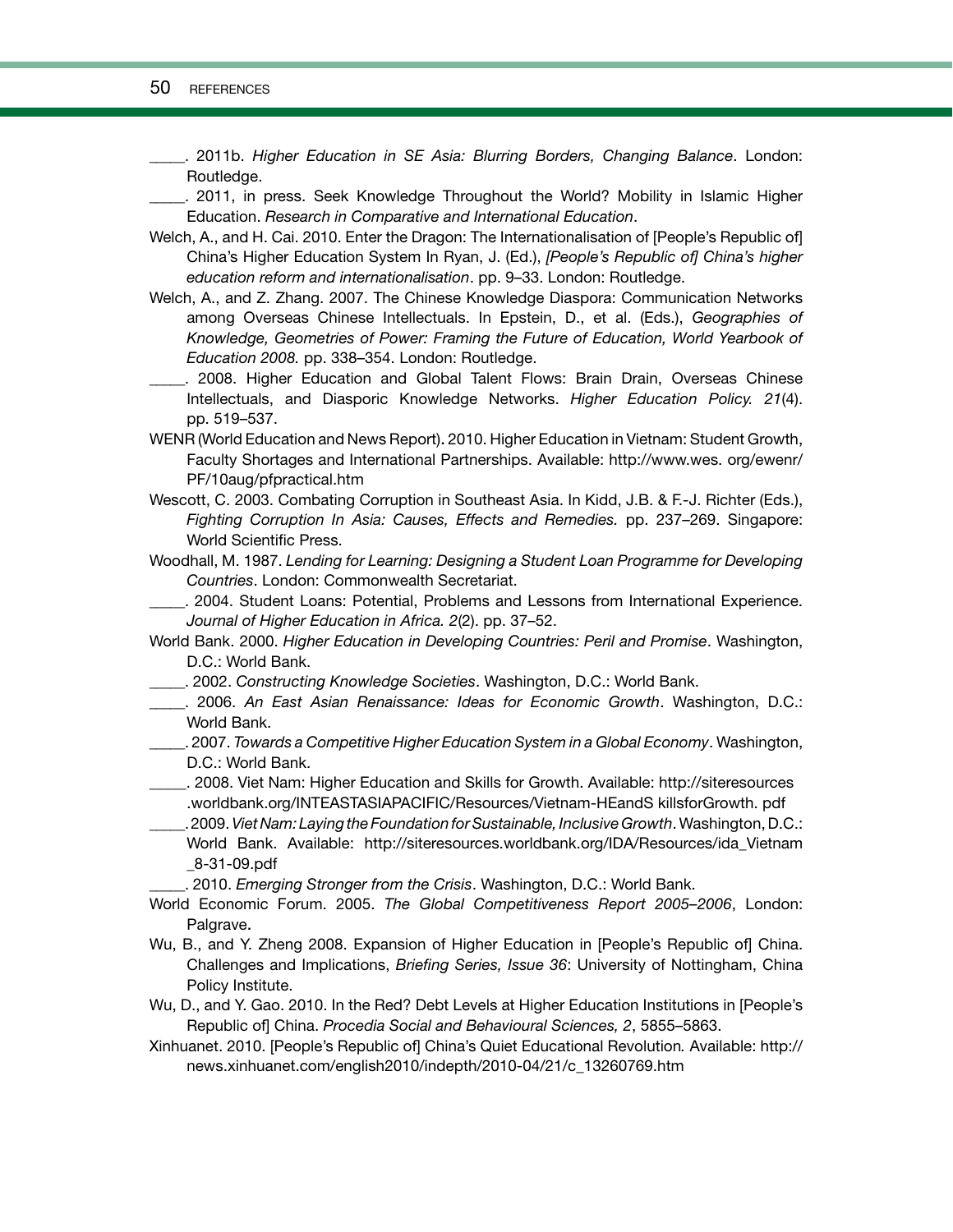\_\_\_\_\_. 2011b. *Higher Education in SE Asia: Blurring Borders, Changing Balance*. London: Routledge.

\_\_\_\_\_. 2011, in press. Seek Knowledge Throughout the World? Mobility in Islamic Higher Education. *Research in Comparative and International Education*.

Welch, A., and H. Cai. 2010. Enter the Dragon: The Internationalisation of [People's Republic of] China's Higher Education System In Ryan, J. (Ed.), *[People's Republic of] China's higher education reform and internationalisation*. pp. 9–33. London: Routledge.

Welch, A., and Z. Zhang. 2007. The Chinese Knowledge Diaspora: Communication Networks among Overseas Chinese Intellectuals. In Epstein, D., et al. (Eds.), *Geographies of Knowledge, Geometries of Power: Framing the Future of Education, World Yearbook of Education 2008.* pp. 338–354. London: Routledge.

\_\_\_\_\_. 2008. Higher Education and Global Talent Flows: Brain Drain, Overseas Chinese Intellectuals, and Diasporic Knowledge Networks. *Higher Education Policy. 21*(4). pp. 519–537.

WENR (World Education and News Report). 2010. Higher Education in Vietnam: Student Growth, Faculty Shortages and International Partnerships. Available: http://www.wes. org/ewenr/PF/10aug/pfpractical.htm

Wescott, C. 2003. Combating Corruption in Southeast Asia. In Kidd, J.B. & F.-J. Richter (Eds.), *Fighting Corruption In Asia: Causes, Effects and Remedies.* pp. 237–269. Singapore: World Scientific Press.

Woodhall, M. 1987. *Lending for Learning: Designing a Student Loan Programme for Developing Countries*. London: Commonwealth Secretariat.

\_\_\_\_\_. 2004. Student Loans: Potential, Problems and Lessons from International Experience. *Journal of Higher Education in Africa. 2*(2). pp. 37–52.

World Bank. 2000. *Higher Education in Developing Countries: Peril and Promise*. Washington, D.C.: World Bank.

\_\_\_\_\_. 2002. *Constructing Knowledge Societies*. Washington, D.C.: World Bank.

\_\_\_\_\_. 2006. *An East Asian Renaissance: Ideas for Economic Growth*. Washington, D.C.: World Bank.

\_\_\_\_\_. 2007. *Towards a Competitive Higher Education System in a Global Economy*. Washington, D.C.: World Bank.

\_\_\_\_\_. 2008. Viet Nam: Higher Education and Skills for Growth. Available: http://siteresources .worldbank.org/INTEASTASIAPACIFIC/Resources/Vietnam-HEandS killsforGrowth. pdf

\_\_\_\_\_. 2009. *Viet Nam: Laying the Foundation for Sustainable, Inclusive Growth*. Washington, D.C.: World Bank. Available: http://siteresources.worldbank.org/IDA/Resources/ida_Vietnam _8-31-09.pdf

\_\_\_\_\_. 2010. *Emerging Stronger from the Crisis*. Washington, D.C.: World Bank.

World Economic Forum. 2005. *The Global Competitiveness Report 2005–2006*, London: Palgrave.

Wu, B., and Y. Zheng 2008. Expansion of Higher Education in [People's Republic of] China. Challenges and Implications, *Briefing Series, Issue 36*: University of Nottingham, China Policy Institute.

Wu, D., and Y. Gao. 2010. In the Red? Debt Levels at Higher Education Institutions in [People's Republic of] China. *Procedia Social and Behavioural Sciences, 2*, 5855–5863.

Xinhuanet. 2010. [People's Republic of] China's Quiet Educational Revolution. Available: http://news.xinhuanet.com/english2010/indepth/2010-04/21/c_13260769.htm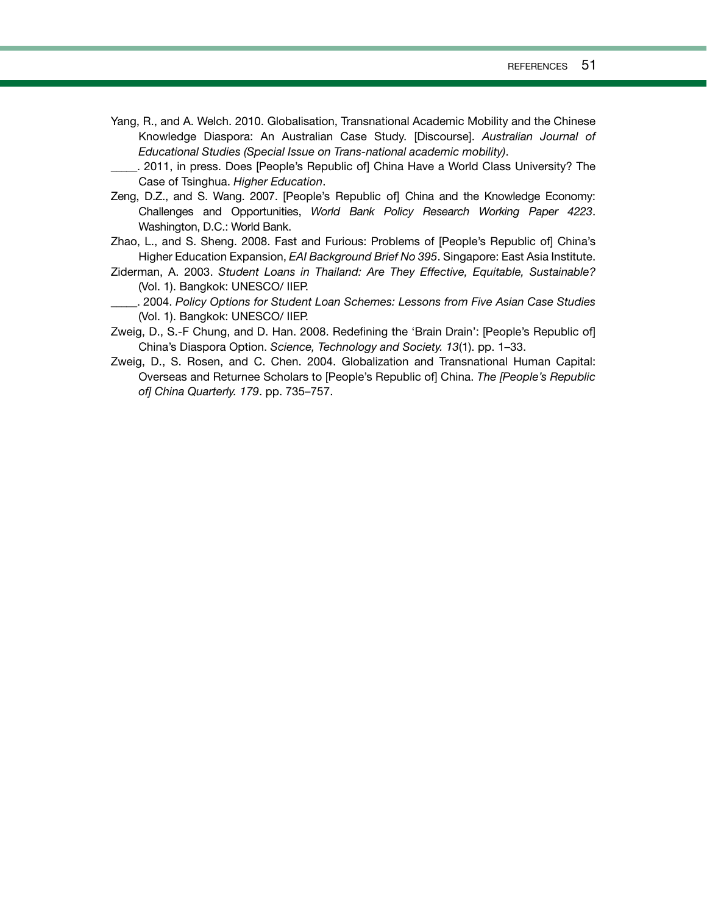Yang, R., and A. Welch. 2010. Globalisation, Transnational Academic Mobility and the Chinese Knowledge Diaspora: An Australian Case Study. [Discourse]. *Australian Journal of Educational Studies (Special Issue on Trans-national academic mobility)*.

_____. 2011, in press. Does [People's Republic of] China Have a World Class University? The Case of Tsinghua. *Higher Education*.

Zeng, D.Z., and S. Wang. 2007. [People's Republic of] China and the Knowledge Economy: Challenges and Opportunities, *World Bank Policy Research Working Paper 4223*. Washington, D.C.: World Bank.

Zhao, L., and S. Sheng. 2008. Fast and Furious: Problems of [People's Republic of] China's Higher Education Expansion, *EAI Background Brief No 395*. Singapore: East Asia Institute.

Ziderman, A. 2003. *Student Loans in Thailand: Are They Effective, Equitable, Sustainable?* (Vol. 1). Bangkok: UNESCO/ IIEP.

_____. 2004. *Policy Options for Student Loan Schemes: Lessons from Five Asian Case Studies* (Vol. 1). Bangkok: UNESCO/ IIEP.

Zweig, D., S.-F Chung, and D. Han. 2008. Redefining the 'Brain Drain': [People's Republic of] China's Diaspora Option. *Science, Technology and Society. 13*(1). pp. 1–33.

Zweig, D., S. Rosen, and C. Chen. 2004. Globalization and Transnational Human Capital: Overseas and Returnee Scholars to [People's Republic of] China. *The [People's Republic of] China Quarterly. 179*. pp. 735–757.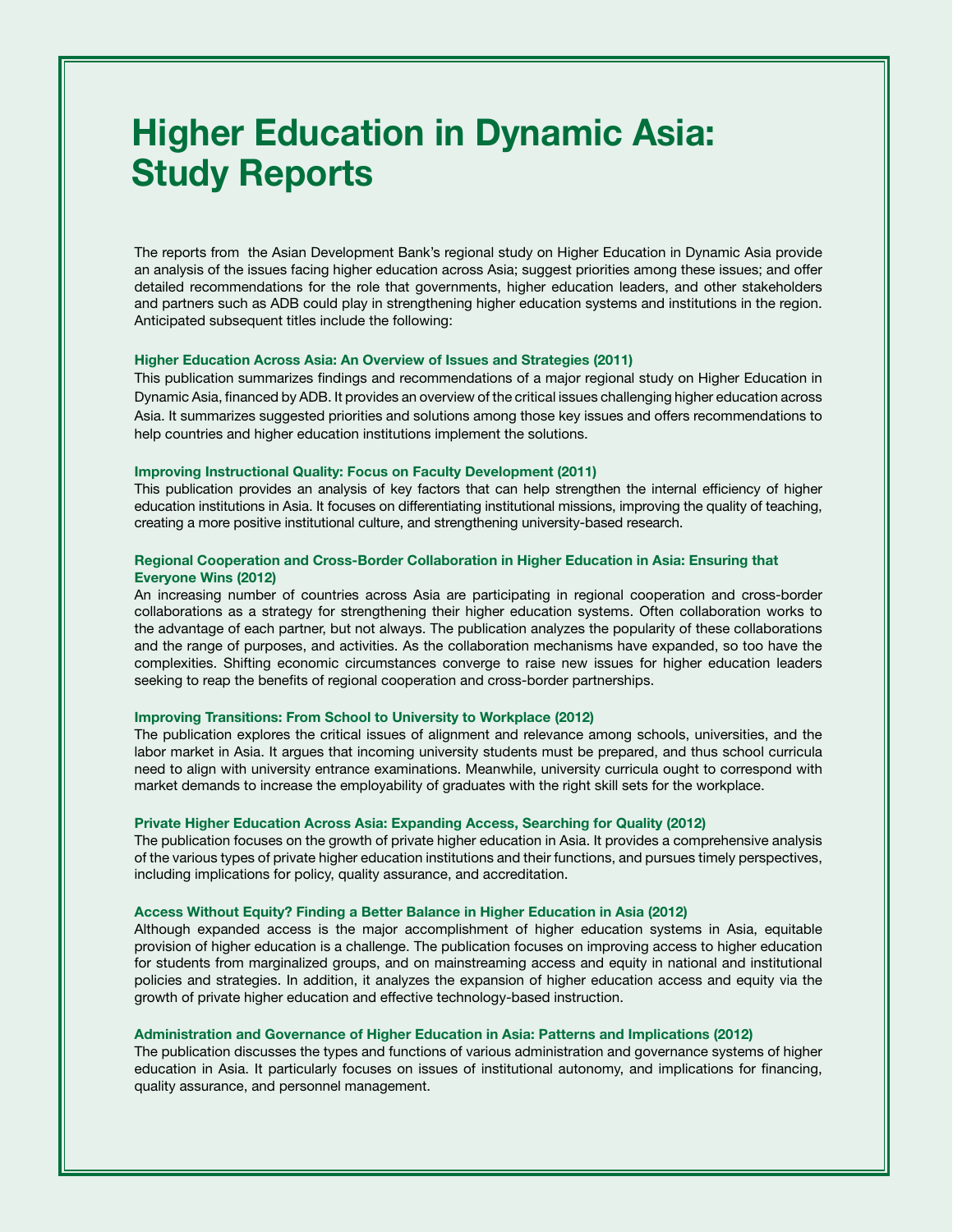# Higher Education in Dynamic Asia: Study Reports

The reports from the Asian Development Bank's regional study on Higher Education in Dynamic Asia provide an analysis of the issues facing higher education across Asia; suggest priorities among these issues; and offer detailed recommendations for the role that governments, higher education leaders, and other stakeholders and partners such as ADB could play in strengthening higher education systems and institutions in the region. Anticipated subsequent titles include the following:

### Higher Education Across Asia: An Overview of Issues and Strategies (2011)

This publication summarizes findings and recommendations of a major regional study on Higher Education in Dynamic Asia, financed by ADB. It provides an overview of the critical issues challenging higher education across Asia. It summarizes suggested priorities and solutions among those key issues and offers recommendations to help countries and higher education institutions implement the solutions.

### Improving Instructional Quality: Focus on Faculty Development (2011)

This publication provides an analysis of key factors that can help strengthen the internal efficiency of higher education institutions in Asia. It focuses on differentiating institutional missions, improving the quality of teaching, creating a more positive institutional culture, and strengthening university-based research.

### Regional Cooperation and Cross-Border Collaboration in Higher Education in Asia: Ensuring that Everyone Wins (2012)

An increasing number of countries across Asia are participating in regional cooperation and cross-border collaborations as a strategy for strengthening their higher education systems. Often collaboration works to the advantage of each partner, but not always. The publication analyzes the popularity of these collaborations and the range of purposes, and activities. As the collaboration mechanisms have expanded, so too have the complexities. Shifting economic circumstances converge to raise new issues for higher education leaders seeking to reap the benefits of regional cooperation and cross-border partnerships.

### Improving Transitions: From School to University to Workplace (2012)

The publication explores the critical issues of alignment and relevance among schools, universities, and the labor market in Asia. It argues that incoming university students must be prepared, and thus school curricula need to align with university entrance examinations. Meanwhile, university curricula ought to correspond with market demands to increase the employability of graduates with the right skill sets for the workplace.

### Private Higher Education Across Asia: Expanding Access, Searching for Quality (2012)

The publication focuses on the growth of private higher education in Asia. It provides a comprehensive analysis of the various types of private higher education institutions and their functions, and pursues timely perspectives, including implications for policy, quality assurance, and accreditation.

### Access Without Equity? Finding a Better Balance in Higher Education in Asia (2012)

Although expanded access is the major accomplishment of higher education systems in Asia, equitable provision of higher education is a challenge. The publication focuses on improving access to higher education for students from marginalized groups, and on mainstreaming access and equity in national and institutional policies and strategies. In addition, it analyzes the expansion of higher education access and equity via the growth of private higher education and effective technology-based instruction.

### Administration and Governance of Higher Education in Asia: Patterns and Implications (2012)

The publication discusses the types and functions of various administration and governance systems of higher education in Asia. It particularly focuses on issues of institutional autonomy, and implications for financing, quality assurance, and personnel management.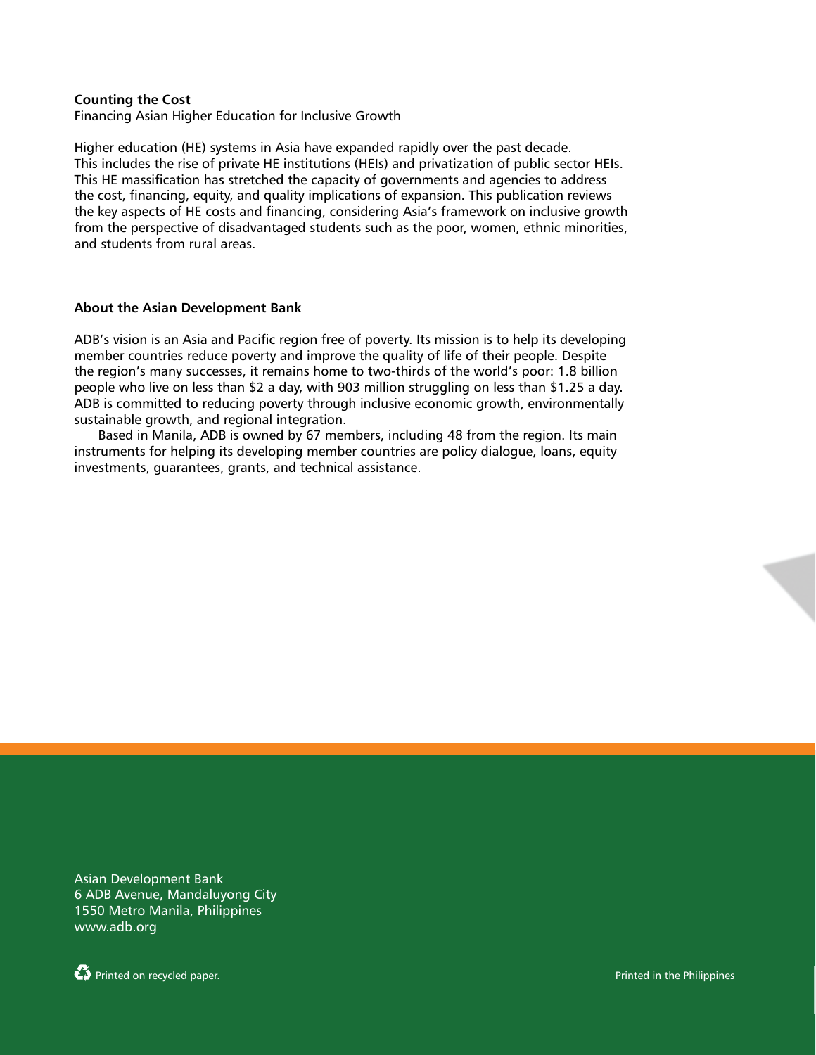**Counting the Cost**

Financing Asian Higher Education for Inclusive Growth

Higher education (HE) systems in Asia have expanded rapidly over the past decade. This includes the rise of private HE institutions (HEIs) and privatization of public sector HEIs. This HE massification has stretched the capacity of governments and agencies to address the cost, financing, equity, and quality implications of expansion. This publication reviews the key aspects of HE costs and financing, considering Asia's framework on inclusive growth from the perspective of disadvantaged students such as the poor, women, ethnic minorities, and students from rural areas.

**About the Asian Development Bank**

ADB's vision is an Asia and Pacific region free of poverty. Its mission is to help its developing member countries reduce poverty and improve the quality of life of their people. Despite the region's many successes, it remains home to two-thirds of the world's poor: 1.8 billion people who live on less than $2 a day, with 903 million struggling on less than $1.25 a day. ADB is committed to reducing poverty through inclusive economic growth, environmentally sustainable growth, and regional integration.

Based in Manila, ADB is owned by 67 members, including 48 from the region. Its main instruments for helping its developing member countries are policy dialogue, loans, equity investments, guarantees, grants, and technical assistance.

Asian Development Bank
6 ADB Avenue, Mandaluyong City
1550 Metro Manila, Philippines
www.adb.org

Printed on recycled paper.

Printed in the Philippines